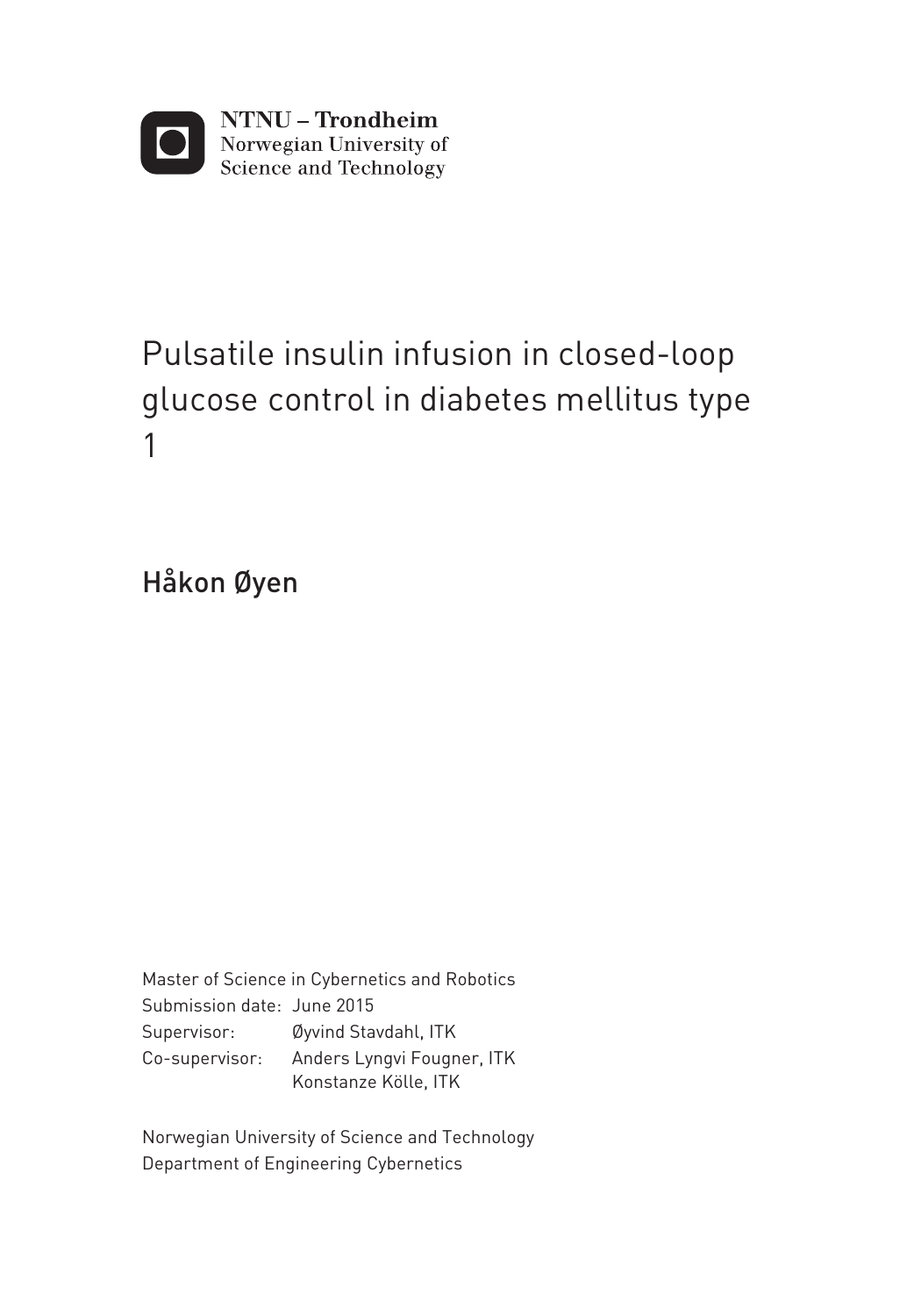NTNU – Trondheim
Norwegian University of
Science and Technology

# Pulsatile insulin infusion in closed-loop glucose control in diabetes mellitus type 1

## Håkon Øyen

Master of Science in Cybernetics and Robotics
Submission date: June 2015
Supervisor: Øyvind Stavdahl, ITK
Co-supervisor: Anders Lyngvi Fougner, ITK
Konstanze Kölle, ITK

Norwegian University of Science and Technology
Department of Engineering Cybernetics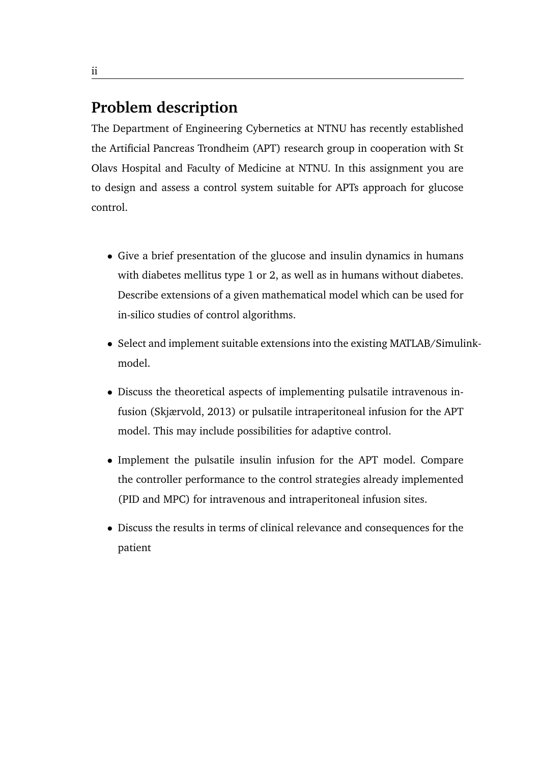## Problem description

The Department of Engineering Cybernetics at NTNU has recently established the Artificial Pancreas Trondheim (APT) research group in cooperation with St Olavs Hospital and Faculty of Medicine at NTNU. In this assignment you are to design and assess a control system suitable for APTs approach for glucose control.

- Give a brief presentation of the glucose and insulin dynamics in humans with diabetes mellitus type 1 or 2, as well as in humans without diabetes. Describe extensions of a given mathematical model which can be used for in-silico studies of control algorithms.
- Select and implement suitable extensions into the existing MATLAB/Simulink-model.
- Discuss the theoretical aspects of implementing pulsatile intravenous infusion (Skjærvold, 2013) or pulsatile intraperitoneal infusion for the APT model. This may include possibilities for adaptive control.
- Implement the pulsatile insulin infusion for the APT model. Compare the controller performance to the control strategies already implemented (PID and MPC) for intravenous and intraperitoneal infusion sites.
- Discuss the results in terms of clinical relevance and consequences for the patient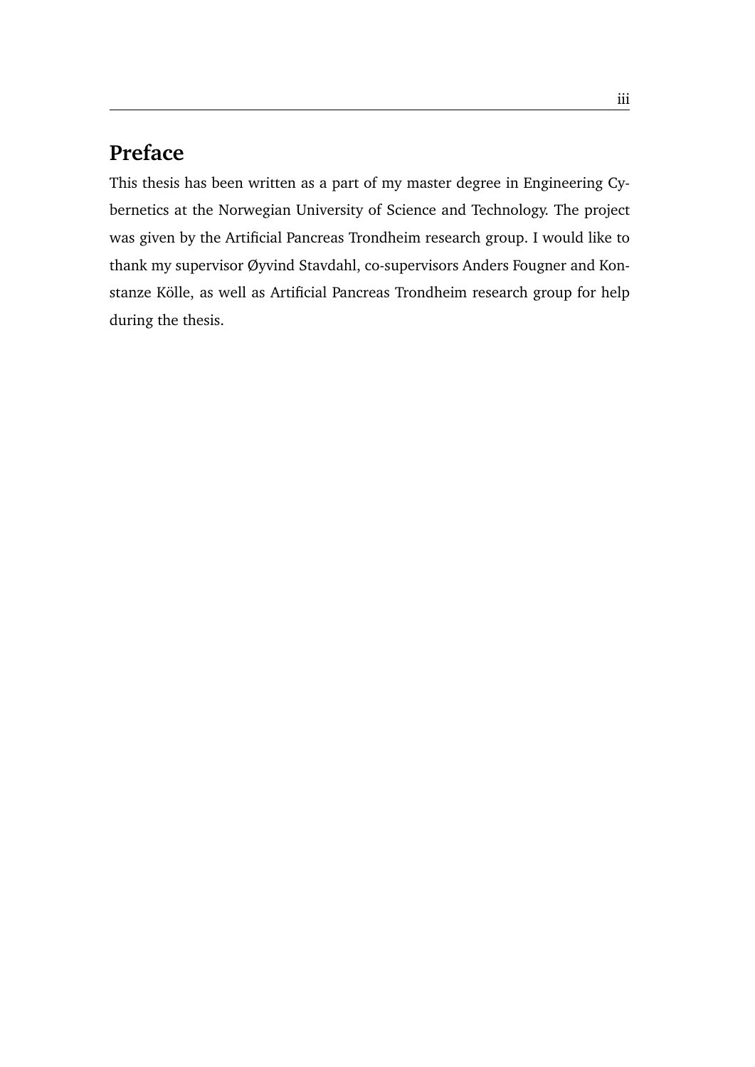# Preface

This thesis has been written as a part of my master degree in Engineering Cybernetics at the Norwegian University of Science and Technology. The project was given by the Artificial Pancreas Trondheim research group. I would like to thank my supervisor Øyvind Stavdahl, co-supervisors Anders Fougner and Konstanze Kölle, as well as Artificial Pancreas Trondheim research group for help during the thesis.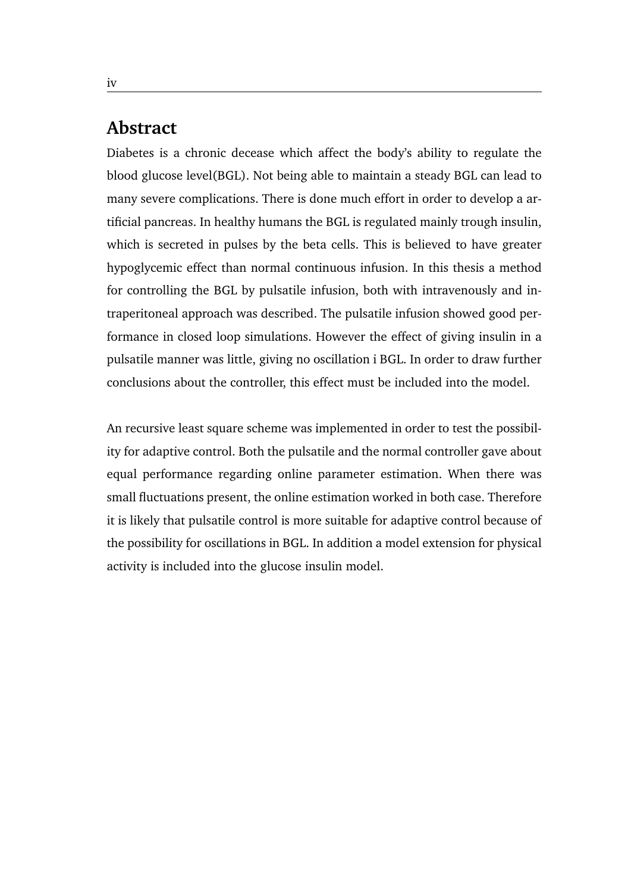## Abstract

Diabetes is a chronic decease which affect the body's ability to regulate the blood glucose level(BGL). Not being able to maintain a steady BGL can lead to many severe complications. There is done much effort in order to develop a artificial pancreas. In healthy humans the BGL is regulated mainly trough insulin, which is secreted in pulses by the beta cells. This is believed to have greater hypoglycemic effect than normal continuous infusion. In this thesis a method for controlling the BGL by pulsatile infusion, both with intravenously and intraperitoneal approach was described. The pulsatile infusion showed good performance in closed loop simulations. However the effect of giving insulin in a pulsatile manner was little, giving no oscillation i BGL. In order to draw further conclusions about the controller, this effect must be included into the model.

An recursive least square scheme was implemented in order to test the possibility for adaptive control. Both the pulsatile and the normal controller gave about equal performance regarding online parameter estimation. When there was small fluctuations present, the online estimation worked in both case. Therefore it is likely that pulsatile control is more suitable for adaptive control because of the possibility for oscillations in BGL. In addition a model extension for physical activity is included into the glucose insulin model.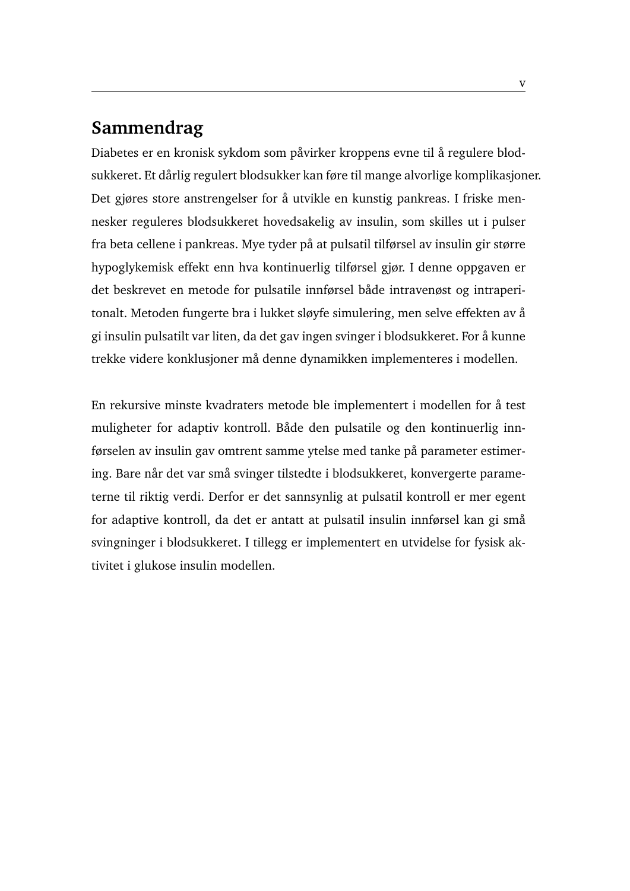# Sammendrag

Diabetes er en kronisk sykdom som påvirker kroppens evne til å regulere blodsukkeret. Et dårlig regulert blodsukker kan føre til mange alvorlige komplikasjoner. Det gjøres store anstrengelser for å utvikle en kunstig pankreas. I friske mennesker reguleres blodsukkeret hovedsakelig av insulin, som skilles ut i pulser fra beta cellene i pankreas. Mye tyder på at pulsatil tilførsel av insulin gir større hypoglykemisk effekt enn hva kontinuerlig tilførsel gjør. I denne oppgaven er det beskrevet en metode for pulsatile innførsel både intravenøst og intraperitonalt. Metoden fungerte bra i lukket sløyfe simulering, men selve effekten av å gi insulin pulsatilt var liten, da det gav ingen svinger i blodsukkeret. For å kunne trekke videre konklusjoner må denne dynamikken implementeres i modellen.

En rekursive minste kvadraters metode ble implementert i modellen for å test muligheter for adaptiv kontroll. Både den pulsatile og den kontinuerlig innførselen av insulin gav omtrent samme ytelse med tanke på parameter estimering. Bare når det var små svinger tilstedte i blodsukkeret, konvergerte parameterne til riktig verdi. Derfor er det sannsynlig at pulsatil kontroll er mer egent for adaptive kontroll, da det er antatt at pulsatil insulin innførsel kan gi små svingninger i blodsukkeret. I tillegg er implementert en utvidelse for fysisk aktivitet i glukose insulin modellen.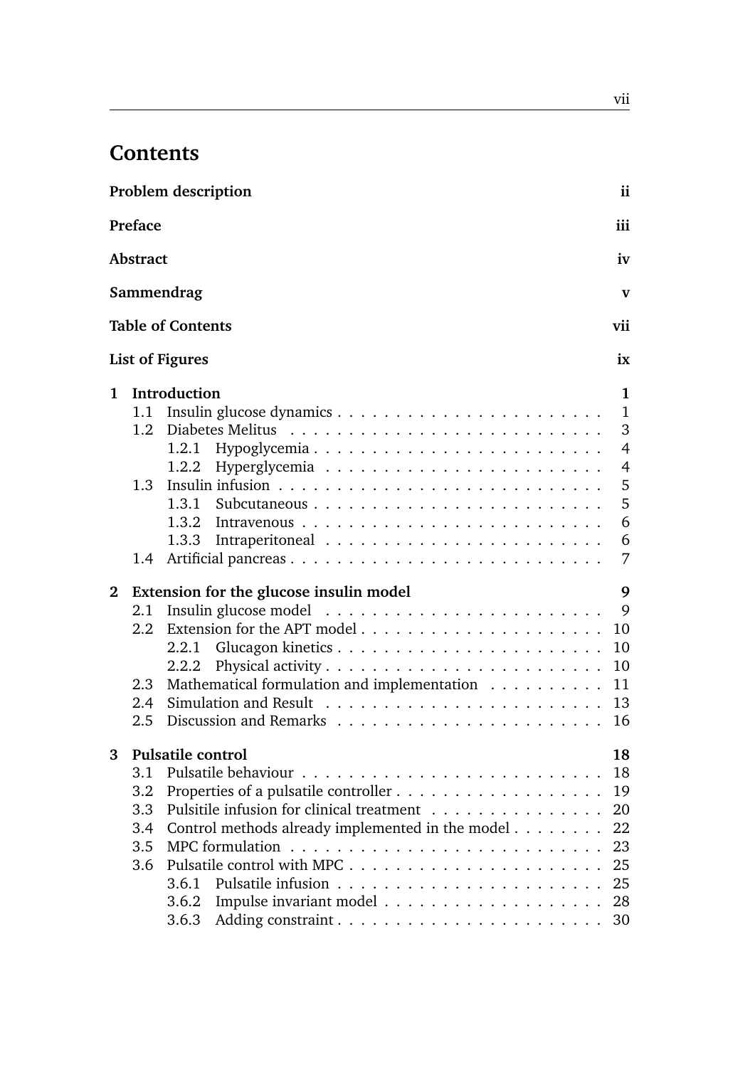# Contents

**Problem description** **ii**

**Preface** **iii**

**Abstract** **iv**

**Sammendrag** **v**

**Table of Contents** **vii**

**List of Figures** **ix**

**1 Introduction** **1**

- 1.1 Insulin glucose dynamics . . . . . . . . . . . . . . . . . . . . . . . 1
- 1.2 Diabetes Melitus . . . . . . . . . . . . . . . . . . . . . . . . . . . . 3
  - 1.2.1 Hypoglycemia . . . . . . . . . . . . . . . . . . . . . . . . . 4
  - 1.2.2 Hyperglycemia . . . . . . . . . . . . . . . . . . . . . . . . 4
- 1.3 Insulin infusion . . . . . . . . . . . . . . . . . . . . . . . . . . . . 5
  - 1.3.1 Subcutaneous . . . . . . . . . . . . . . . . . . . . . . . . . 5
  - 1.3.2 Intravenous . . . . . . . . . . . . . . . . . . . . . . . . . . 6
  - 1.3.3 Intraperitoneal . . . . . . . . . . . . . . . . . . . . . . . . 6
- 1.4 Artificial pancreas . . . . . . . . . . . . . . . . . . . . . . . . . . 7

**2 Extension for the glucose insulin model** **9**

- 2.1 Insulin glucose model . . . . . . . . . . . . . . . . . . . . . . . . 9
- 2.2 Extension for the APT model . . . . . . . . . . . . . . . . . . . . . 10
  - 2.2.1 Glucagon kinetics . . . . . . . . . . . . . . . . . . . . . . . 10
  - 2.2.2 Physical activity . . . . . . . . . . . . . . . . . . . . . . . . 10
- 2.3 Mathematical formulation and implementation . . . . . . . . . . 11
- 2.4 Simulation and Result . . . . . . . . . . . . . . . . . . . . . . . . 13
- 2.5 Discussion and Remarks . . . . . . . . . . . . . . . . . . . . . . . 16

**3 Pulsatile control** **18**

- 3.1 Pulsatile behaviour . . . . . . . . . . . . . . . . . . . . . . . . . . 18
- 3.2 Properties of a pulsatile controller . . . . . . . . . . . . . . . . . . 19
- 3.3 Pulsitile infusion for clinical treatment . . . . . . . . . . . . . . . 20
- 3.4 Control methods already implemented in the model . . . . . . . . 22
- 3.5 MPC formulation . . . . . . . . . . . . . . . . . . . . . . . . . . . 23
- 3.6 Pulsatile control with MPC . . . . . . . . . . . . . . . . . . . . . . 25
  - 3.6.1 Pulsatile infusion . . . . . . . . . . . . . . . . . . . . . . . 25
  - 3.6.2 Impulse invariant model . . . . . . . . . . . . . . . . . . . 28
  - 3.6.3 Adding constraint . . . . . . . . . . . . . . . . . . . . . . . 30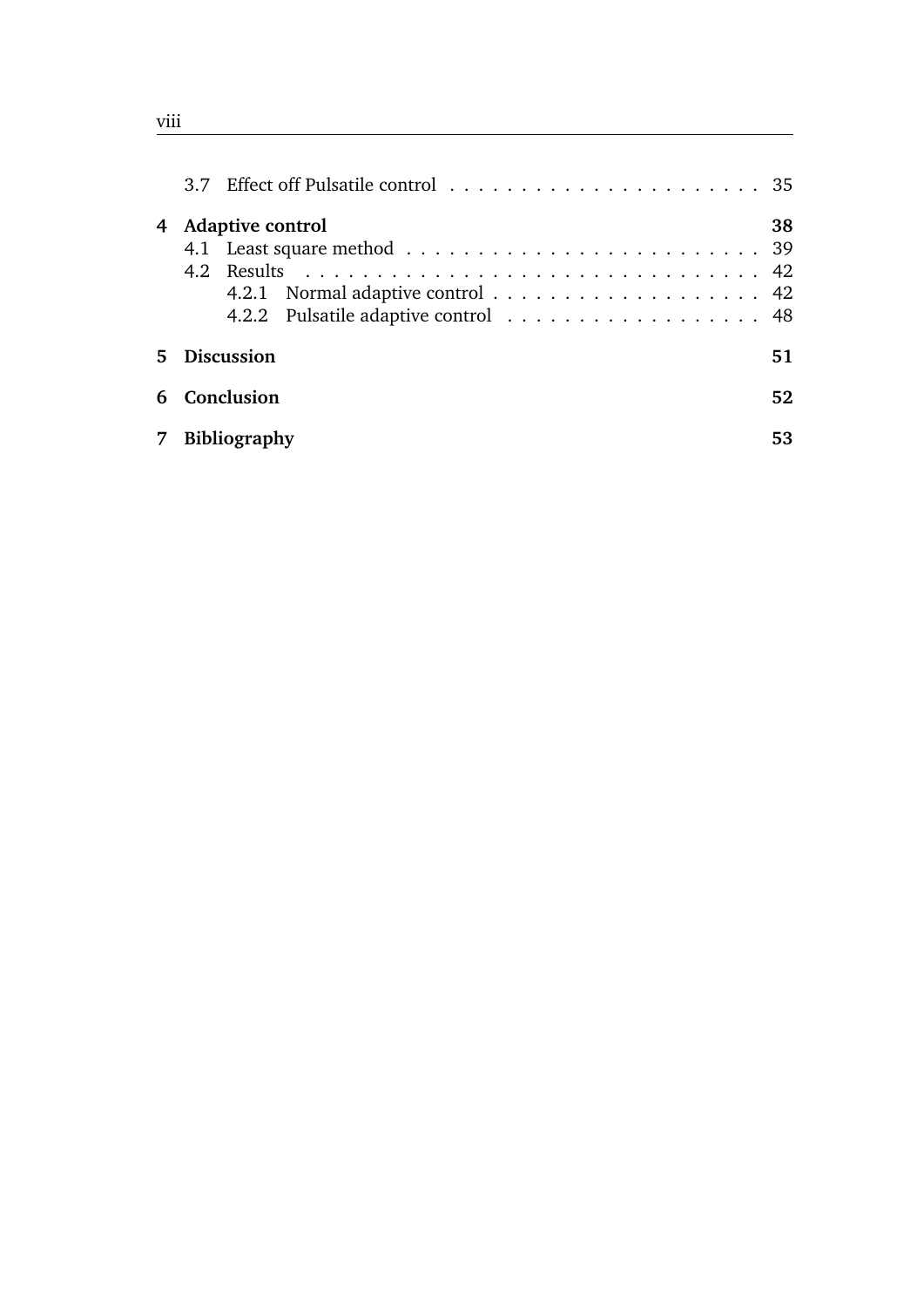3.7 Effect off Pulsatile control . . . . . . . . . . . . . . . . . . . . . . 35

**4 Adaptive control** **38**

4.1 Least square method . . . . . . . . . . . . . . . . . . . . . . . . . 39

4.2 Results . . . . . . . . . . . . . . . . . . . . . . . . . . . . . . . . 42

4.2.1 Normal adaptive control . . . . . . . . . . . . . . . . . . . 42

4.2.2 Pulsatile adaptive control . . . . . . . . . . . . . . . . . . 48

**5 Discussion** **51**

**6 Conclusion** **52**

**7 Bibliography** **53**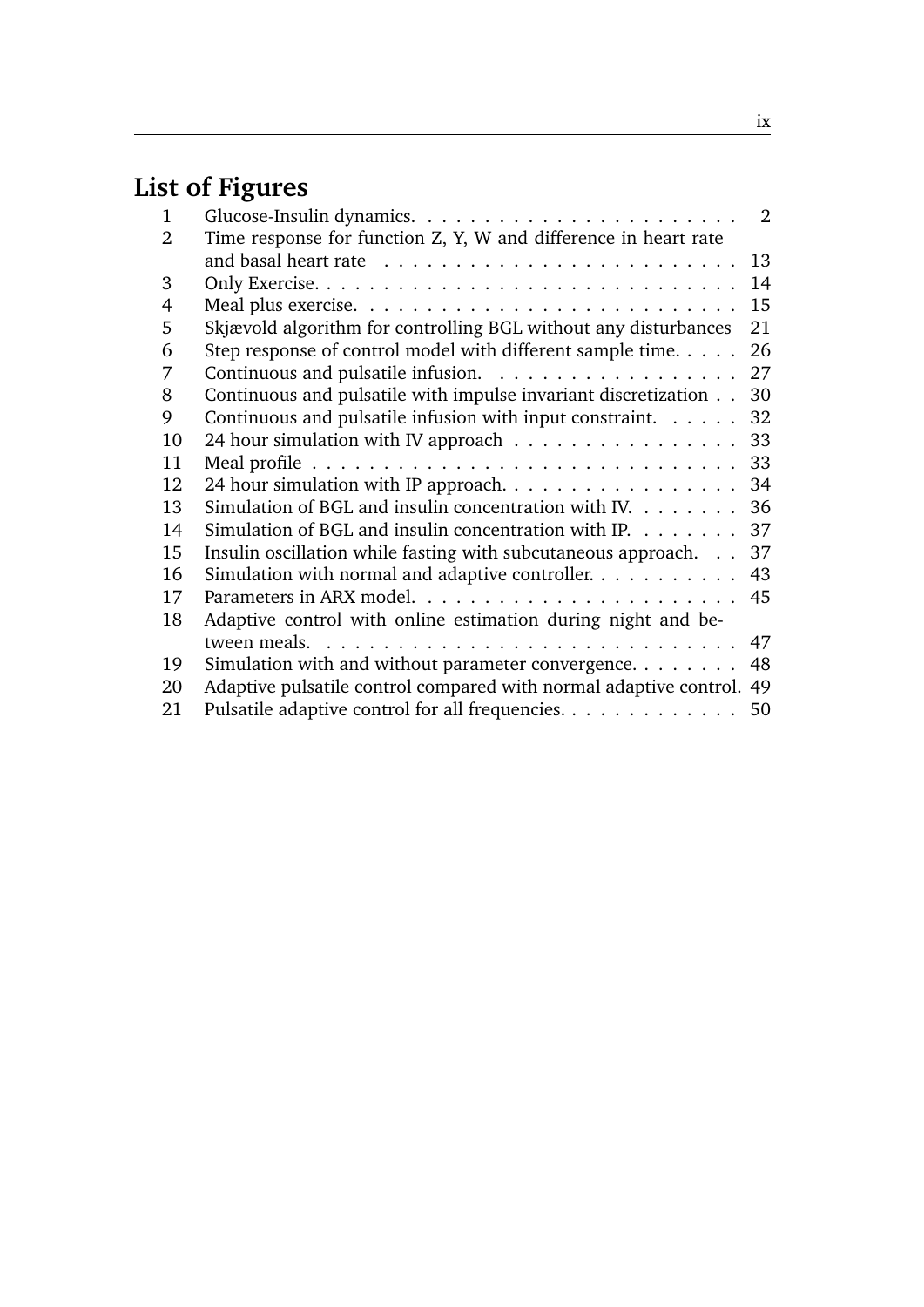# List of Figures

| | | |
|---|---|---|
| 1 | Glucose-Insulin dynamics. | 2 |
| 2 | Time response for function Z, Y, W and difference in heart rate and basal heart rate | 13 |
| 3 | Only Exercise. | 14 |
| 4 | Meal plus exercise. | 15 |
| 5 | Skjævold algorithm for controlling BGL without any disturbances | 21 |
| 6 | Step response of control model with different sample time. | 26 |
| 7 | Continuous and pulsatile infusion. | 27 |
| 8 | Continuous and pulsatile with impulse invariant discretization | 30 |
| 9 | Continuous and pulsatile infusion with input constraint. | 32 |
| 10 | 24 hour simulation with IV approach | 33 |
| 11 | Meal profile | 33 |
| 12 | 24 hour simulation with IP approach. | 34 |
| 13 | Simulation of BGL and insulin concentration with IV. | 36 |
| 14 | Simulation of BGL and insulin concentration with IP. | 37 |
| 15 | Insulin oscillation while fasting with subcutaneous approach. | 37 |
| 16 | Simulation with normal and adaptive controller. | 43 |
| 17 | Parameters in ARX model. | 45 |
| 18 | Adaptive control with online estimation during night and between meals. | 47 |
| 19 | Simulation with and without parameter convergence. | 48 |
| 20 | Adaptive pulsatile control compared with normal adaptive control. | 49 |
| 21 | Pulsatile adaptive control for all frequencies. | 50 |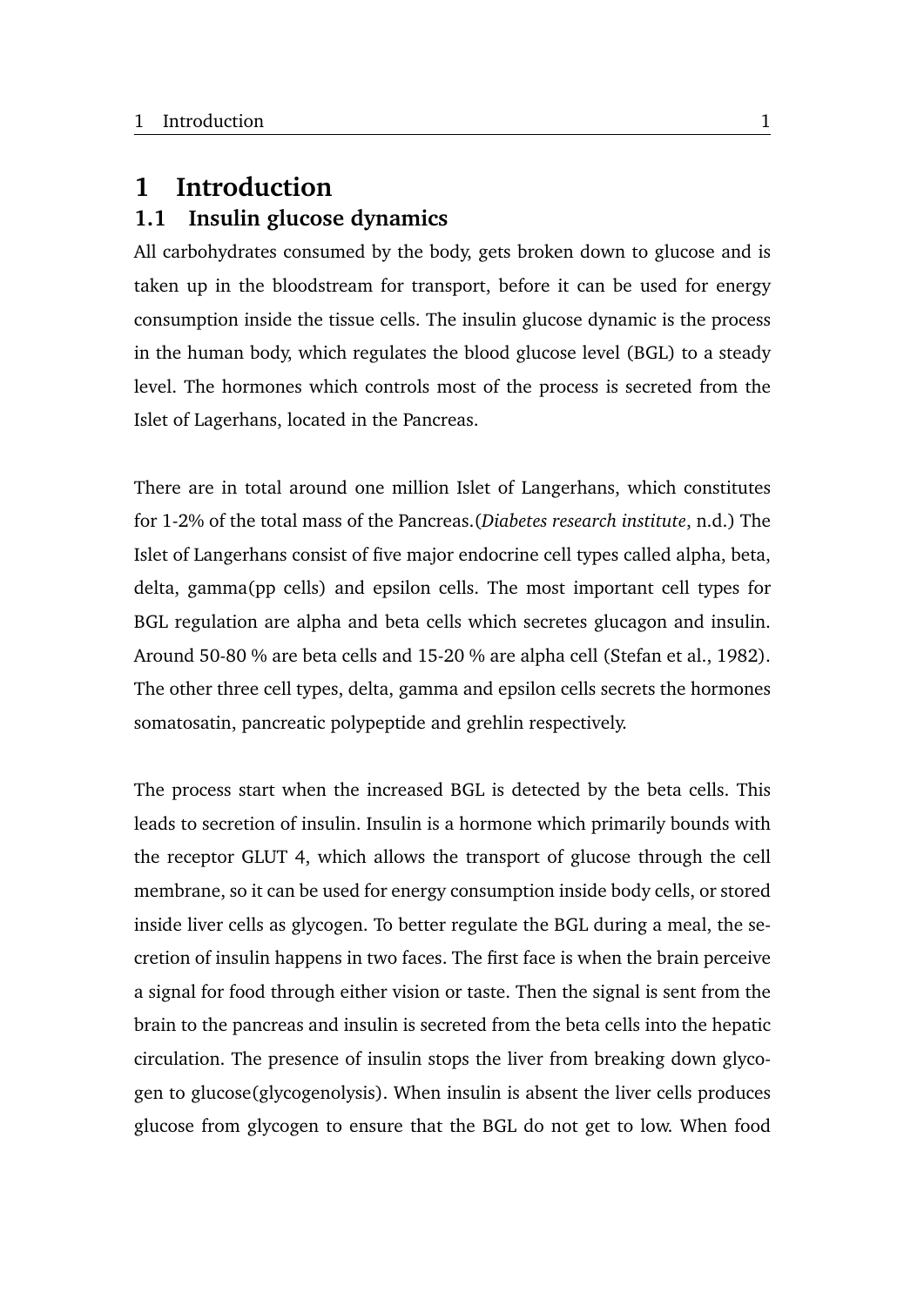# 1 Introduction

## 1.1 Insulin glucose dynamics

All carbohydrates consumed by the body, gets broken down to glucose and is taken up in the bloodstream for transport, before it can be used for energy consumption inside the tissue cells. The insulin glucose dynamic is the process in the human body, which regulates the blood glucose level (BGL) to a steady level. The hormones which controls most of the process is secreted from the Islet of Lagerhans, located in the Pancreas.

There are in total around one million Islet of Langerhans, which constitutes for 1-2% of the total mass of the Pancreas.(*Diabetes research institute*, n.d.) The Islet of Langerhans consist of five major endocrine cell types called alpha, beta, delta, gamma(pp cells) and epsilon cells. The most important cell types for BGL regulation are alpha and beta cells which secretes glucagon and insulin. Around 50-80 % are beta cells and 15-20 % are alpha cell (Stefan et al., 1982). The other three cell types, delta, gamma and epsilon cells secrets the hormones somatosatin, pancreatic polypeptide and grehlin respectively.

The process start when the increased BGL is detected by the beta cells. This leads to secretion of insulin. Insulin is a hormone which primarily bounds with the receptor GLUT 4, which allows the transport of glucose through the cell membrane, so it can be used for energy consumption inside body cells, or stored inside liver cells as glycogen. To better regulate the BGL during a meal, the secretion of insulin happens in two faces. The first face is when the brain perceive a signal for food through either vision or taste. Then the signal is sent from the brain to the pancreas and insulin is secreted from the beta cells into the hepatic circulation. The presence of insulin stops the liver from breaking down glycogen to glucose(glycogenolysis). When insulin is absent the liver cells produces glucose from glycogen to ensure that the BGL do not get to low. When food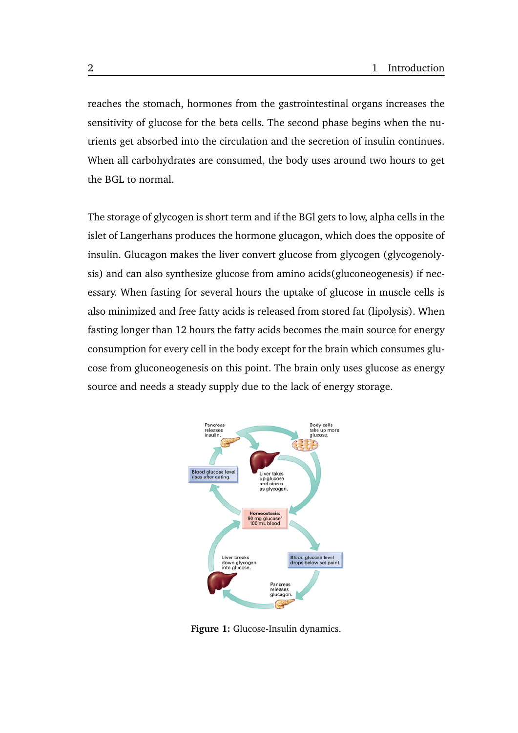reaches the stomach, hormones from the gastrointestinal organs increases the sensitivity of glucose for the beta cells. The second phase begins when the nutrients get absorbed into the circulation and the secretion of insulin continues. When all carbohydrates are consumed, the body uses around two hours to get the BGL to normal.

The storage of glycogen is short term and if the BGl gets to low, alpha cells in the islet of Langerhans produces the hormone glucagon, which does the opposite of insulin. Glucagon makes the liver convert glucose from glycogen (glycogenolysis) and can also synthesize glucose from amino acids(gluconeogenesis) if necessary. When fasting for several hours the uptake of glucose in muscle cells is also minimized and free fatty acids is released from stored fat (lipolysis). When fasting longer than 12 hours the fatty acids becomes the main source for energy consumption for every cell in the body except for the brain which consumes glucose from gluconeogenesis on this point. The brain only uses glucose as energy source and needs a steady supply due to the lack of energy storage.

**Figure 1:** Glucose-Insulin dynamics.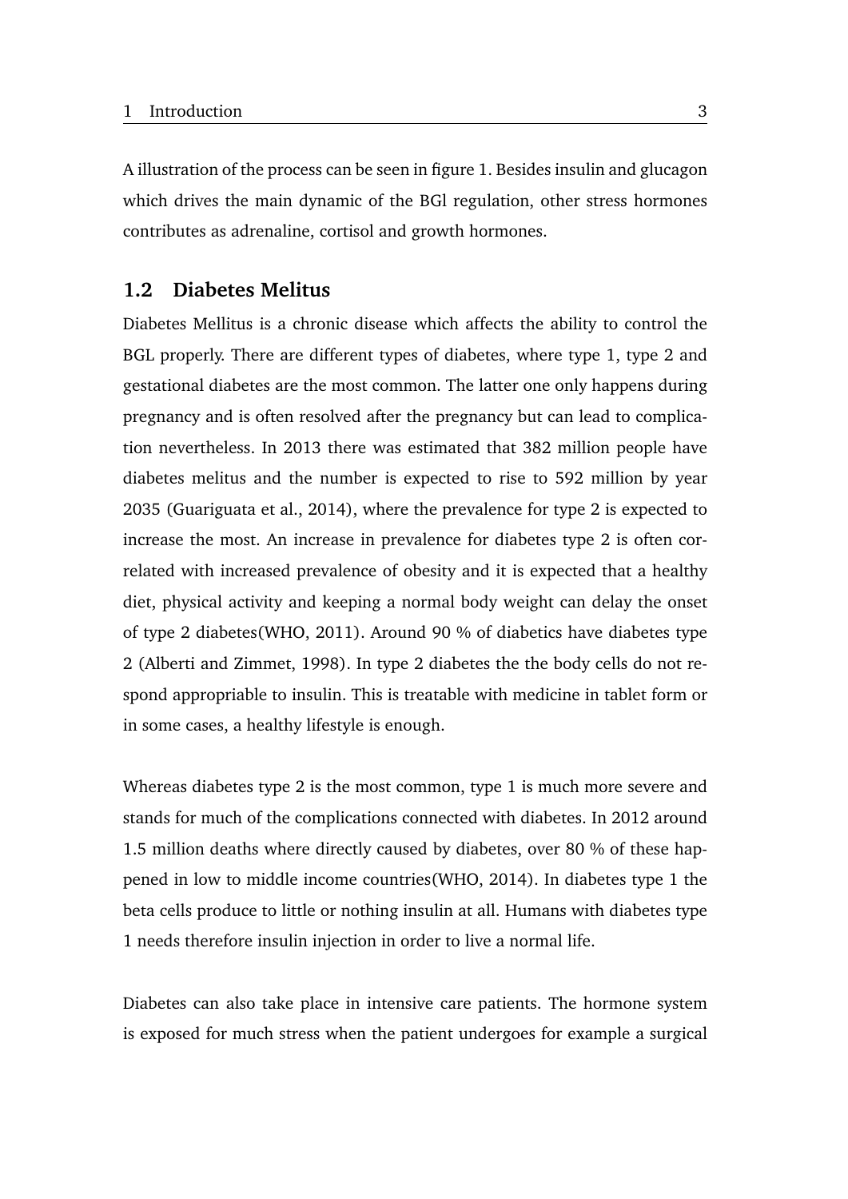A illustration of the process can be seen in figure 1. Besides insulin and glucagon which drives the main dynamic of the BGl regulation, other stress hormones contributes as adrenaline, cortisol and growth hormones.

## 1.2 Diabetes Melitus

Diabetes Mellitus is a chronic disease which affects the ability to control the BGL properly. There are different types of diabetes, where type 1, type 2 and gestational diabetes are the most common. The latter one only happens during pregnancy and is often resolved after the pregnancy but can lead to complication nevertheless. In 2013 there was estimated that 382 million people have diabetes melitus and the number is expected to rise to 592 million by year 2035 (Guariguata et al., 2014), where the prevalence for type 2 is expected to increase the most. An increase in prevalence for diabetes type 2 is often correlated with increased prevalence of obesity and it is expected that a healthy diet, physical activity and keeping a normal body weight can delay the onset of type 2 diabetes(WHO, 2011). Around 90 % of diabetics have diabetes type 2 (Alberti and Zimmet, 1998). In type 2 diabetes the the body cells do not respond appropriable to insulin. This is treatable with medicine in tablet form or in some cases, a healthy lifestyle is enough.

Whereas diabetes type 2 is the most common, type 1 is much more severe and stands for much of the complications connected with diabetes. In 2012 around 1.5 million deaths where directly caused by diabetes, over 80 % of these happened in low to middle income countries(WHO, 2014). In diabetes type 1 the beta cells produce to little or nothing insulin at all. Humans with diabetes type 1 needs therefore insulin injection in order to live a normal life.

Diabetes can also take place in intensive care patients. The hormone system is exposed for much stress when the patient undergoes for example a surgical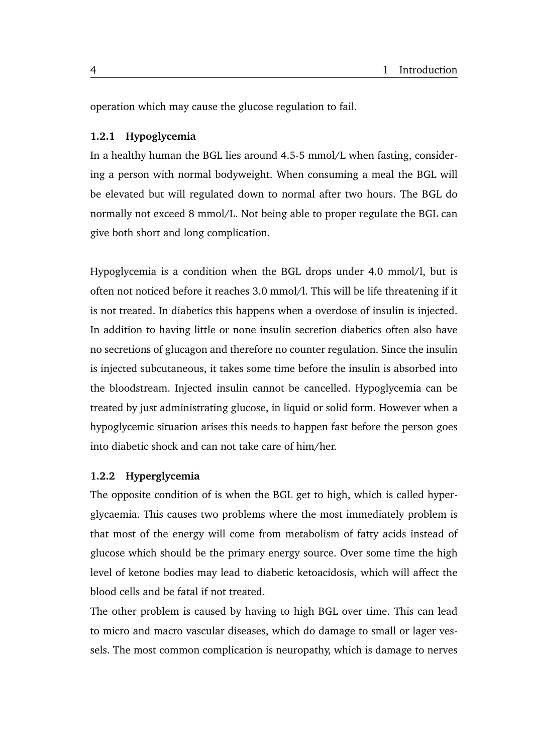operation which may cause the glucose regulation to fail.

### 1.2.1 Hypoglycemia

In a healthy human the BGL lies around 4.5-5 mmol/L when fasting, considering a person with normal bodyweight. When consuming a meal the BGL will be elevated but will regulated down to normal after two hours. The BGL do normally not exceed 8 mmol/L. Not being able to proper regulate the BGL can give both short and long complication.

Hypoglycemia is a condition when the BGL drops under 4.0 mmol/l, but is often not noticed before it reaches 3.0 mmol/l. This will be life threatening if it is not treated. In diabetics this happens when a overdose of insulin is injected. In addition to having little or none insulin secretion diabetics often also have no secretions of glucagon and therefore no counter regulation. Since the insulin is injected subcutaneous, it takes some time before the insulin is absorbed into the bloodstream. Injected insulin cannot be cancelled. Hypoglycemia can be treated by just administrating glucose, in liquid or solid form. However when a hypoglycemic situation arises this needs to happen fast before the person goes into diabetic shock and can not take care of him/her.

### 1.2.2 Hyperglycemia

The opposite condition of is when the BGL get to high, which is called hyperglycaemia. This causes two problems where the most immediately problem is that most of the energy will come from metabolism of fatty acids instead of glucose which should be the primary energy source. Over some time the high level of ketone bodies may lead to diabetic ketoacidosis, which will affect the blood cells and be fatal if not treated.

The other problem is caused by having to high BGL over time. This can lead to micro and macro vascular diseases, which do damage to small or lager vessels. The most common complication is neuropathy, which is damage to nerves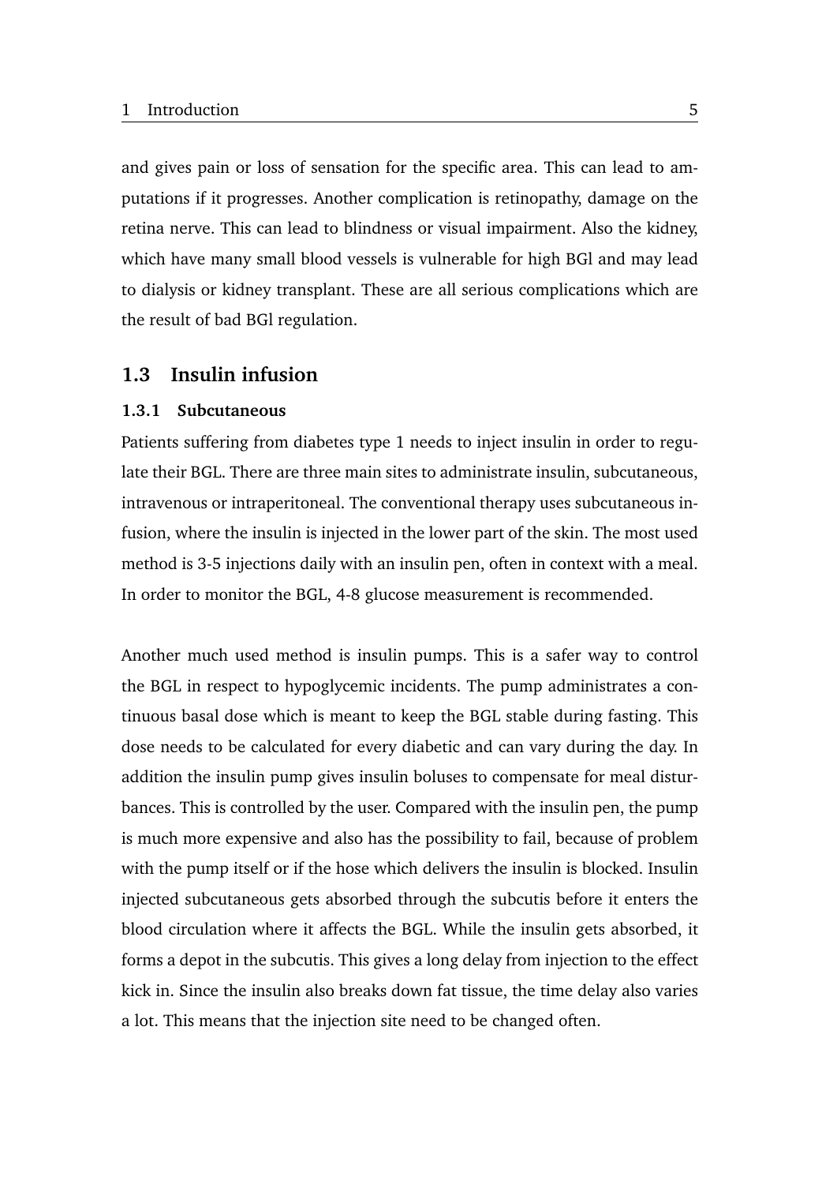and gives pain or loss of sensation for the specific area. This can lead to amputations if it progresses. Another complication is retinopathy, damage on the retina nerve. This can lead to blindness or visual impairment. Also the kidney, which have many small blood vessels is vulnerable for high BGl and may lead to dialysis or kidney transplant. These are all serious complications which are the result of bad BGl regulation.

## 1.3 Insulin infusion

### 1.3.1 Subcutaneous

Patients suffering from diabetes type 1 needs to inject insulin in order to regulate their BGL. There are three main sites to administrate insulin, subcutaneous, intravenous or intraperitoneal. The conventional therapy uses subcutaneous infusion, where the insulin is injected in the lower part of the skin. The most used method is 3-5 injections daily with an insulin pen, often in context with a meal. In order to monitor the BGL, 4-8 glucose measurement is recommended.

Another much used method is insulin pumps. This is a safer way to control the BGL in respect to hypoglycemic incidents. The pump administrates a continuous basal dose which is meant to keep the BGL stable during fasting. This dose needs to be calculated for every diabetic and can vary during the day. In addition the insulin pump gives insulin boluses to compensate for meal disturbances. This is controlled by the user. Compared with the insulin pen, the pump is much more expensive and also has the possibility to fail, because of problem with the pump itself or if the hose which delivers the insulin is blocked. Insulin injected subcutaneous gets absorbed through the subcutis before it enters the blood circulation where it affects the BGL. While the insulin gets absorbed, it forms a depot in the subcutis. This gives a long delay from injection to the effect kick in. Since the insulin also breaks down fat tissue, the time delay also varies a lot. This means that the injection site need to be changed often.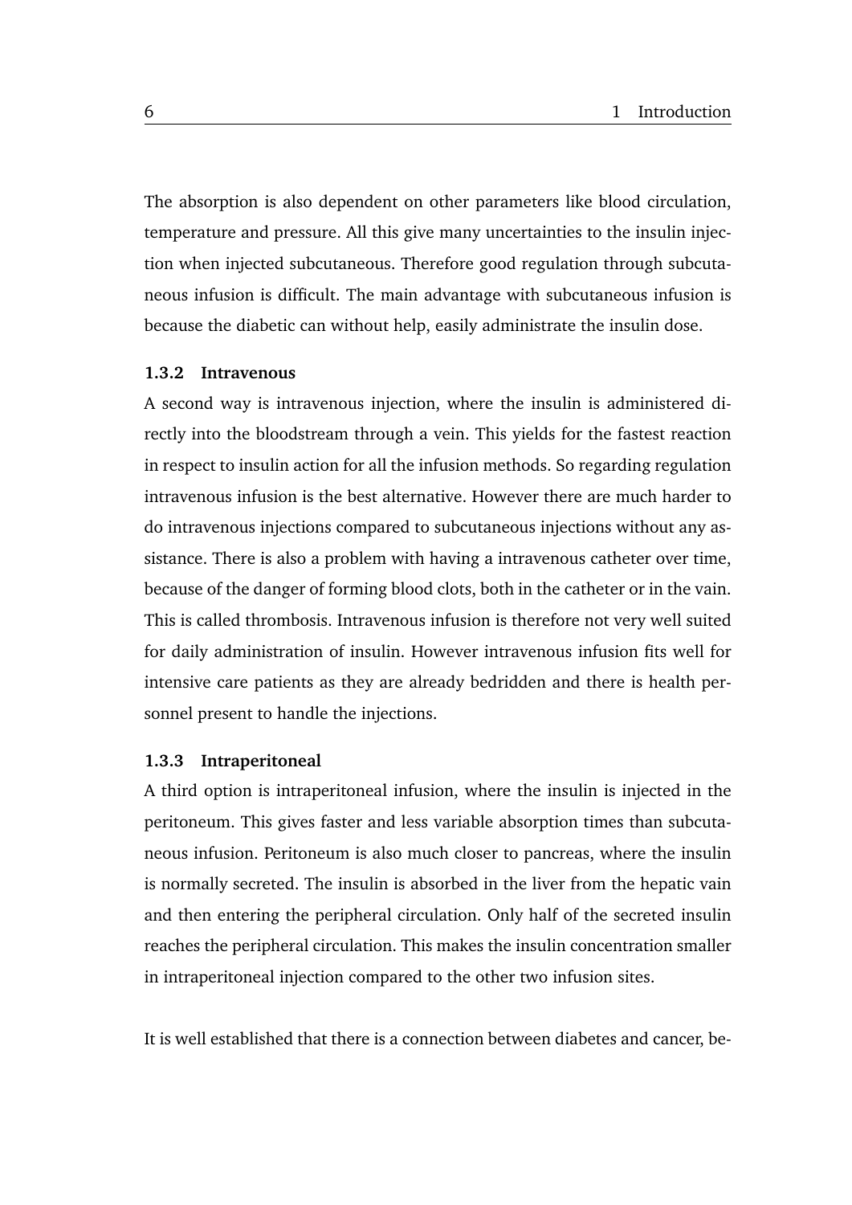The absorption is also dependent on other parameters like blood circulation, temperature and pressure. All this give many uncertainties to the insulin injection when injected subcutaneous. Therefore good regulation through subcutaneous infusion is difficult. The main advantage with subcutaneous infusion is because the diabetic can without help, easily administrate the insulin dose.

### 1.3.2 Intravenous

A second way is intravenous injection, where the insulin is administered directly into the bloodstream through a vein. This yields for the fastest reaction in respect to insulin action for all the infusion methods. So regarding regulation intravenous infusion is the best alternative. However there are much harder to do intravenous injections compared to subcutaneous injections without any assistance. There is also a problem with having a intravenous catheter over time, because of the danger of forming blood clots, both in the catheter or in the vain. This is called thrombosis. Intravenous infusion is therefore not very well suited for daily administration of insulin. However intravenous infusion fits well for intensive care patients as they are already bedridden and there is health personnel present to handle the injections.

### 1.3.3 Intraperitoneal

A third option is intraperitoneal infusion, where the insulin is injected in the peritoneum. This gives faster and less variable absorption times than subcutaneous infusion. Peritoneum is also much closer to pancreas, where the insulin is normally secreted. The insulin is absorbed in the liver from the hepatic vain and then entering the peripheral circulation. Only half of the secreted insulin reaches the peripheral circulation. This makes the insulin concentration smaller in intraperitoneal injection compared to the other two infusion sites.

It is well established that there is a connection between diabetes and cancer, be-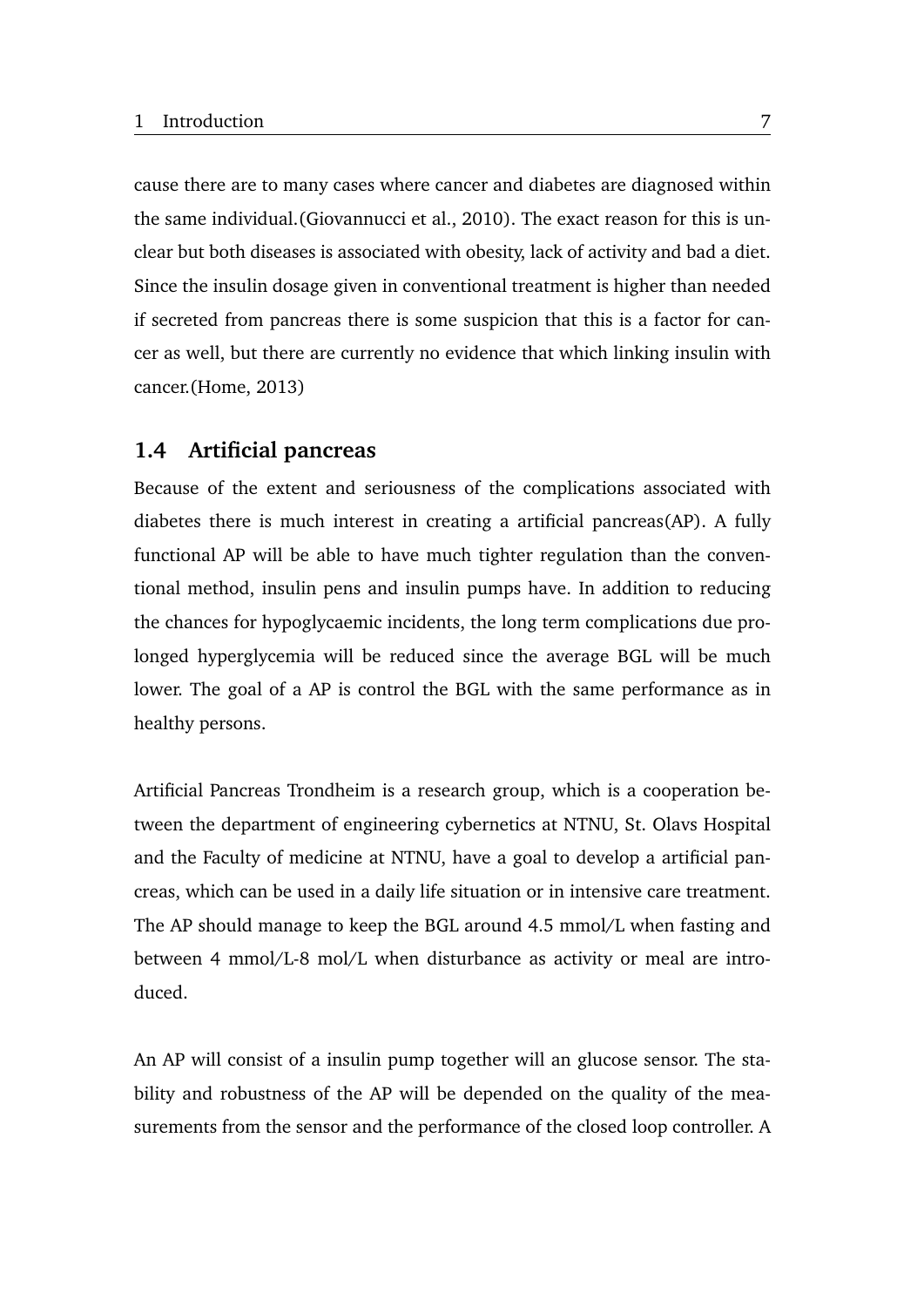cause there are to many cases where cancer and diabetes are diagnosed within the same individual.(Giovannucci et al., 2010). The exact reason for this is unclear but both diseases is associated with obesity, lack of activity and bad a diet. Since the insulin dosage given in conventional treatment is higher than needed if secreted from pancreas there is some suspicion that this is a factor for cancer as well, but there are currently no evidence that which linking insulin with cancer.(Home, 2013)

## 1.4 Artificial pancreas

Because of the extent and seriousness of the complications associated with diabetes there is much interest in creating a artificial pancreas(AP). A fully functional AP will be able to have much tighter regulation than the conventional method, insulin pens and insulin pumps have. In addition to reducing the chances for hypoglycaemic incidents, the long term complications due prolonged hyperglycemia will be reduced since the average BGL will be much lower. The goal of a AP is control the BGL with the same performance as in healthy persons.

Artificial Pancreas Trondheim is a research group, which is a cooperation between the department of engineering cybernetics at NTNU, St. Olavs Hospital and the Faculty of medicine at NTNU, have a goal to develop a artificial pancreas, which can be used in a daily life situation or in intensive care treatment. The AP should manage to keep the BGL around 4.5 mmol/L when fasting and between 4 mmol/L-8 mol/L when disturbance as activity or meal are introduced.

An AP will consist of a insulin pump together will an glucose sensor. The stability and robustness of the AP will be depended on the quality of the measurements from the sensor and the performance of the closed loop controller. A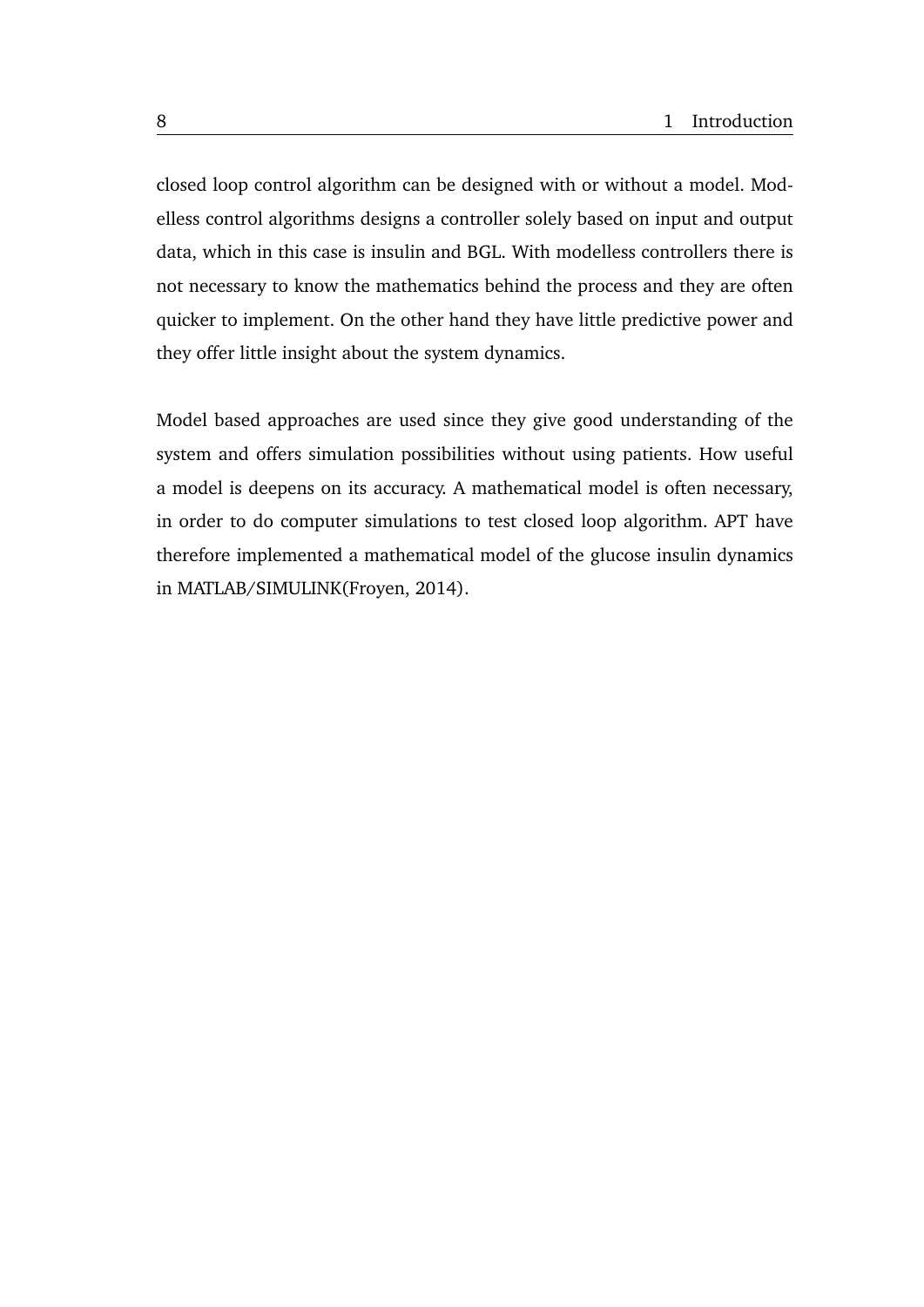closed loop control algorithm can be designed with or without a model. Modelless control algorithms designs a controller solely based on input and output data, which in this case is insulin and BGL. With modelless controllers there is not necessary to know the mathematics behind the process and they are often quicker to implement. On the other hand they have little predictive power and they offer little insight about the system dynamics.

Model based approaches are used since they give good understanding of the system and offers simulation possibilities without using patients. How useful a model is deepens on its accuracy. A mathematical model is often necessary, in order to do computer simulations to test closed loop algorithm. APT have therefore implemented a mathematical model of the glucose insulin dynamics in MATLAB/SIMULINK(Froyen, 2014).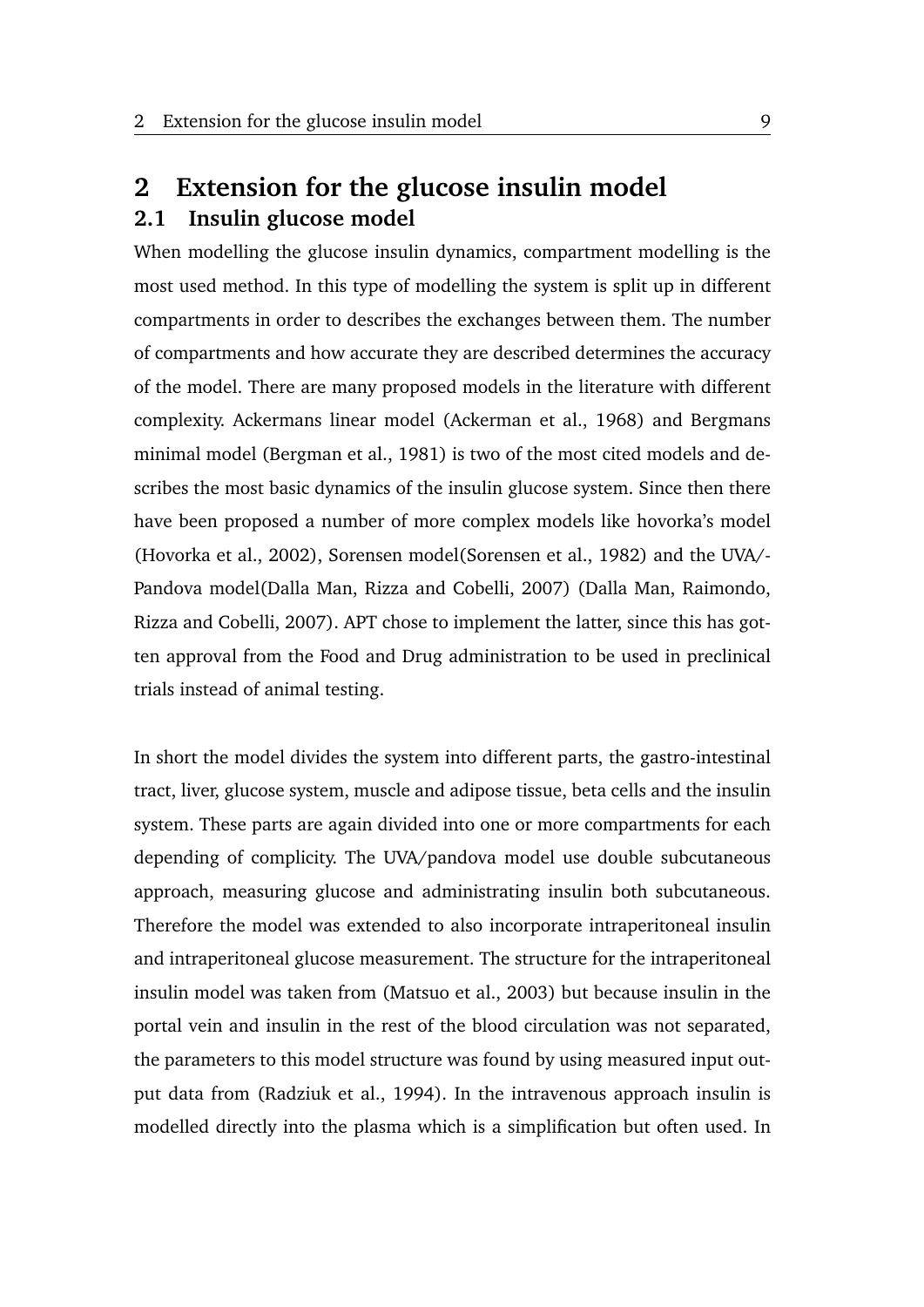# 2 Extension for the glucose insulin model

## 2.1 Insulin glucose model

When modelling the glucose insulin dynamics, compartment modelling is the most used method. In this type of modelling the system is split up in different compartments in order to describes the exchanges between them. The number of compartments and how accurate they are described determines the accuracy of the model. There are many proposed models in the literature with different complexity. Ackermans linear model (Ackerman et al., 1968) and Bergmans minimal model (Bergman et al., 1981) is two of the most cited models and describes the most basic dynamics of the insulin glucose system. Since then there have been proposed a number of more complex models like hovorka's model (Hovorka et al., 2002), Sorensen model(Sorensen et al., 1982) and the UVA/-Pandova model(Dalla Man, Rizza and Cobelli, 2007) (Dalla Man, Raimondo, Rizza and Cobelli, 2007). APT chose to implement the latter, since this has gotten approval from the Food and Drug administration to be used in preclinical trials instead of animal testing.

In short the model divides the system into different parts, the gastro-intestinal tract, liver, glucose system, muscle and adipose tissue, beta cells and the insulin system. These parts are again divided into one or more compartments for each depending of complicity. The UVA/pandova model use double subcutaneous approach, measuring glucose and administrating insulin both subcutaneous. Therefore the model was extended to also incorporate intraperitoneal insulin and intraperitoneal glucose measurement. The structure for the intraperitoneal insulin model was taken from (Matsuo et al., 2003) but because insulin in the portal vein and insulin in the rest of the blood circulation was not separated, the parameters to this model structure was found by using measured input output data from (Radziuk et al., 1994). In the intravenous approach insulin is modelled directly into the plasma which is a simplification but often used. In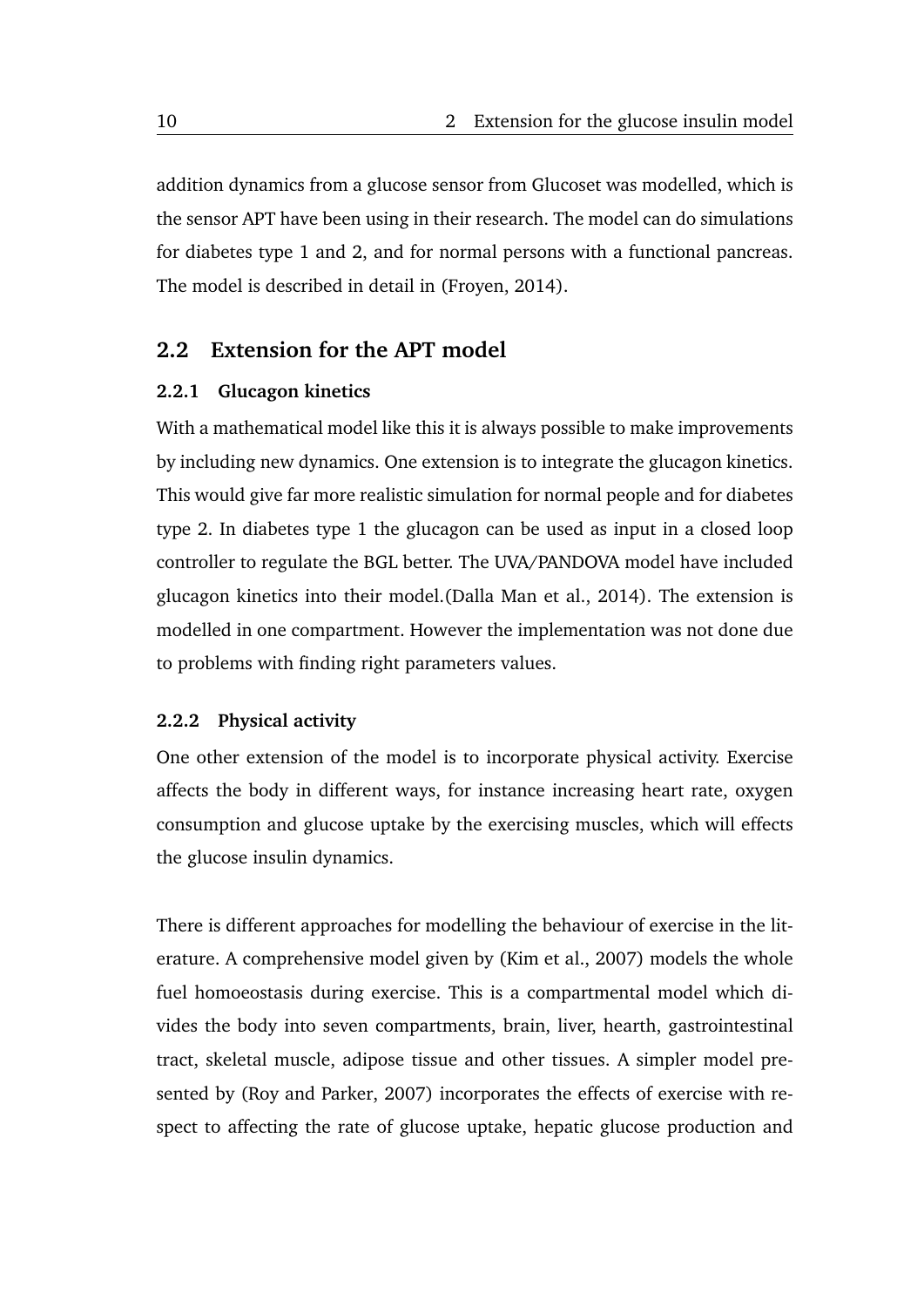addition dynamics from a glucose sensor from Glucoset was modelled, which is the sensor APT have been using in their research. The model can do simulations for diabetes type 1 and 2, and for normal persons with a functional pancreas. The model is described in detail in (Froyen, 2014).

## 2.2 Extension for the APT model

### 2.2.1 Glucagon kinetics

With a mathematical model like this it is always possible to make improvements by including new dynamics. One extension is to integrate the glucagon kinetics. This would give far more realistic simulation for normal people and for diabetes type 2. In diabetes type 1 the glucagon can be used as input in a closed loop controller to regulate the BGL better. The UVA/PANDOVA model have included glucagon kinetics into their model.(Dalla Man et al., 2014). The extension is modelled in one compartment. However the implementation was not done due to problems with finding right parameters values.

### 2.2.2 Physical activity

One other extension of the model is to incorporate physical activity. Exercise affects the body in different ways, for instance increasing heart rate, oxygen consumption and glucose uptake by the exercising muscles, which will effects the glucose insulin dynamics.

There is different approaches for modelling the behaviour of exercise in the literature. A comprehensive model given by (Kim et al., 2007) models the whole fuel homoeostasis during exercise. This is a compartmental model which divides the body into seven compartments, brain, liver, hearth, gastrointestinal tract, skeletal muscle, adipose tissue and other tissues. A simpler model presented by (Roy and Parker, 2007) incorporates the effects of exercise with respect to affecting the rate of glucose uptake, hepatic glucose production and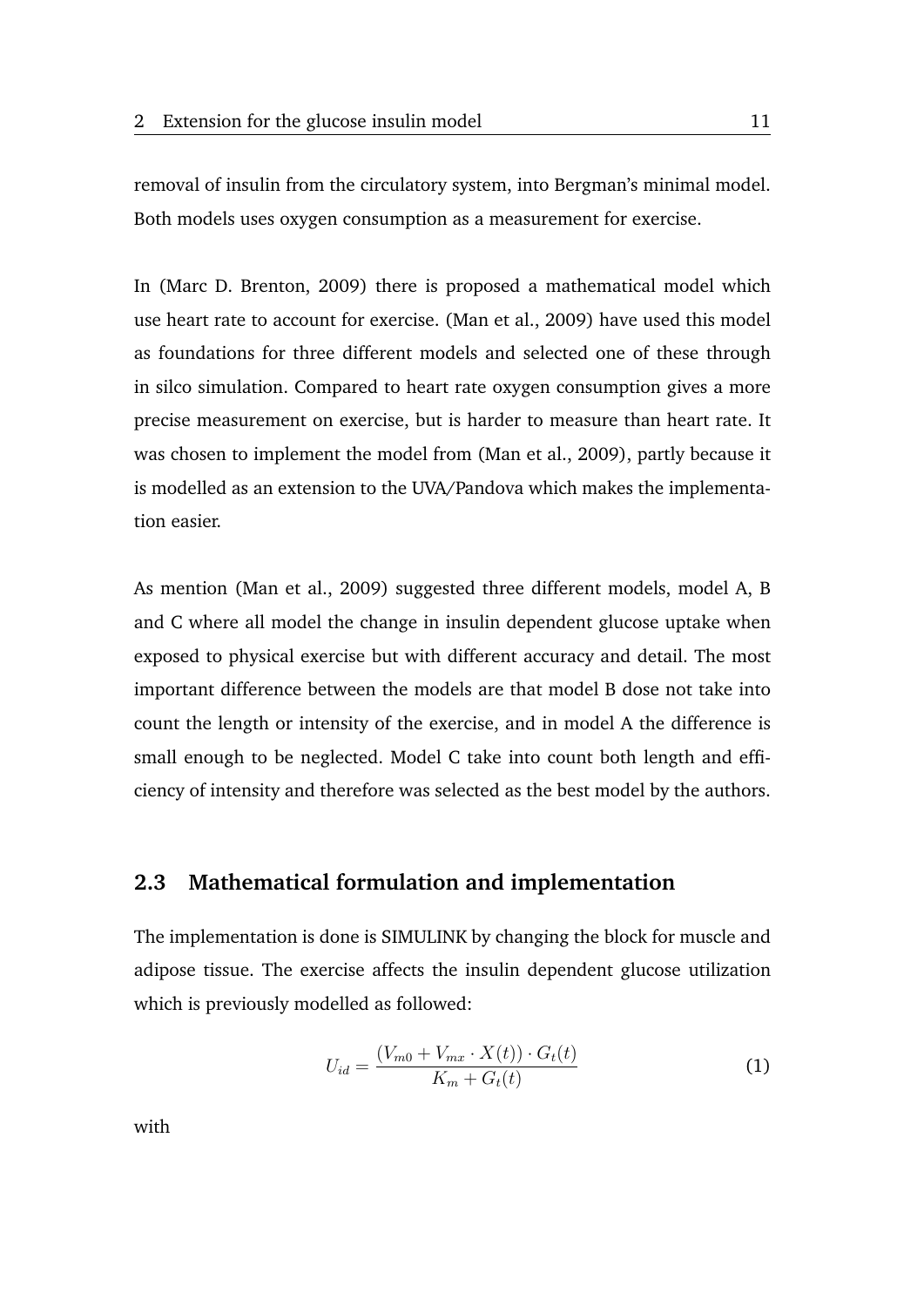removal of insulin from the circulatory system, into Bergman's minimal model. Both models uses oxygen consumption as a measurement for exercise.

In (Marc D. Brenton, 2009) there is proposed a mathematical model which use heart rate to account for exercise. (Man et al., 2009) have used this model as foundations for three different models and selected one of these through in silco simulation. Compared to heart rate oxygen consumption gives a more precise measurement on exercise, but is harder to measure than heart rate. It was chosen to implement the model from (Man et al., 2009), partly because it is modelled as an extension to the UVA/Pandova which makes the implementation easier.

As mention (Man et al., 2009) suggested three different models, model A, B and C where all model the change in insulin dependent glucose uptake when exposed to physical exercise but with different accuracy and detail. The most important difference between the models are that model B dose not take into count the length or intensity of the exercise, and in model A the difference is small enough to be neglected. Model C take into count both length and efficiency of intensity and therefore was selected as the best model by the authors.

## 2.3 Mathematical formulation and implementation

The implementation is done is SIMULINK by changing the block for muscle and adipose tissue. The exercise affects the insulin dependent glucose utilization which is previously modelled as followed:

$$U_{id} = \frac{(V_{m0} + V_{mx} \cdot X(t)) \cdot G_t(t)}{K_m + G_t(t)} \tag{1}$$

with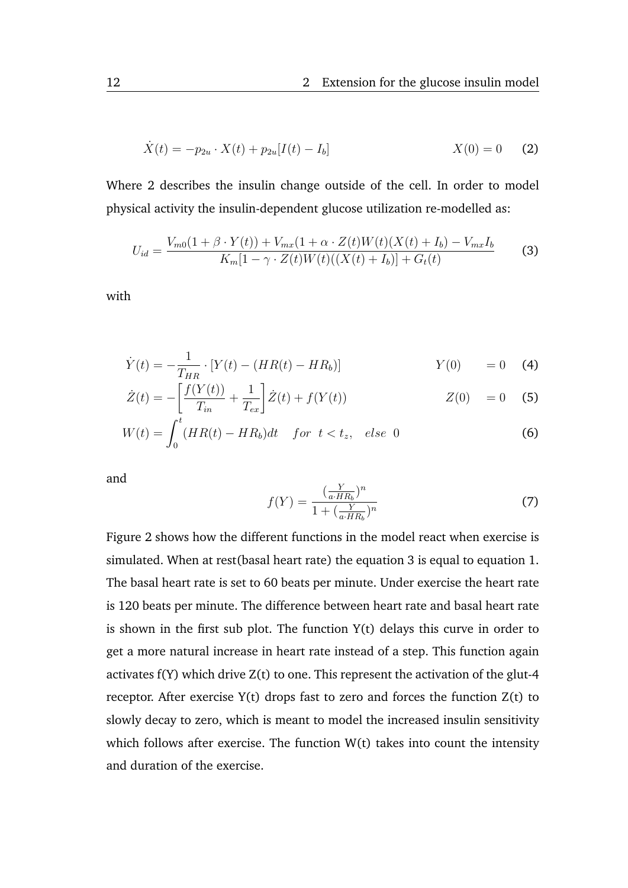$$\dot{X}(t) = -p_{2u} \cdot X(t) + p_{2u}[I(t) - I_b] \qquad X(0) = 0 \tag{2}$$

Where 2 describes the insulin change outside of the cell. In order to model physical activity the insulin-dependent glucose utilization re-modelled as:

$$U_{id} = \frac{V_{m0}(1 + \beta \cdot Y(t)) + V_{mx}(1 + \alpha \cdot Z(t)W(t)(X(t) + I_b) - V_{mx}I_b}{K_m[1 - \gamma \cdot Z(t)W(t)((X(t) + I_b)] + G_t(t)} \tag{3}$$

with

$$\dot{Y}(t) = -\frac{1}{T_{HR}} \cdot [Y(t) - (HR(t) - HR_b)] \qquad Y(0) \quad = 0 \tag{4}$$

$$\dot{Z}(t) = -\left[\frac{f(Y(t))}{T_{in}} + \frac{1}{T_{ex}}\right]\dot{Z}(t) + f(Y(t)) \qquad Z(0) \quad = 0 \tag{5}$$

$$W(t) = \int_0^t (HR(t) - HR_b)dt \quad for \;\; t < t_z, \quad else \;\; 0 \tag{6}$$

and

$$f(Y) = \frac{(\frac{Y}{a \cdot HR_b})^n}{1 + (\frac{Y}{a \cdot HR_b})^n} \tag{7}$$

Figure 2 shows how the different functions in the model react when exercise is simulated. When at rest(basal heart rate) the equation 3 is equal to equation 1. The basal heart rate is set to 60 beats per minute. Under exercise the heart rate is 120 beats per minute. The difference between heart rate and basal heart rate is shown in the first sub plot. The function Y(t) delays this curve in order to get a more natural increase in heart rate instead of a step. This function again activates f(Y) which drive Z(t) to one. This represent the activation of the glut-4 receptor. After exercise Y(t) drops fast to zero and forces the function Z(t) to slowly decay to zero, which is meant to model the increased insulin sensitivity which follows after exercise. The function W(t) takes into count the intensity and duration of the exercise.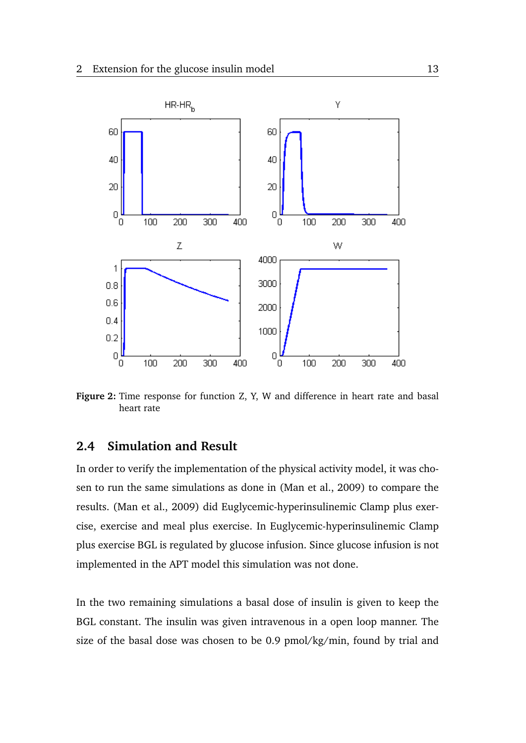**Figure 2:** Time response for function Z, Y, W and difference in heart rate and basal heart rate

## 2.4 Simulation and Result

In order to verify the implementation of the physical activity model, it was chosen to run the same simulations as done in (Man et al., 2009) to compare the results. (Man et al., 2009) did Euglycemic-hyperinsulinemic Clamp plus exercise, exercise and meal plus exercise. In Euglycemic-hyperinsulinemic Clamp plus exercise BGL is regulated by glucose infusion. Since glucose infusion is not implemented in the APT model this simulation was not done.

In the two remaining simulations a basal dose of insulin is given to keep the BGL constant. The insulin was given intravenous in a open loop manner. The size of the basal dose was chosen to be 0.9 pmol/kg/min, found by trial and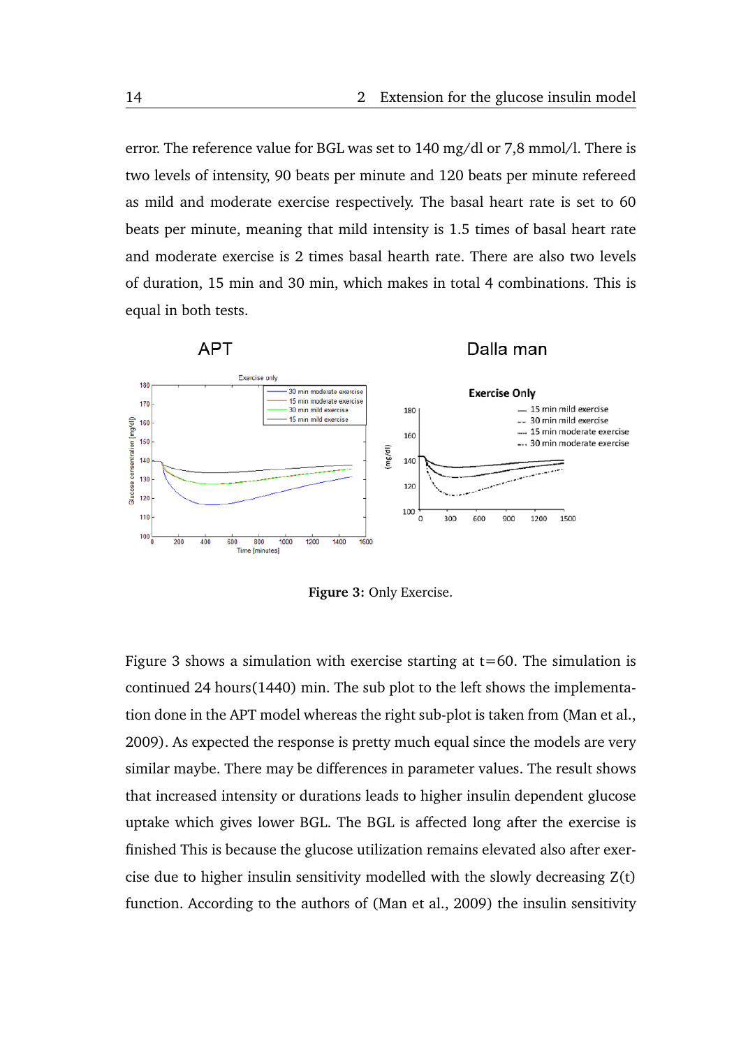error. The reference value for BGL was set to 140 mg/dl or 7,8 mmol/l. There is two levels of intensity, 90 beats per minute and 120 beats per minute refereed as mild and moderate exercise respectively. The basal heart rate is set to 60 beats per minute, meaning that mild intensity is 1.5 times of basal heart rate and moderate exercise is 2 times basal hearth rate. There are also two levels of duration, 15 min and 30 min, which makes in total 4 combinations. This is equal in both tests.

**Figure 3:** Only Exercise.

Figure 3 shows a simulation with exercise starting at t=60. The simulation is continued 24 hours(1440) min. The sub plot to the left shows the implementation done in the APT model whereas the right sub-plot is taken from (Man et al., 2009). As expected the response is pretty much equal since the models are very similar maybe. There may be differences in parameter values. The result shows that increased intensity or durations leads to higher insulin dependent glucose uptake which gives lower BGL. The BGL is affected long after the exercise is finished This is because the glucose utilization remains elevated also after exercise due to higher insulin sensitivity modelled with the slowly decreasing Z(t) function. According to the authors of (Man et al., 2009) the insulin sensitivity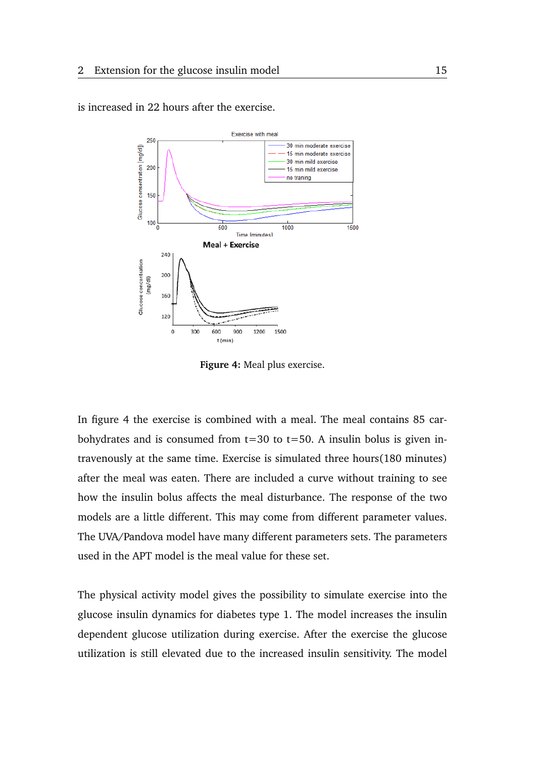is increased in 22 hours after the exercise.

**Figure 4:** Meal plus exercise.

In figure 4 the exercise is combined with a meal. The meal contains 85 carbohydrates and is consumed from t=30 to t=50. A insulin bolus is given intravenously at the same time. Exercise is simulated three hours(180 minutes) after the meal was eaten. There are included a curve without training to see how the insulin bolus affects the meal disturbance. The response of the two models are a little different. This may come from different parameter values. The UVA/Pandova model have many different parameters sets. The parameters used in the APT model is the meal value for these set.

The physical activity model gives the possibility to simulate exercise into the glucose insulin dynamics for diabetes type 1. The model increases the insulin dependent glucose utilization during exercise. After the exercise the glucose utilization is still elevated due to the increased insulin sensitivity. The model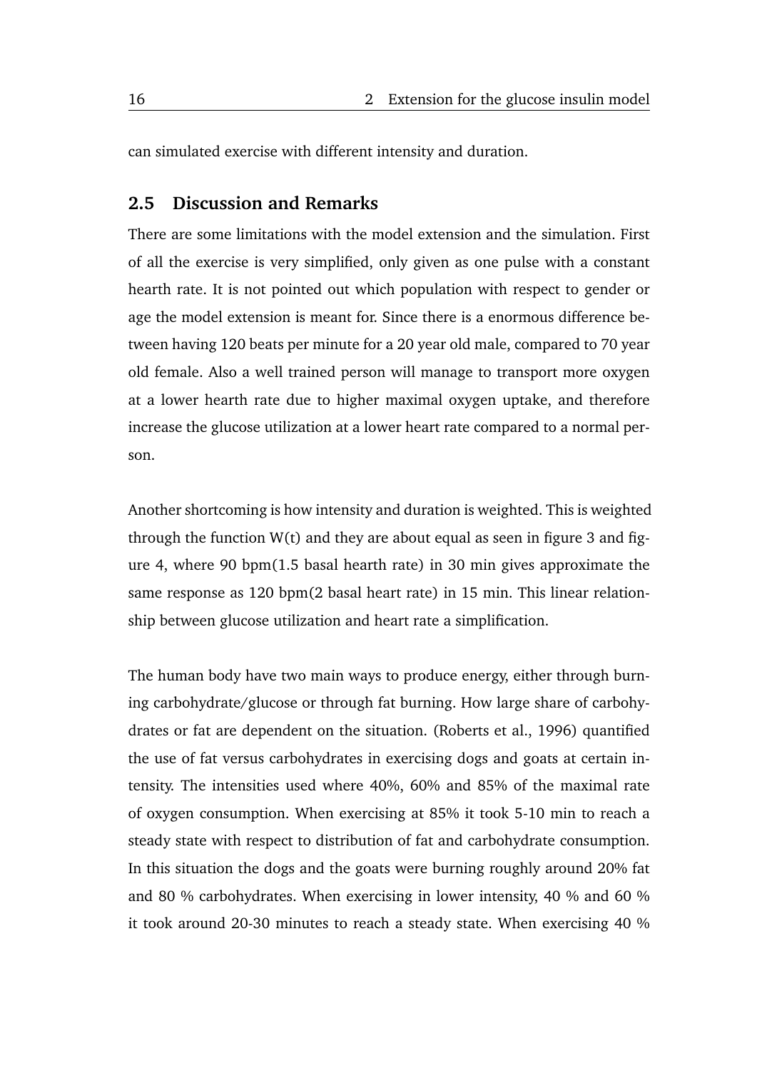can simulated exercise with different intensity and duration.

## 2.5 Discussion and Remarks

There are some limitations with the model extension and the simulation. First of all the exercise is very simplified, only given as one pulse with a constant hearth rate. It is not pointed out which population with respect to gender or age the model extension is meant for. Since there is a enormous difference between having 120 beats per minute for a 20 year old male, compared to 70 year old female. Also a well trained person will manage to transport more oxygen at a lower hearth rate due to higher maximal oxygen uptake, and therefore increase the glucose utilization at a lower heart rate compared to a normal person.

Another shortcoming is how intensity and duration is weighted. This is weighted through the function W(t) and they are about equal as seen in figure 3 and figure 4, where 90 bpm(1.5 basal hearth rate) in 30 min gives approximate the same response as 120 bpm(2 basal heart rate) in 15 min. This linear relationship between glucose utilization and heart rate a simplification.

The human body have two main ways to produce energy, either through burning carbohydrate/glucose or through fat burning. How large share of carbohydrates or fat are dependent on the situation. (Roberts et al., 1996) quantified the use of fat versus carbohydrates in exercising dogs and goats at certain intensity. The intensities used where 40%, 60% and 85% of the maximal rate of oxygen consumption. When exercising at 85% it took 5-10 min to reach a steady state with respect to distribution of fat and carbohydrate consumption. In this situation the dogs and the goats were burning roughly around 20% fat and 80 % carbohydrates. When exercising in lower intensity, 40 % and 60 % it took around 20-30 minutes to reach a steady state. When exercising 40 %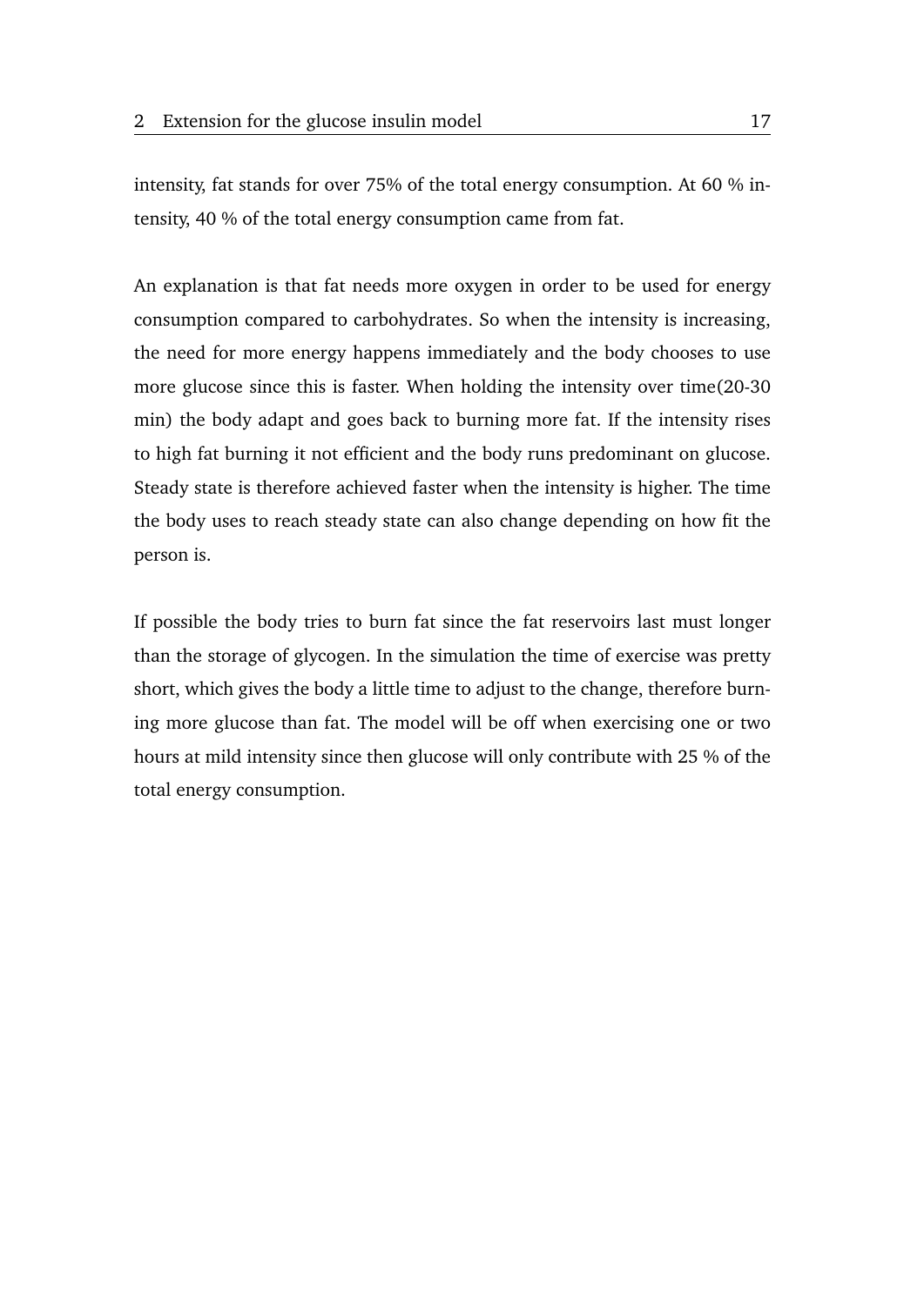intensity, fat stands for over 75% of the total energy consumption. At 60 % intensity, 40 % of the total energy consumption came from fat.

An explanation is that fat needs more oxygen in order to be used for energy consumption compared to carbohydrates. So when the intensity is increasing, the need for more energy happens immediately and the body chooses to use more glucose since this is faster. When holding the intensity over time(20-30 min) the body adapt and goes back to burning more fat. If the intensity rises to high fat burning it not efficient and the body runs predominant on glucose. Steady state is therefore achieved faster when the intensity is higher. The time the body uses to reach steady state can also change depending on how fit the person is.

If possible the body tries to burn fat since the fat reservoirs last must longer than the storage of glycogen. In the simulation the time of exercise was pretty short, which gives the body a little time to adjust to the change, therefore burning more glucose than fat. The model will be off when exercising one or two hours at mild intensity since then glucose will only contribute with 25 % of the total energy consumption.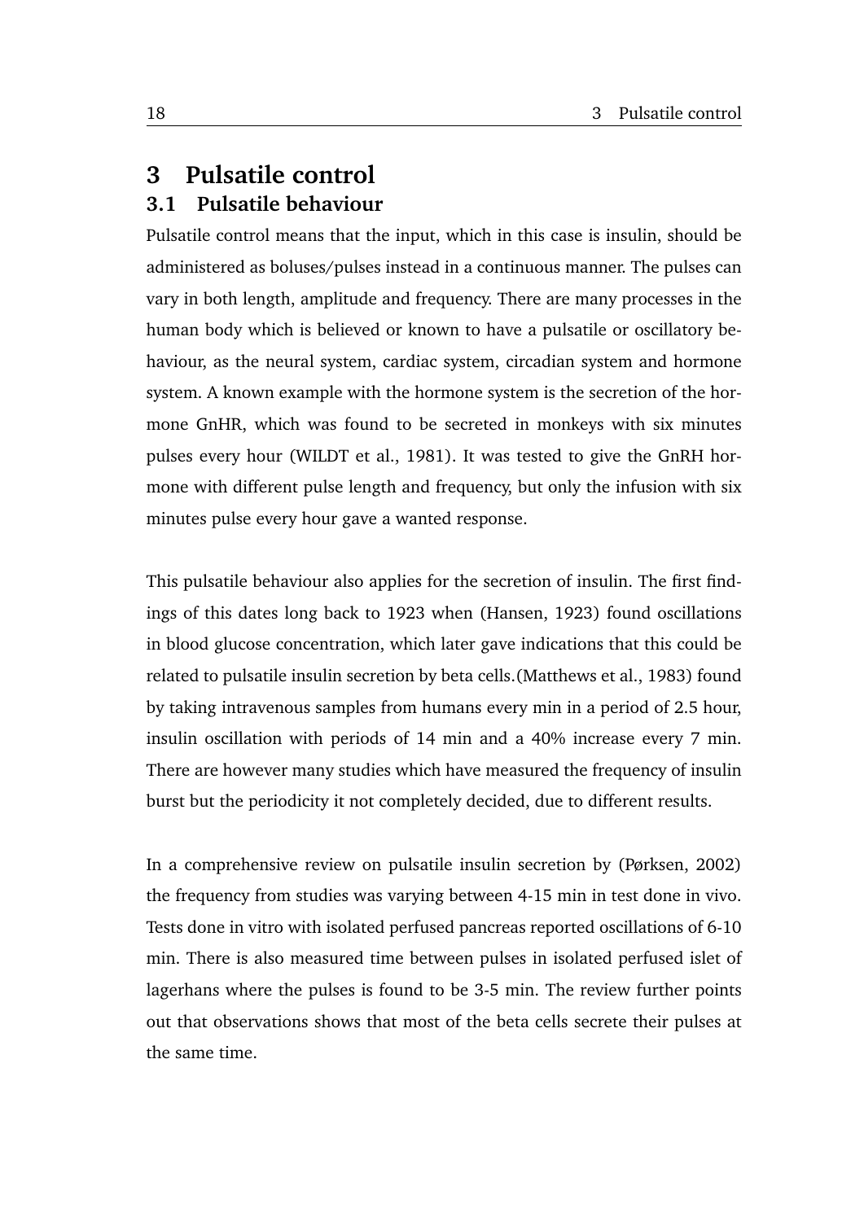# 3 Pulsatile control

## 3.1 Pulsatile behaviour

Pulsatile control means that the input, which in this case is insulin, should be administered as boluses/pulses instead in a continuous manner. The pulses can vary in both length, amplitude and frequency. There are many processes in the human body which is believed or known to have a pulsatile or oscillatory behaviour, as the neural system, cardiac system, circadian system and hormone system. A known example with the hormone system is the secretion of the hormone GnHR, which was found to be secreted in monkeys with six minutes pulses every hour (WILDT et al., 1981). It was tested to give the GnRH hormone with different pulse length and frequency, but only the infusion with six minutes pulse every hour gave a wanted response.

This pulsatile behaviour also applies for the secretion of insulin. The first findings of this dates long back to 1923 when (Hansen, 1923) found oscillations in blood glucose concentration, which later gave indications that this could be related to pulsatile insulin secretion by beta cells.(Matthews et al., 1983) found by taking intravenous samples from humans every min in a period of 2.5 hour, insulin oscillation with periods of 14 min and a 40% increase every 7 min. There are however many studies which have measured the frequency of insulin burst but the periodicity it not completely decided, due to different results.

In a comprehensive review on pulsatile insulin secretion by (Pørksen, 2002) the frequency from studies was varying between 4-15 min in test done in vivo. Tests done in vitro with isolated perfused pancreas reported oscillations of 6-10 min. There is also measured time between pulses in isolated perfused islet of lagerhans where the pulses is found to be 3-5 min. The review further points out that observations shows that most of the beta cells secrete their pulses at the same time.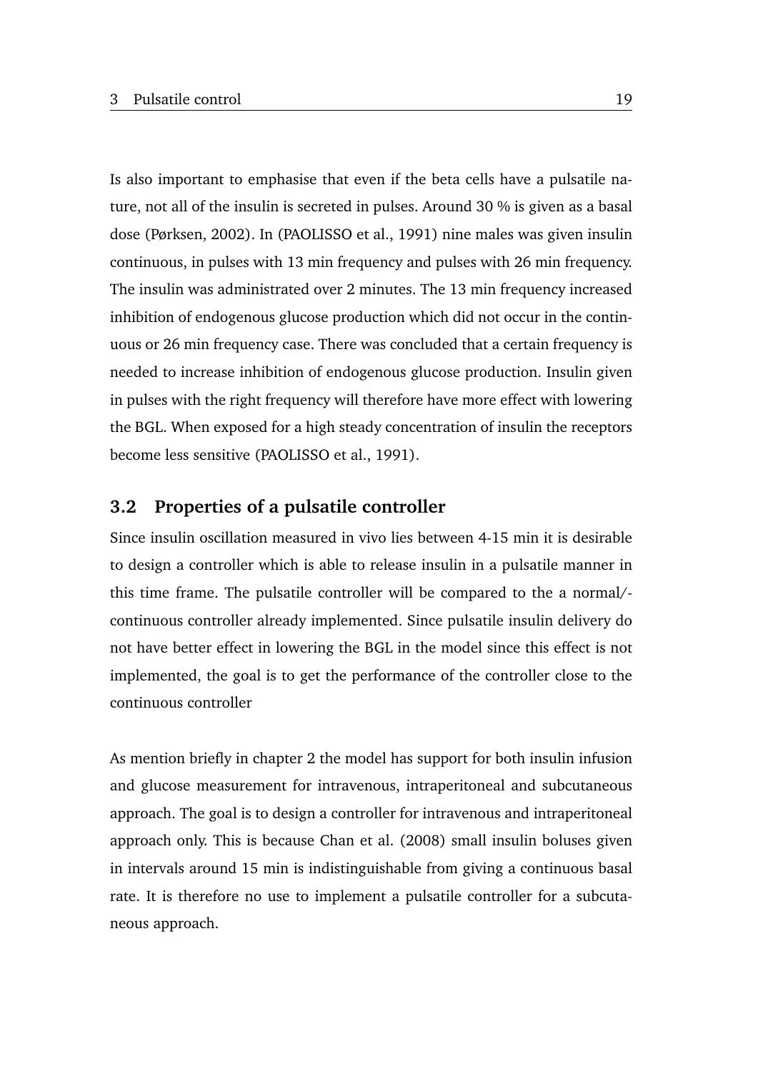Is also important to emphasise that even if the beta cells have a pulsatile nature, not all of the insulin is secreted in pulses. Around 30 % is given as a basal dose (Pørksen, 2002). In (PAOLISSO et al., 1991) nine males was given insulin continuous, in pulses with 13 min frequency and pulses with 26 min frequency. The insulin was administrated over 2 minutes. The 13 min frequency increased inhibition of endogenous glucose production which did not occur in the continuous or 26 min frequency case. There was concluded that a certain frequency is needed to increase inhibition of endogenous glucose production. Insulin given in pulses with the right frequency will therefore have more effect with lowering the BGL. When exposed for a high steady concentration of insulin the receptors become less sensitive (PAOLISSO et al., 1991).

## 3.2 Properties of a pulsatile controller

Since insulin oscillation measured in vivo lies between 4-15 min it is desirable to design a controller which is able to release insulin in a pulsatile manner in this time frame. The pulsatile controller will be compared to the a normal/-continuous controller already implemented. Since pulsatile insulin delivery do not have better effect in lowering the BGL in the model since this effect is not implemented, the goal is to get the performance of the controller close to the continuous controller

As mention briefly in chapter 2 the model has support for both insulin infusion and glucose measurement for intravenous, intraperitoneal and subcutaneous approach. The goal is to design a controller for intravenous and intraperitoneal approach only. This is because Chan et al. (2008) small insulin boluses given in intervals around 15 min is indistinguishable from giving a continuous basal rate. It is therefore no use to implement a pulsatile controller for a subcutaneous approach.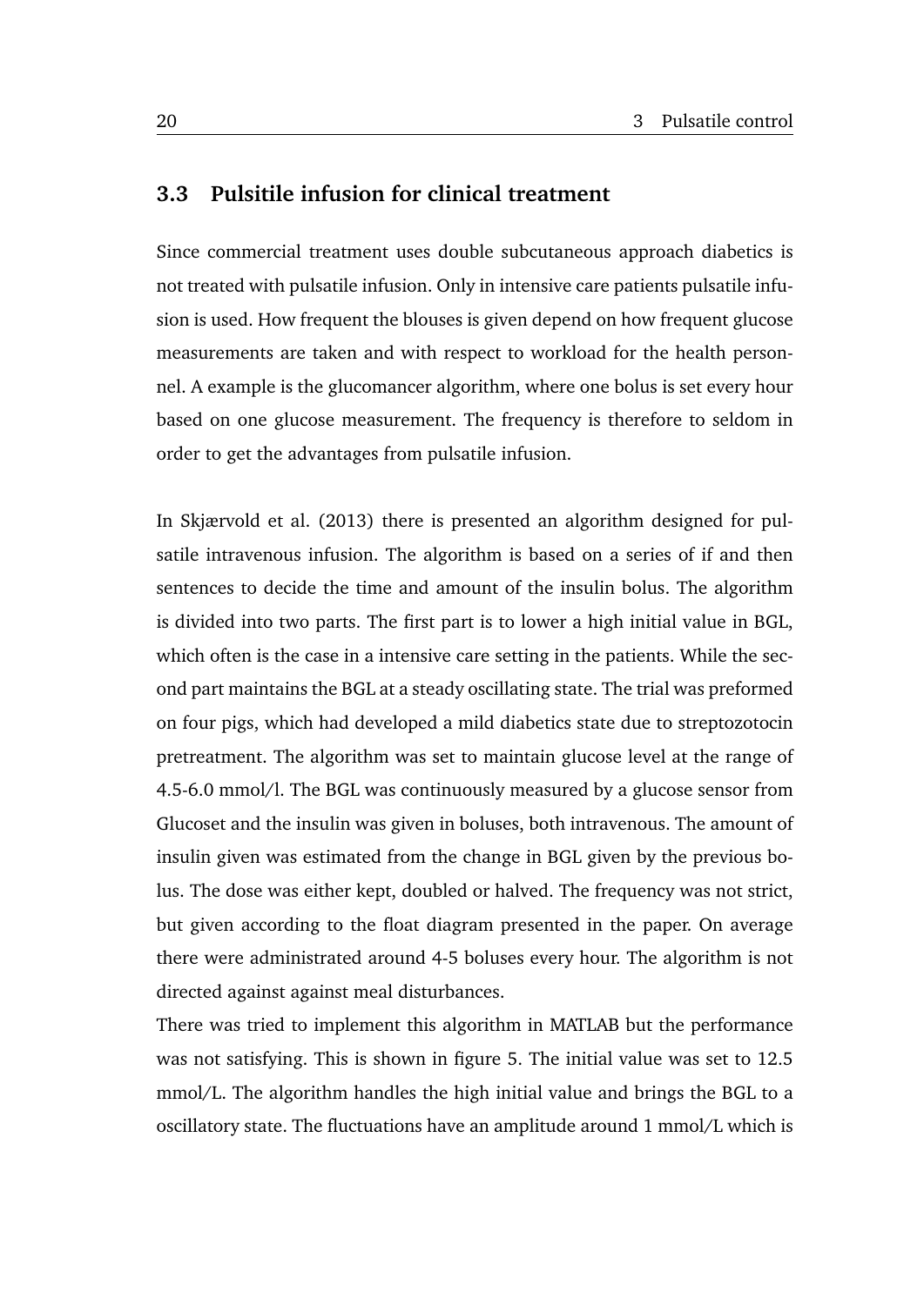## 3.3 Pulsitile infusion for clinical treatment

Since commercial treatment uses double subcutaneous approach diabetics is not treated with pulsatile infusion. Only in intensive care patients pulsatile infusion is used. How frequent the blouses is given depend on how frequent glucose measurements are taken and with respect to workload for the health personnel. A example is the glucomancer algorithm, where one bolus is set every hour based on one glucose measurement. The frequency is therefore to seldom in order to get the advantages from pulsatile infusion.

In Skjærvold et al. (2013) there is presented an algorithm designed for pulsatile intravenous infusion. The algorithm is based on a series of if and then sentences to decide the time and amount of the insulin bolus. The algorithm is divided into two parts. The first part is to lower a high initial value in BGL, which often is the case in a intensive care setting in the patients. While the second part maintains the BGL at a steady oscillating state. The trial was preformed on four pigs, which had developed a mild diabetics state due to streptozotocin pretreatment. The algorithm was set to maintain glucose level at the range of 4.5-6.0 mmol/l. The BGL was continuously measured by a glucose sensor from Glucoset and the insulin was given in boluses, both intravenous. The amount of insulin given was estimated from the change in BGL given by the previous bolus. The dose was either kept, doubled or halved. The frequency was not strict, but given according to the float diagram presented in the paper. On average there were administrated around 4-5 boluses every hour. The algorithm is not directed against against meal disturbances.
There was tried to implement this algorithm in MATLAB but the performance was not satisfying. This is shown in figure 5. The initial value was set to 12.5 mmol/L. The algorithm handles the high initial value and brings the BGL to a oscillatory state. The fluctuations have an amplitude around 1 mmol/L which is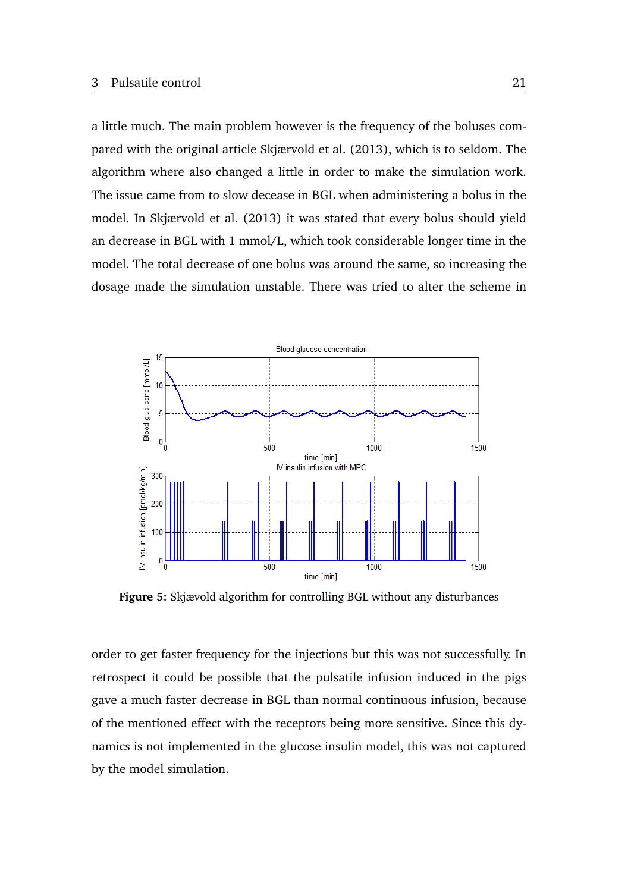a little much. The main problem however is the frequency of the boluses compared with the original article Skjærvold et al. (2013), which is to seldom. The algorithm where also changed a little in order to make the simulation work. The issue came from to slow decease in BGL when administering a bolus in the model. In Skjærvold et al. (2013) it was stated that every bolus should yield an decrease in BGL with 1 mmol/L, which took considerable longer time in the model. The total decrease of one bolus was around the same, so increasing the dosage made the simulation unstable. There was tried to alter the scheme in

**Figure 5:** Skjævold algorithm for controlling BGL without any disturbances

order to get faster frequency for the injections but this was not successfully. In retrospect it could be possible that the pulsatile infusion induced in the pigs gave a much faster decrease in BGL than normal continuous infusion, because of the mentioned effect with the receptors being more sensitive. Since this dynamics is not implemented in the glucose insulin model, this was not captured by the model simulation.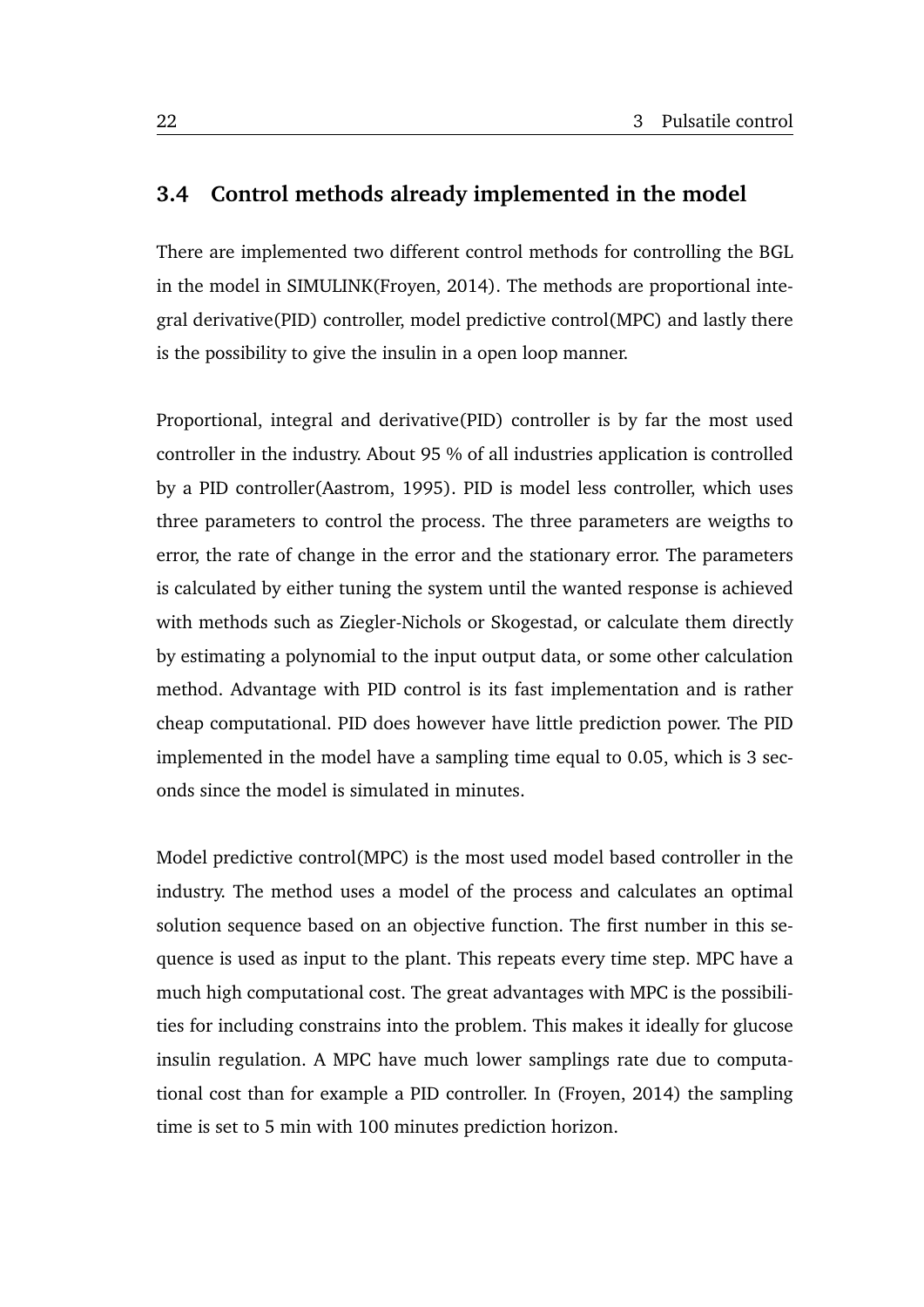## 3.4 Control methods already implemented in the model

There are implemented two different control methods for controlling the BGL in the model in SIMULINK(Froyen, 2014). The methods are proportional integral derivative(PID) controller, model predictive control(MPC) and lastly there is the possibility to give the insulin in a open loop manner.

Proportional, integral and derivative(PID) controller is by far the most used controller in the industry. About 95 % of all industries application is controlled by a PID controller(Aastrom, 1995). PID is model less controller, which uses three parameters to control the process. The three parameters are weigths to error, the rate of change in the error and the stationary error. The parameters is calculated by either tuning the system until the wanted response is achieved with methods such as Ziegler-Nichols or Skogestad, or calculate them directly by estimating a polynomial to the input output data, or some other calculation method. Advantage with PID control is its fast implementation and is rather cheap computational. PID does however have little prediction power. The PID implemented in the model have a sampling time equal to 0.05, which is 3 seconds since the model is simulated in minutes.

Model predictive control(MPC) is the most used model based controller in the industry. The method uses a model of the process and calculates an optimal solution sequence based on an objective function. The first number in this sequence is used as input to the plant. This repeats every time step. MPC have a much high computational cost. The great advantages with MPC is the possibilities for including constrains into the problem. This makes it ideally for glucose insulin regulation. A MPC have much lower samplings rate due to computational cost than for example a PID controller. In (Froyen, 2014) the sampling time is set to 5 min with 100 minutes prediction horizon.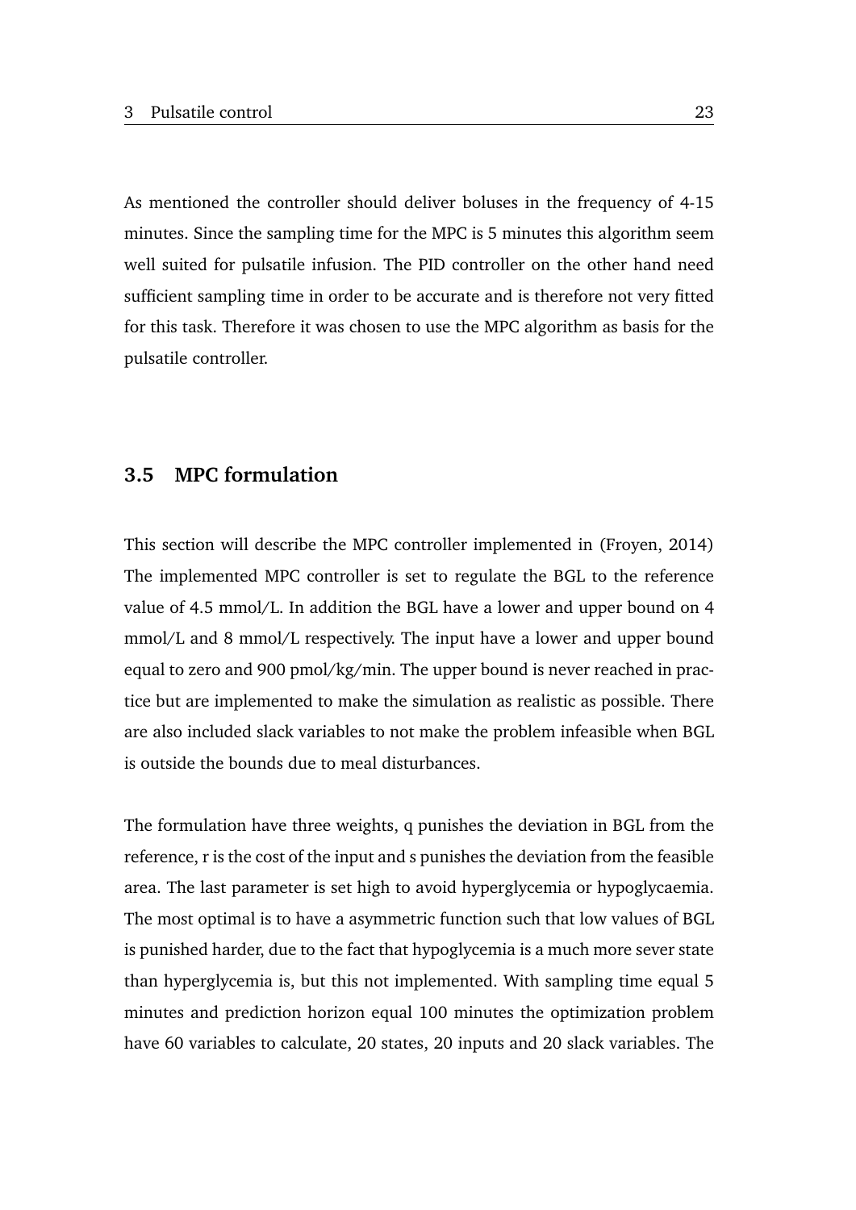As mentioned the controller should deliver boluses in the frequency of 4-15 minutes. Since the sampling time for the MPC is 5 minutes this algorithm seem well suited for pulsatile infusion. The PID controller on the other hand need sufficient sampling time in order to be accurate and is therefore not very fitted for this task. Therefore it was chosen to use the MPC algorithm as basis for the pulsatile controller.

## 3.5 MPC formulation

This section will describe the MPC controller implemented in (Froyen, 2014) The implemented MPC controller is set to regulate the BGL to the reference value of 4.5 mmol/L. In addition the BGL have a lower and upper bound on 4 mmol/L and 8 mmol/L respectively. The input have a lower and upper bound equal to zero and 900 pmol/kg/min. The upper bound is never reached in practice but are implemented to make the simulation as realistic as possible. There are also included slack variables to not make the problem infeasible when BGL is outside the bounds due to meal disturbances.

The formulation have three weights, q punishes the deviation in BGL from the reference, r is the cost of the input and s punishes the deviation from the feasible area. The last parameter is set high to avoid hyperglycemia or hypoglycaemia. The most optimal is to have a asymmetric function such that low values of BGL is punished harder, due to the fact that hypoglycemia is a much more sever state than hyperglycemia is, but this not implemented. With sampling time equal 5 minutes and prediction horizon equal 100 minutes the optimization problem have 60 variables to calculate, 20 states, 20 inputs and 20 slack variables. The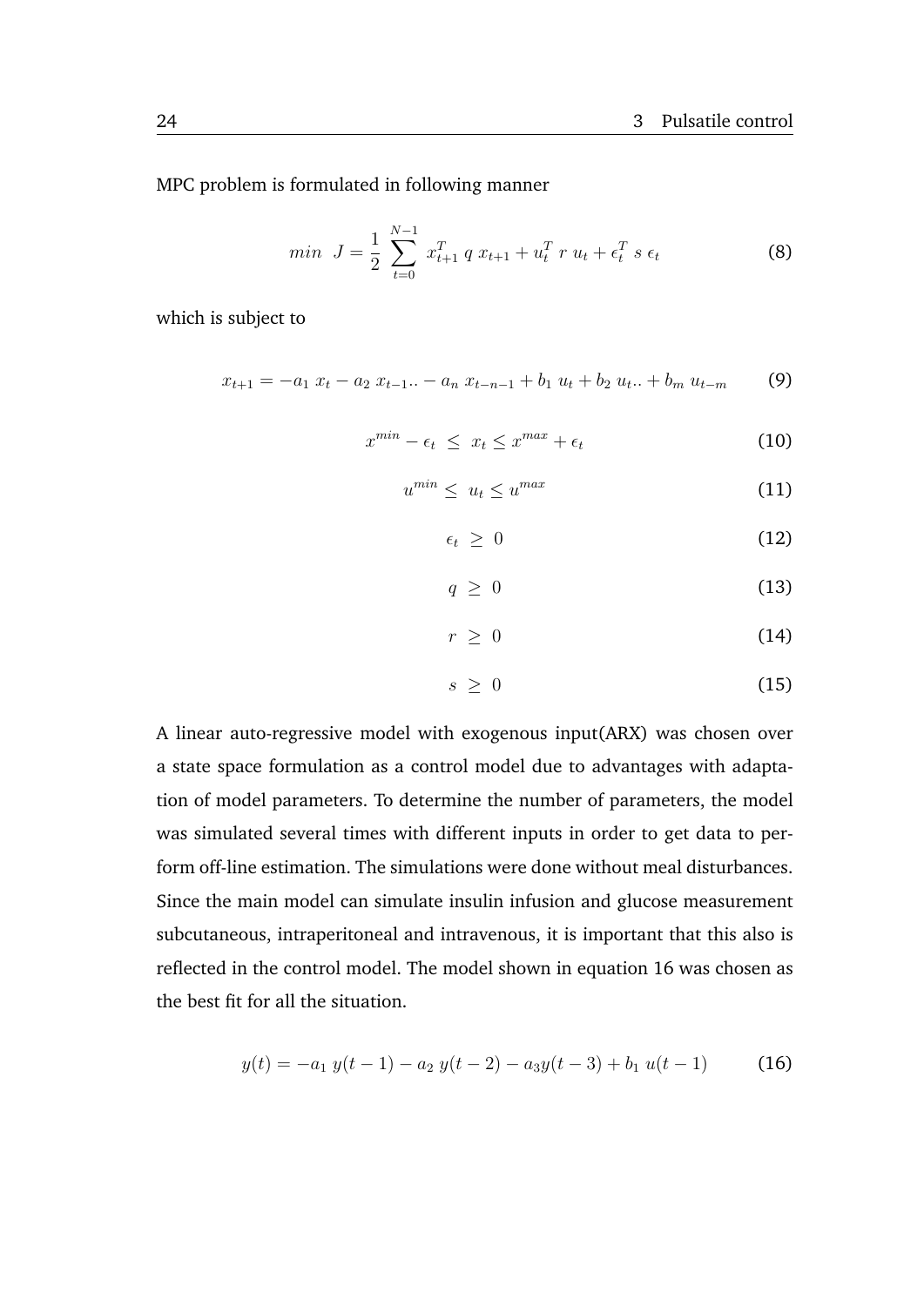MPC problem is formulated in following manner

$$min \;\; J = \frac{1}{2} \sum_{t=0}^{N-1} x_{t+1}^T \; q \; x_{t+1} + u_t^T \; r \; u_t + \epsilon_t^T \; s \; \epsilon_t \tag{8}$$

which is subject to

$$x_{t+1} = -a_1 \; x_t - a_2 \; x_{t-1} .. - a_n \; x_{t-n-1} + b_1 \; u_t + b_2 \; u_t .. + b_m \; u_{t-m} \tag{9}$$

$$x^{min} - \epsilon_t \; \leq \; x_t \leq x^{max} + \epsilon_t \tag{10}$$

$$u^{min} \leq \; u_t \leq u^{max} \tag{11}$$

$$\epsilon_t \; \geq \; 0 \tag{12}$$

$$q \; \geq \; 0 \tag{13}$$

$$r \; \geq \; 0 \tag{14}$$

$$s \; \geq \; 0 \tag{15}$$

A linear auto-regressive model with exogenous input(ARX) was chosen over a state space formulation as a control model due to advantages with adaptation of model parameters. To determine the number of parameters, the model was simulated several times with different inputs in order to get data to perform off-line estimation. The simulations were done without meal disturbances. Since the main model can simulate insulin infusion and glucose measurement subcutaneous, intraperitoneal and intravenous, it is important that this also is reflected in the control model. The model shown in equation 16 was chosen as the best fit for all the situation.

$$y(t) = -a_1 \; y(t-1) - a_2 \; y(t-2) - a_3 y(t-3) + b_1 \; u(t-1) \tag{16}$$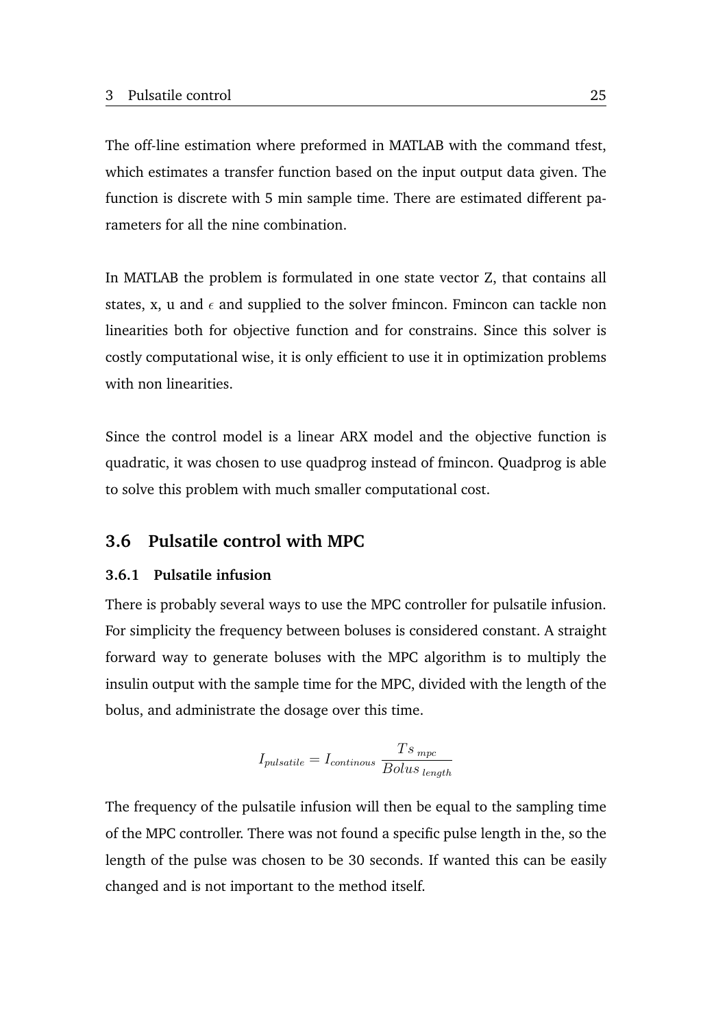The off-line estimation where preformed in MATLAB with the command tfest, which estimates a transfer function based on the input output data given. The function is discrete with 5 min sample time. There are estimated different parameters for all the nine combination.

In MATLAB the problem is formulated in one state vector Z, that contains all states, x, u and $\epsilon$ and supplied to the solver fmincon. Fmincon can tackle non linearities both for objective function and for constrains. Since this solver is costly computational wise, it is only efficient to use it in optimization problems with non linearities.

Since the control model is a linear ARX model and the objective function is quadratic, it was chosen to use quadprog instead of fmincon. Quadprog is able to solve this problem with much smaller computational cost.

## 3.6 Pulsatile control with MPC

### 3.6.1 Pulsatile infusion

There is probably several ways to use the MPC controller for pulsatile infusion. For simplicity the frequency between boluses is considered constant. A straight forward way to generate boluses with the MPC algorithm is to multiply the insulin output with the sample time for the MPC, divided with the length of the bolus, and administrate the dosage over this time.

$$I_{pulsatile} = I_{continous} \frac{Ts_{\,mpc}}{Bolus_{\,length}}$$

The frequency of the pulsatile infusion will then be equal to the sampling time of the MPC controller. There was not found a specific pulse length in the, so the length of the pulse was chosen to be 30 seconds. If wanted this can be easily changed and is not important to the method itself.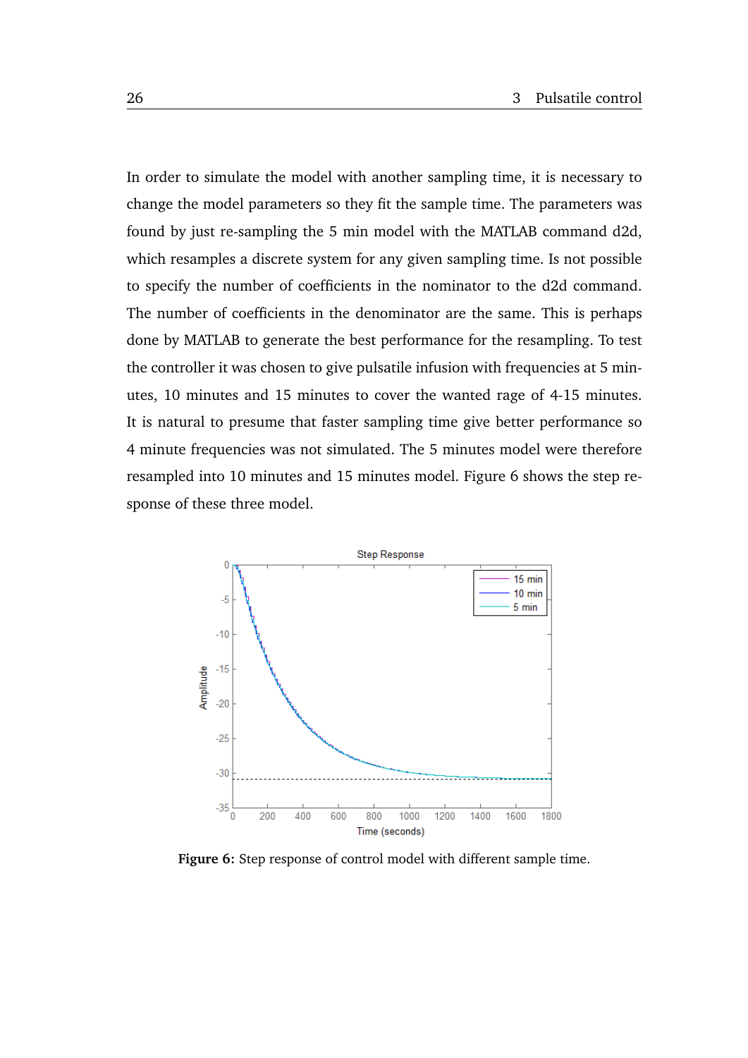In order to simulate the model with another sampling time, it is necessary to change the model parameters so they fit the sample time. The parameters was found by just re-sampling the 5 min model with the MATLAB command d2d, which resamples a discrete system for any given sampling time. Is not possible to specify the number of coefficients in the nominator to the d2d command. The number of coefficients in the denominator are the same. This is perhaps done by MATLAB to generate the best performance for the resampling. To test the controller it was chosen to give pulsatile infusion with frequencies at 5 minutes, 10 minutes and 15 minutes to cover the wanted rage of 4-15 minutes. It is natural to presume that faster sampling time give better performance so 4 minute frequencies was not simulated. The 5 minutes model were therefore resampled into 10 minutes and 15 minutes model. Figure 6 shows the step response of these three model.

**Figure 6:** Step response of control model with different sample time.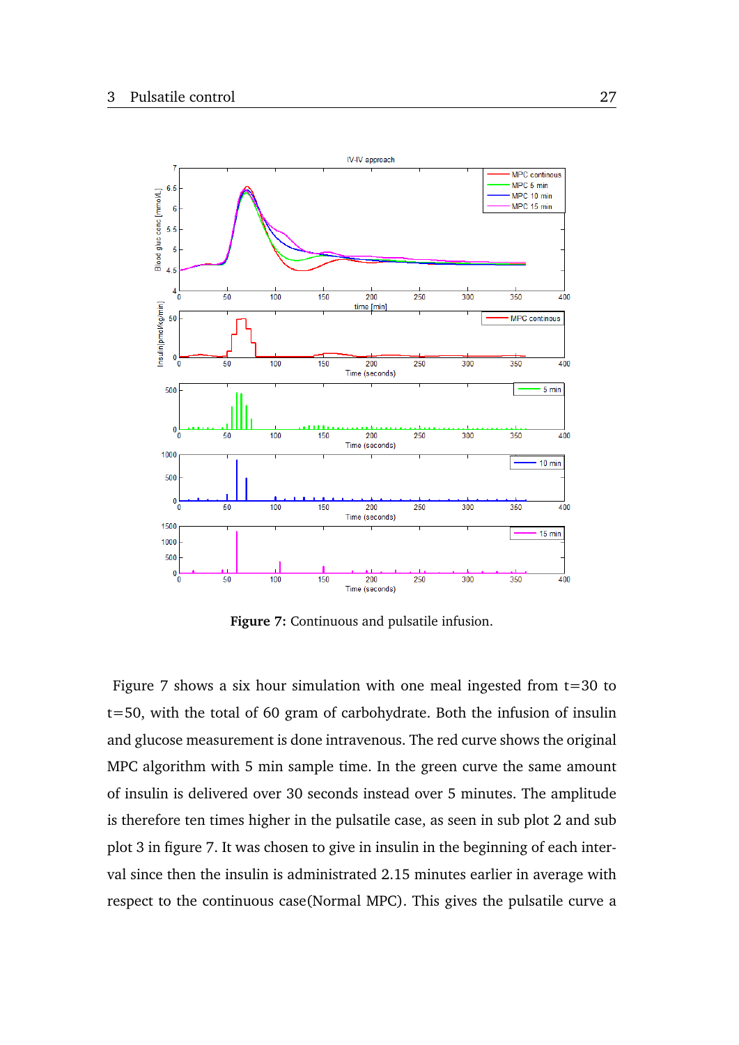**Figure 7:** Continuous and pulsatile infusion.

Figure 7 shows a six hour simulation with one meal ingested from t=30 to t=50, with the total of 60 gram of carbohydrate. Both the infusion of insulin and glucose measurement is done intravenous. The red curve shows the original MPC algorithm with 5 min sample time. In the green curve the same amount of insulin is delivered over 30 seconds instead over 5 minutes. The amplitude is therefore ten times higher in the pulsatile case, as seen in sub plot 2 and sub plot 3 in figure 7. It was chosen to give in insulin in the beginning of each interval since then the insulin is administrated 2.15 minutes earlier in average with respect to the continuous case(Normal MPC). This gives the pulsatile curve a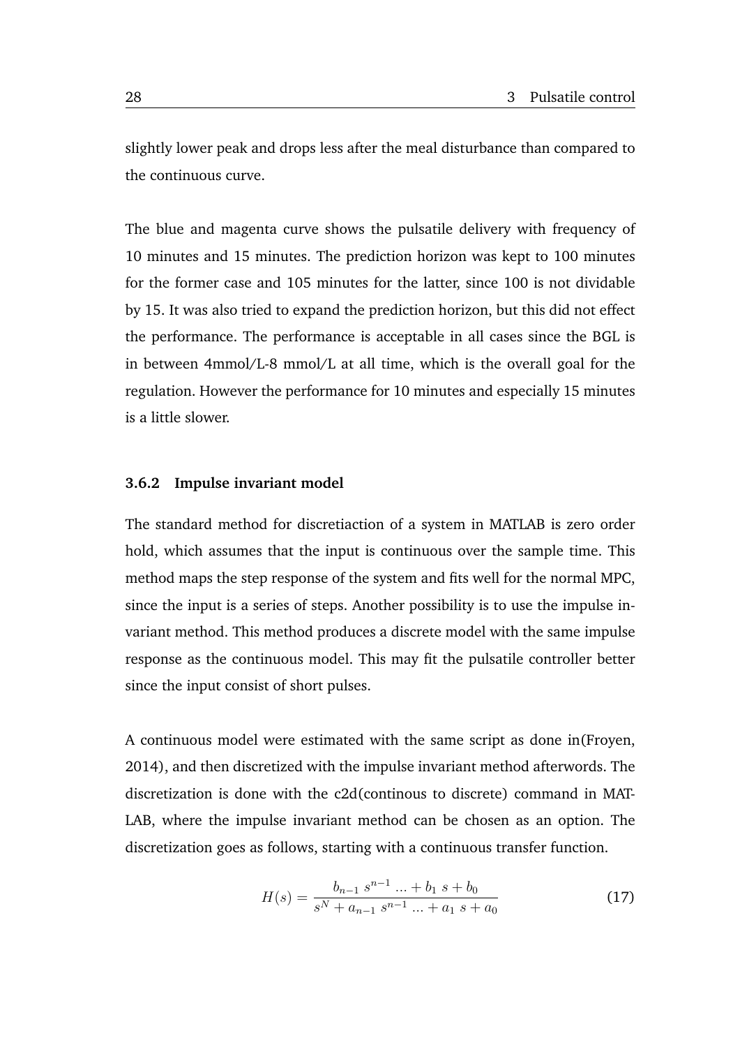slightly lower peak and drops less after the meal disturbance than compared to the continuous curve.

The blue and magenta curve shows the pulsatile delivery with frequency of 10 minutes and 15 minutes. The prediction horizon was kept to 100 minutes for the former case and 105 minutes for the latter, since 100 is not dividable by 15. It was also tried to expand the prediction horizon, but this did not effect the performance. The performance is acceptable in all cases since the BGL is in between 4mmol/L-8 mmol/L at all time, which is the overall goal for the regulation. However the performance for 10 minutes and especially 15 minutes is a little slower.

### 3.6.2 Impulse invariant model

The standard method for discretiaction of a system in MATLAB is zero order hold, which assumes that the input is continuous over the sample time. This method maps the step response of the system and fits well for the normal MPC, since the input is a series of steps. Another possibility is to use the impulse invariant method. This method produces a discrete model with the same impulse response as the continuous model. This may fit the pulsatile controller better since the input consist of short pulses.

A continuous model were estimated with the same script as done in(Froyen, 2014), and then discretized with the impulse invariant method afterwords. The discretization is done with the c2d(continous to discrete) command in MATLAB, where the impulse invariant method can be chosen as an option. The discretization goes as follows, starting with a continuous transfer function.

$$H(s) = \frac{b_{n-1}\ s^{n-1}\ ... + b_1\ s + b_0}{s^N + a_{n-1}\ s^{n-1}\ ... + a_1\ s + a_0} \tag{17}$$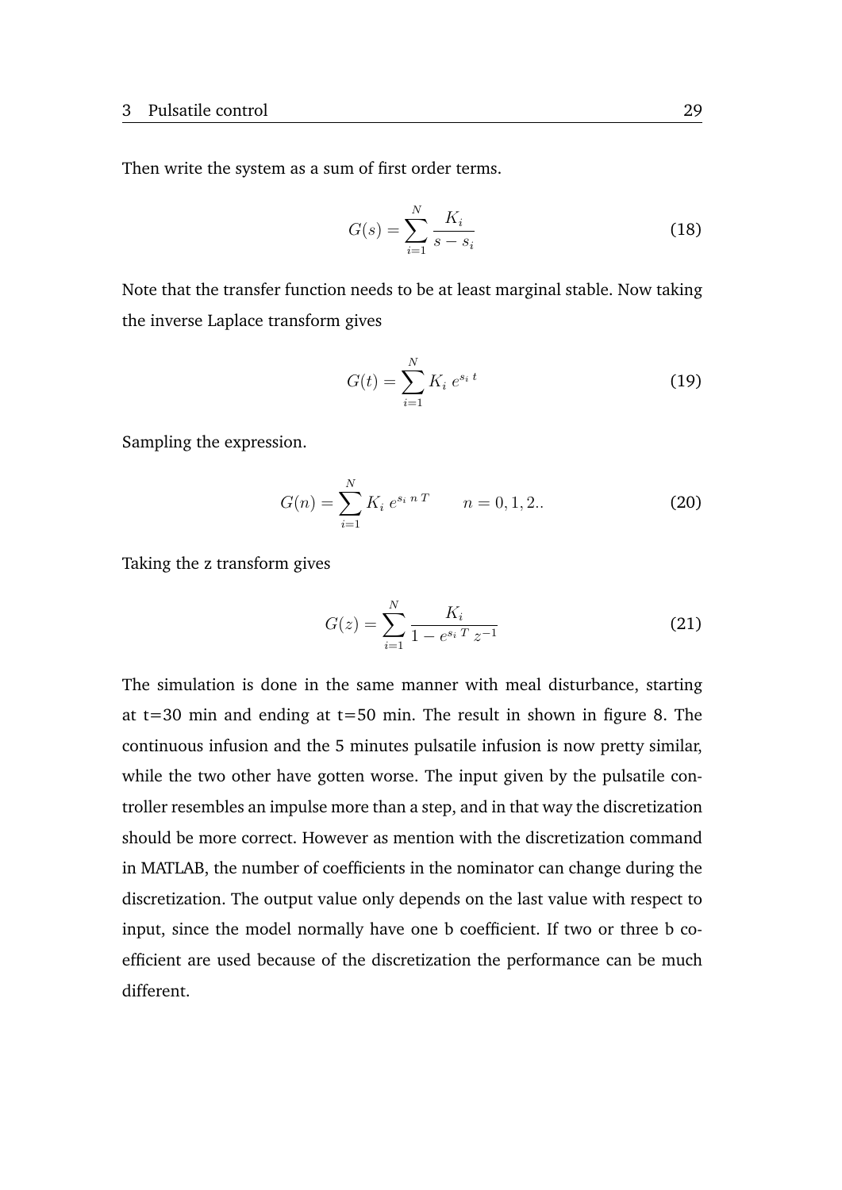Then write the system as a sum of first order terms.

$$G(s) = \sum_{i=1}^{N} \frac{K_i}{s - s_i} \tag{18}$$

Note that the transfer function needs to be at least marginal stable. Now taking the inverse Laplace transform gives

$$G(t) = \sum_{i=1}^{N} K_i \; e^{s_i \; t} \tag{19}$$

Sampling the expression.

$$G(n) = \sum_{i=1}^{N} K_i \; e^{s_i \; n \; T} \qquad n = 0, 1, 2.. \tag{20}$$

Taking the z transform gives

$$G(z) = \sum_{i=1}^{N} \frac{K_i}{1 - e^{s_i \; T} \; z^{-1}} \tag{21}$$

The simulation is done in the same manner with meal disturbance, starting at t=30 min and ending at t=50 min. The result in shown in figure 8. The continuous infusion and the 5 minutes pulsatile infusion is now pretty similar, while the two other have gotten worse. The input given by the pulsatile controller resembles an impulse more than a step, and in that way the discretization should be more correct. However as mention with the discretization command in MATLAB, the number of coefficients in the nominator can change during the discretization. The output value only depends on the last value with respect to input, since the model normally have one b coefficient. If two or three b coefficient are used because of the discretization the performance can be much different.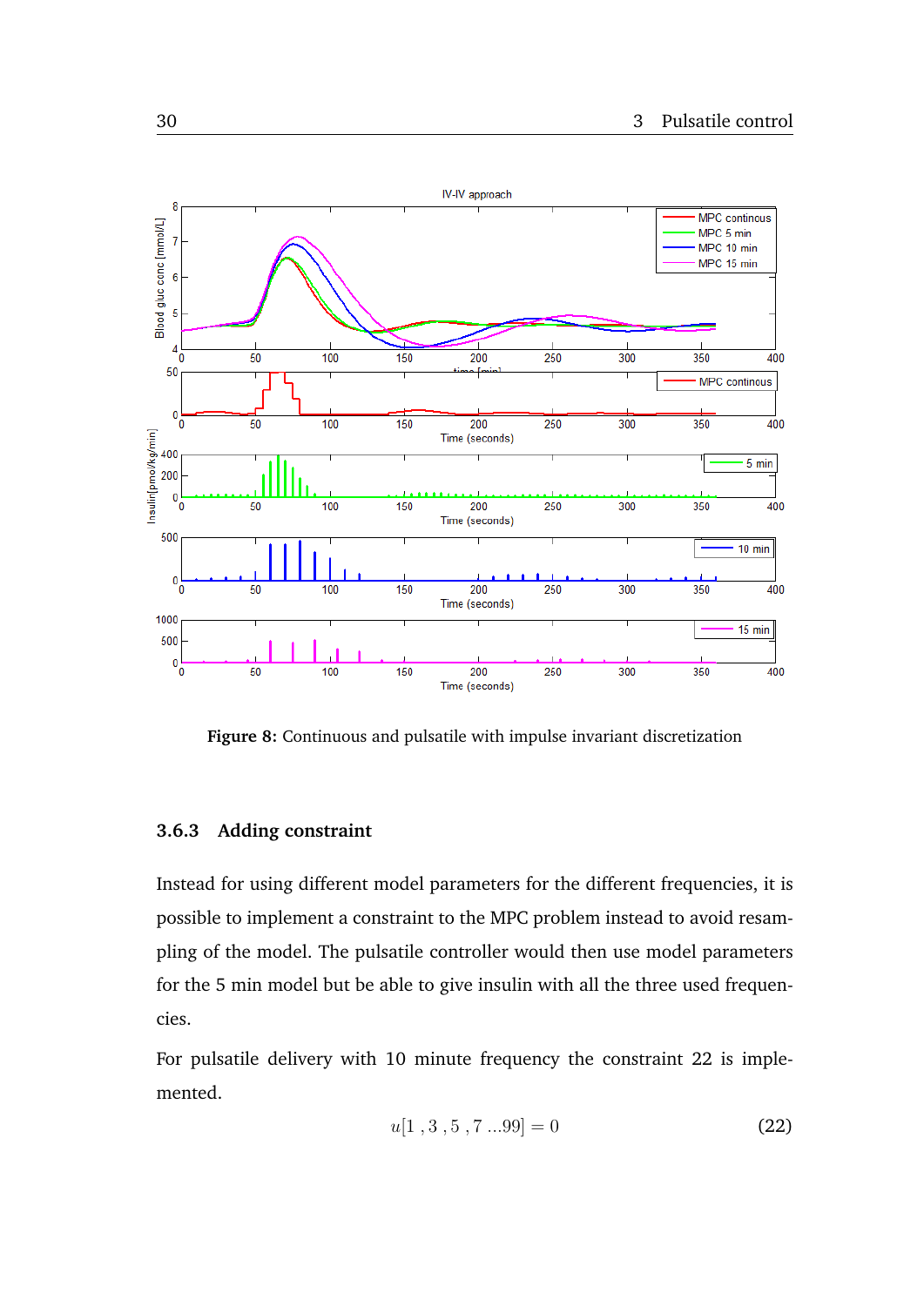Figure 8: Continuous and pulsatile with impulse invariant discretization

### 3.6.3 Adding constraint

Instead for using different model parameters for the different frequencies, it is possible to implement a constraint to the MPC problem instead to avoid resampling of the model. The pulsatile controller would then use model parameters for the 5 min model but be able to give insulin with all the three used frequencies.

For pulsatile delivery with 10 minute frequency the constraint 22 is implemented.

$$u[1\ ,3\ ,5\ ,7\ ...99] = 0 \tag{22}$$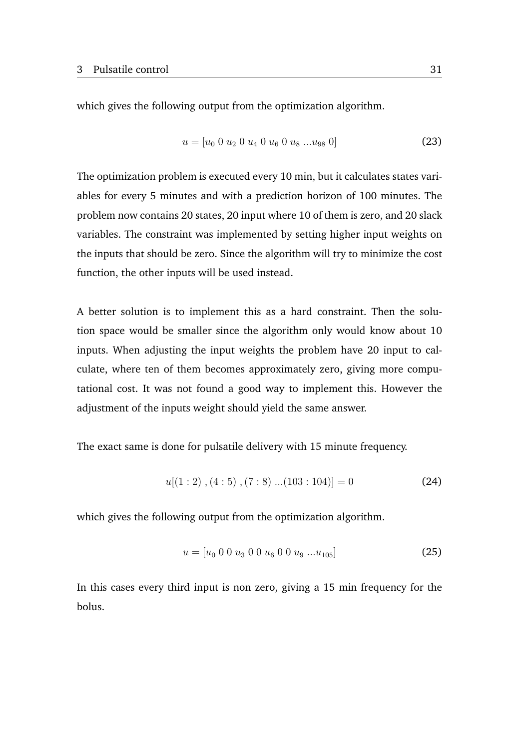which gives the following output from the optimization algorithm.

$$u = [u_0 \; 0 \; u_2 \; 0 \; u_4 \; 0 \; u_6 \; 0 \; u_8 \; ...u_{98} \; 0] \tag{23}$$

The optimization problem is executed every 10 min, but it calculates states variables for every 5 minutes and with a prediction horizon of 100 minutes. The problem now contains 20 states, 20 input where 10 of them is zero, and 20 slack variables. The constraint was implemented by setting higher input weights on the inputs that should be zero. Since the algorithm will try to minimize the cost function, the other inputs will be used instead.

A better solution is to implement this as a hard constraint. Then the solution space would be smaller since the algorithm only would know about 10 inputs. When adjusting the input weights the problem have 20 input to calculate, where ten of them becomes approximately zero, giving more computational cost. It was not found a good way to implement this. However the adjustment of the inputs weight should yield the same answer.

The exact same is done for pulsatile delivery with 15 minute frequency.

$$u[(1:2)\;,(4:5)\;,(7:8)\;...(103:104)] = 0 \tag{24}$$

which gives the following output from the optimization algorithm.

$$u = [u_0 \; 0 \; 0 \; u_3 \; 0 \; 0 \; u_6 \; 0 \; 0 \; u_9 \; ...u_{105}] \tag{25}$$

In this cases every third input is non zero, giving a 15 min frequency for the bolus.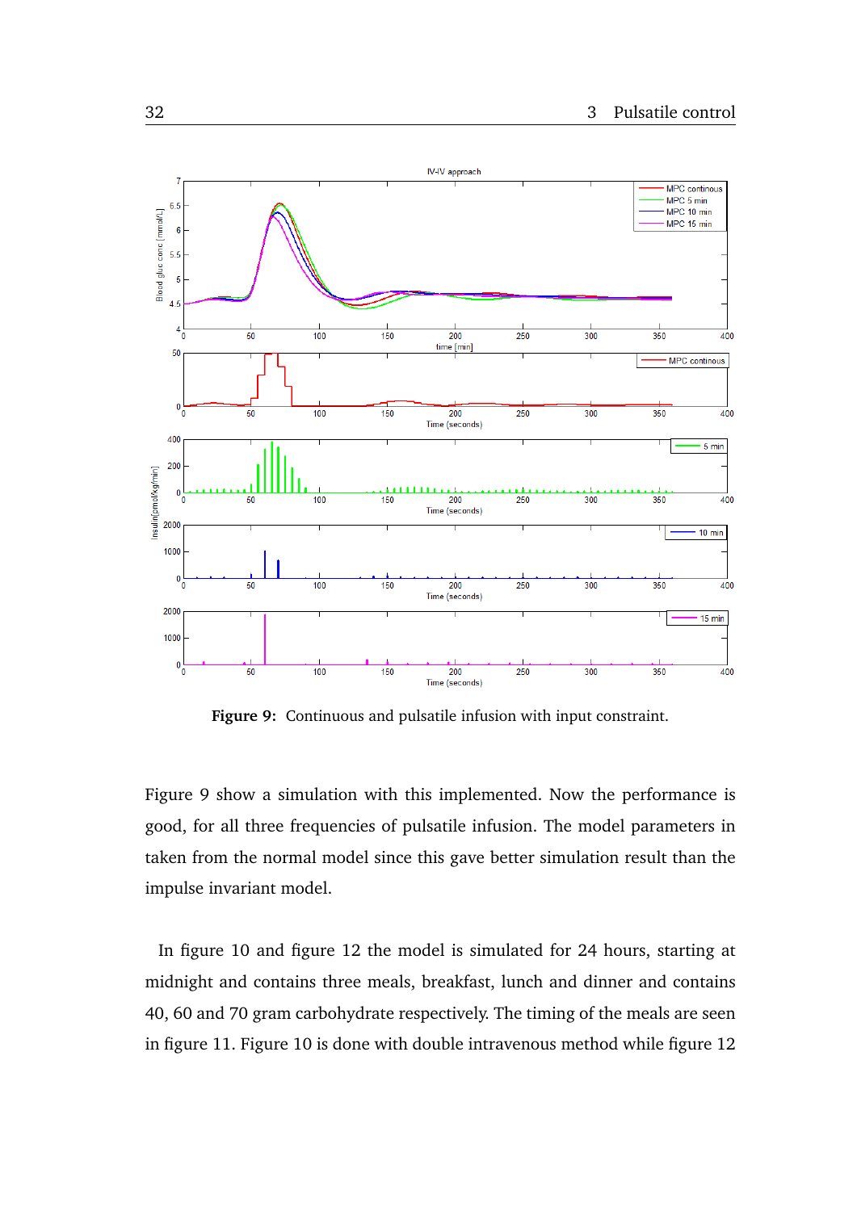**Figure 9:** Continuous and pulsatile infusion with input constraint.

Figure 9 show a simulation with this implemented. Now the performance is good, for all three frequencies of pulsatile infusion. The model parameters in taken from the normal model since this gave better simulation result than the impulse invariant model.

In figure 10 and figure 12 the model is simulated for 24 hours, starting at midnight and contains three meals, breakfast, lunch and dinner and contains 40, 60 and 70 gram carbohydrate respectively. The timing of the meals are seen in figure 11. Figure 10 is done with double intravenous method while figure 12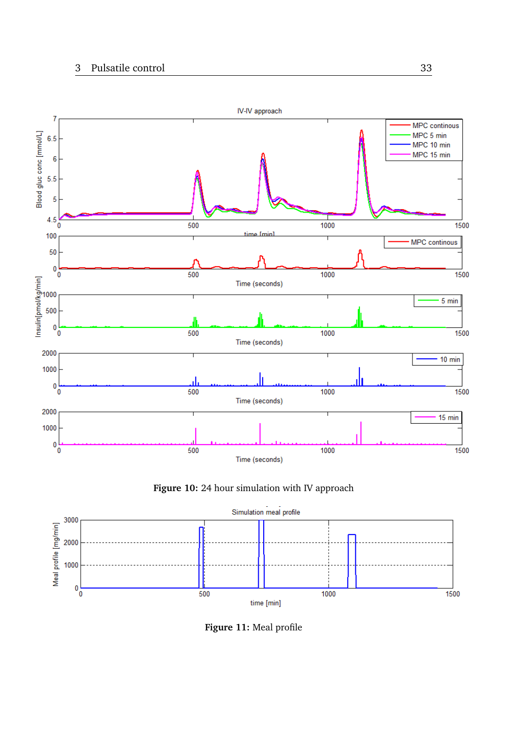Figure 10: 24 hour simulation with IV approach

Figure 11: Meal profile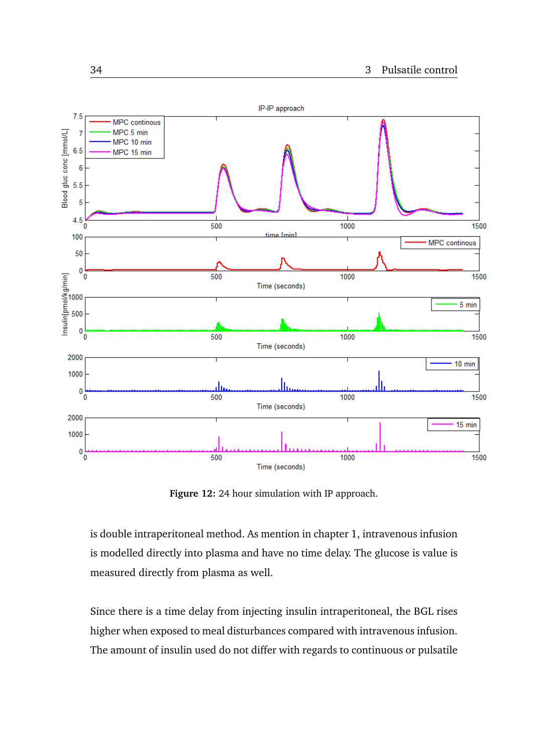**Figure 12:** 24 hour simulation with IP approach.

is double intraperitoneal method. As mention in chapter 1, intravenous infusion is modelled directly into plasma and have no time delay. The glucose is value is measured directly from plasma as well.

Since there is a time delay from injecting insulin intraperitoneal, the BGL rises higher when exposed to meal disturbances compared with intravenous infusion. The amount of insulin used do not differ with regards to continuous or pulsatile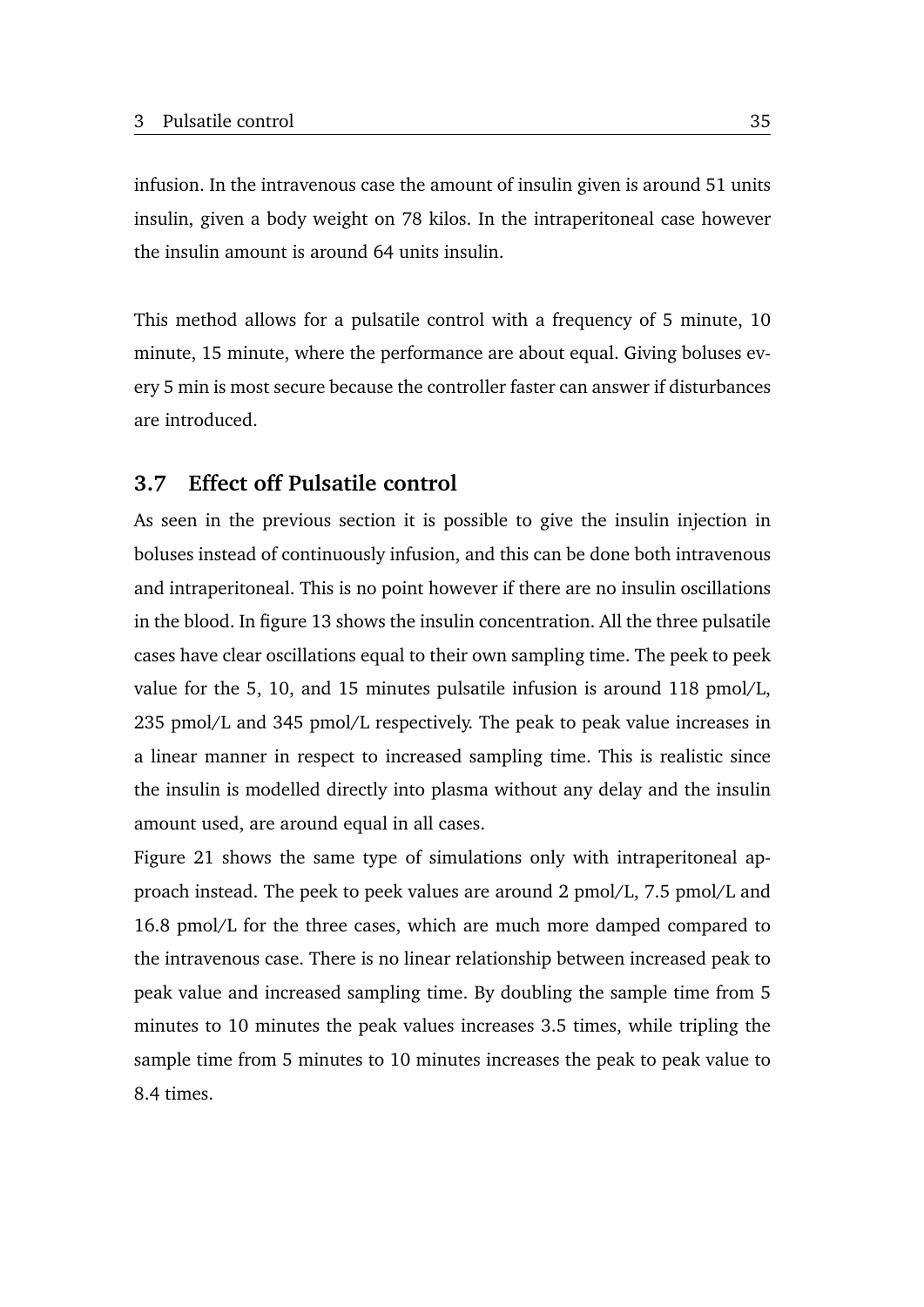infusion. In the intravenous case the amount of insulin given is around 51 units insulin, given a body weight on 78 kilos. In the intraperitoneal case however the insulin amount is around 64 units insulin.

This method allows for a pulsatile control with a frequency of 5 minute, 10 minute, 15 minute, where the performance are about equal. Giving boluses every 5 min is most secure because the controller faster can answer if disturbances are introduced.

## 3.7 Effect off Pulsatile control

As seen in the previous section it is possible to give the insulin injection in boluses instead of continuously infusion, and this can be done both intravenous and intraperitoneal. This is no point however if there are no insulin oscillations in the blood. In figure 13 shows the insulin concentration. All the three pulsatile cases have clear oscillations equal to their own sampling time. The peek to peek value for the 5, 10, and 15 minutes pulsatile infusion is around 118 pmol/L, 235 pmol/L and 345 pmol/L respectively. The peak to peak value increases in a linear manner in respect to increased sampling time. This is realistic since the insulin is modelled directly into plasma without any delay and the insulin amount used, are around equal in all cases.
Figure 21 shows the same type of simulations only with intraperitoneal approach instead. The peek to peek values are around 2 pmol/L, 7.5 pmol/L and 16.8 pmol/L for the three cases, which are much more damped compared to the intravenous case. There is no linear relationship between increased peak to peak value and increased sampling time. By doubling the sample time from 5 minutes to 10 minutes the peak values increases 3.5 times, while tripling the sample time from 5 minutes to 10 minutes increases the peak to peak value to 8.4 times.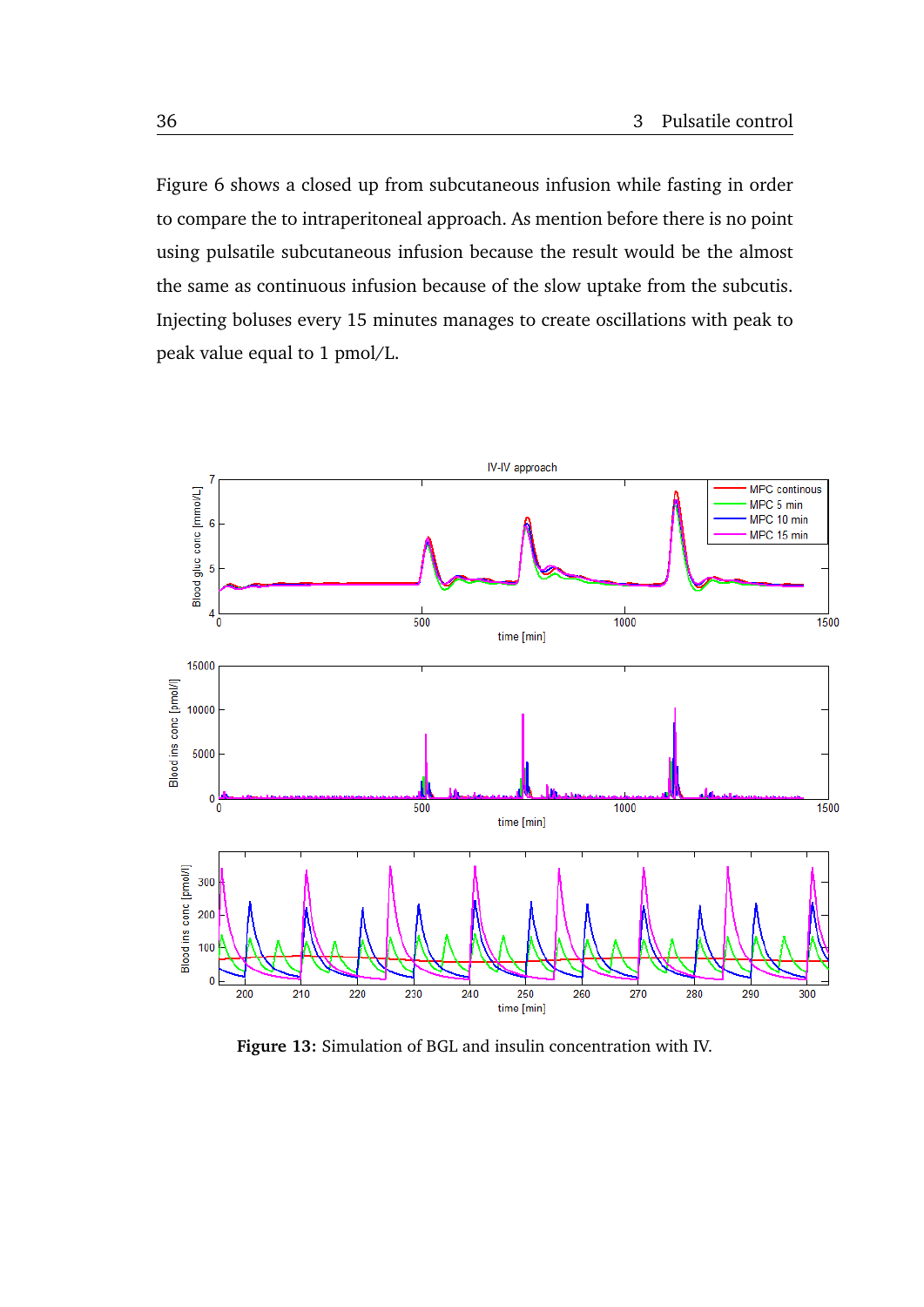Figure 6 shows a closed up from subcutaneous infusion while fasting in order to compare the to intraperitoneal approach. As mention before there is no point using pulsatile subcutaneous infusion because the result would be the almost the same as continuous infusion because of the slow uptake from the subcutis. Injecting boluses every 15 minutes manages to create oscillations with peak to peak value equal to 1 pmol/L.

**Figure 13:** Simulation of BGL and insulin concentration with IV.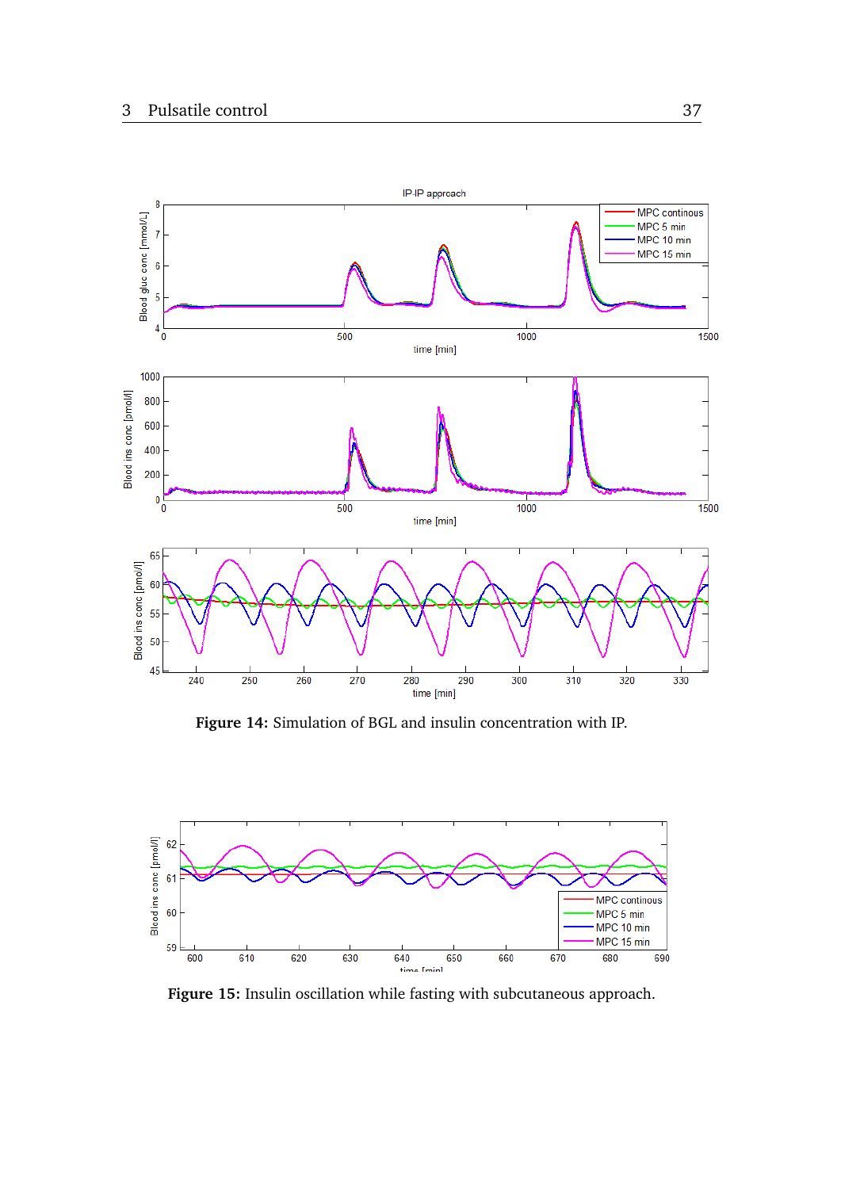**Figure 14:** Simulation of BGL and insulin concentration with IP.

**Figure 15:** Insulin oscillation while fasting with subcutaneous approach.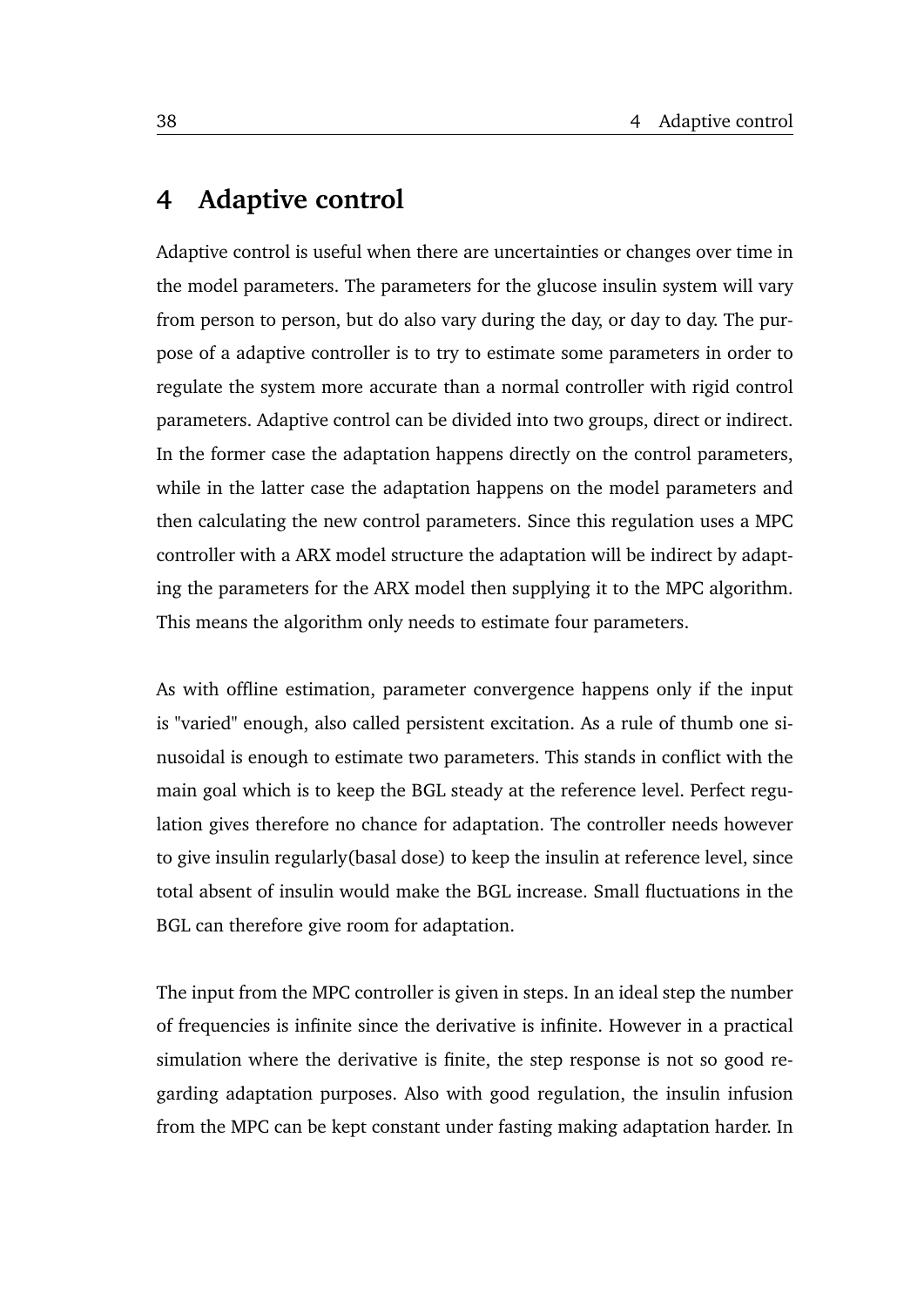# 4 Adaptive control

Adaptive control is useful when there are uncertainties or changes over time in the model parameters. The parameters for the glucose insulin system will vary from person to person, but do also vary during the day, or day to day. The purpose of a adaptive controller is to try to estimate some parameters in order to regulate the system more accurate than a normal controller with rigid control parameters. Adaptive control can be divided into two groups, direct or indirect. In the former case the adaptation happens directly on the control parameters, while in the latter case the adaptation happens on the model parameters and then calculating the new control parameters. Since this regulation uses a MPC controller with a ARX model structure the adaptation will be indirect by adapting the parameters for the ARX model then supplying it to the MPC algorithm. This means the algorithm only needs to estimate four parameters.

As with offline estimation, parameter convergence happens only if the input is "varied" enough, also called persistent excitation. As a rule of thumb one sinusoidal is enough to estimate two parameters. This stands in conflict with the main goal which is to keep the BGL steady at the reference level. Perfect regulation gives therefore no chance for adaptation. The controller needs however to give insulin regularly(basal dose) to keep the insulin at reference level, since total absent of insulin would make the BGL increase. Small fluctuations in the BGL can therefore give room for adaptation.

The input from the MPC controller is given in steps. In an ideal step the number of frequencies is infinite since the derivative is infinite. However in a practical simulation where the derivative is finite, the step response is not so good regarding adaptation purposes. Also with good regulation, the insulin infusion from the MPC can be kept constant under fasting making adaptation harder. In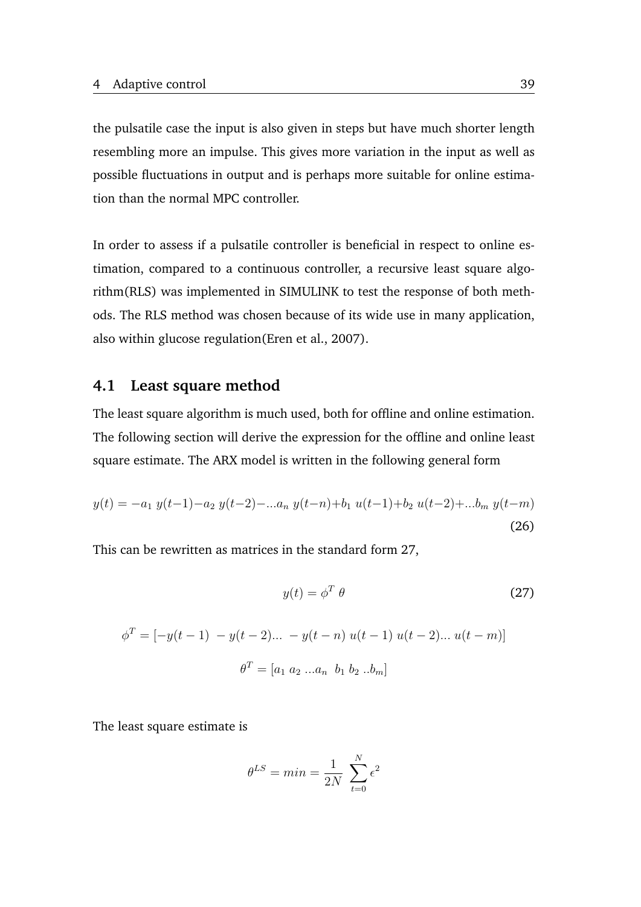the pulsatile case the input is also given in steps but have much shorter length resembling more an impulse. This gives more variation in the input as well as possible fluctuations in output and is perhaps more suitable for online estimation than the normal MPC controller.

In order to assess if a pulsatile controller is beneficial in respect to online estimation, compared to a continuous controller, a recursive least square algorithm(RLS) was implemented in SIMULINK to test the response of both methods. The RLS method was chosen because of its wide use in many application, also within glucose regulation(Eren et al., 2007).

## 4.1 Least square method

The least square algorithm is much used, both for offline and online estimation. The following section will derive the expression for the offline and online least square estimate. The ARX model is written in the following general form

$$y(t) = -a_1\ y(t{-}1){-}a_2\ y(t{-}2){-}...a_n\ y(t{-}n){+}b_1\ u(t{-}1){+}b_2\ u(t{-}2){+}...b_m\ y(t{-}m) \tag{26}$$

This can be rewritten as matrices in the standard form 27,

$$y(t) = \phi^T\ \theta \tag{27}$$

$$\phi^T = [-y(t-1)\ -y(t-2)...\ -y(t-n)\ u(t-1)\ u(t-2)...\ u(t-m)]$$

$$\theta^T = [a_1\ a_2\ ...a_n\ \ b_1\ b_2\ ..b_m]$$

The least square estimate is

$$\theta^{LS} = min = \frac{1}{2N}\ \sum_{t=0}^{N} \epsilon^2$$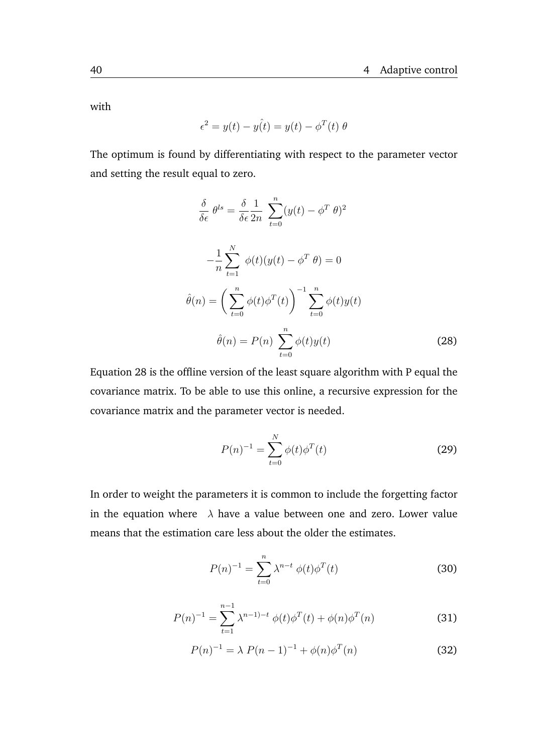with

$$\epsilon^2 = y(t) - \hat{y(t)} = y(t) - \phi^T(t)\ \theta$$

The optimum is found by differentiating with respect to the parameter vector and setting the result equal to zero.

$$\frac{\delta}{\delta \epsilon}\ \theta^{ls} = \frac{\delta}{\delta \epsilon}\frac{1}{2n}\ \sum_{t=0}^{n}(y(t) - \phi^T\ \theta)^2$$

$$-\frac{1}{n}\sum_{t=1}^{N}\ \phi(t)(y(t) - \phi^T\ \theta) = 0$$

$$\hat{\theta}(n) = \left(\sum_{t=0}^{n}\phi(t)\phi^T(t)\right)^{-1}\sum_{t=0}^{n}\phi(t)y(t)$$

$$\hat{\theta}(n) = P(n)\ \sum_{t=0}^{n}\phi(t)y(t) \tag{28}$$

Equation 28 is the offline version of the least square algorithm with P equal the covariance matrix. To be able to use this online, a recursive expression for the covariance matrix and the parameter vector is needed.

$$P(n)^{-1} = \sum_{t=0}^{N}\phi(t)\phi^T(t) \tag{29}$$

In order to weight the parameters it is common to include the forgetting factor in the equation where $\lambda$ have a value between one and zero. Lower value means that the estimation care less about the older the estimates.

$$P(n)^{-1} = \sum_{t=0}^{n}\lambda^{n-t}\ \phi(t)\phi^T(t) \tag{30}$$

$$P(n)^{-1} = \sum_{t=1}^{n-1}\lambda^{n-1)-t}\ \phi(t)\phi^T(t) + \phi(n)\phi^T(n) \tag{31}$$

$$P(n)^{-1} = \lambda\ P(n-1)^{-1} + \phi(n)\phi^T(n) \tag{32}$$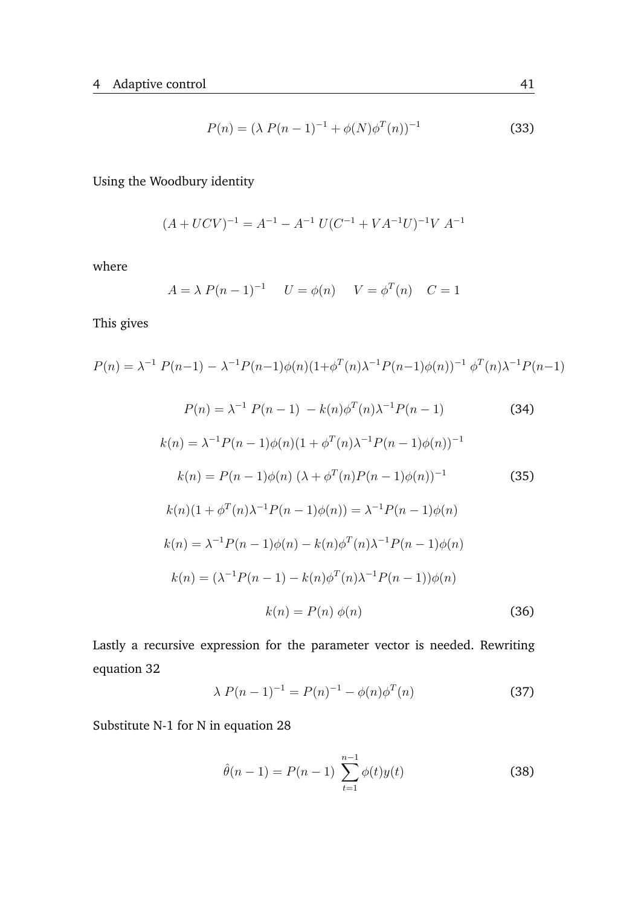$$P(n) = (\lambda \; P(n-1)^{-1} + \phi(N)\phi^T(n))^{-1} \tag{33}$$

Using the Woodbury identity

$$(A + UCV)^{-1} = A^{-1} - A^{-1} \; U(C^{-1} + VA^{-1}U)^{-1}V \; A^{-1}$$

where

$$A = \lambda \; P(n-1)^{-1} \quad U = \phi(n) \quad V = \phi^T(n) \quad C = 1$$

This gives

$$P(n) = \lambda^{-1} \; P(n-1) - \lambda^{-1}P(n-1)\phi(n)(1+\phi^T(n)\lambda^{-1}P(n-1)\phi(n))^{-1} \; \phi^T(n)\lambda^{-1}P(n-1)$$

$$P(n) = \lambda^{-1} \; P(n-1) \; - k(n)\phi^T(n)\lambda^{-1}P(n-1) \tag{34}$$

$$k(n) = \lambda^{-1}P(n-1)\phi(n)(1 + \phi^T(n)\lambda^{-1}P(n-1)\phi(n))^{-1}$$

$$k(n) = P(n-1)\phi(n) \; (\lambda + \phi^T(n)P(n-1)\phi(n))^{-1} \tag{35}$$

$$k(n)(1 + \phi^T(n)\lambda^{-1}P(n-1)\phi(n)) = \lambda^{-1}P(n-1)\phi(n)$$

$$k(n) = \lambda^{-1}P(n-1)\phi(n) - k(n)\phi^T(n)\lambda^{-1}P(n-1)\phi(n)$$

$$k(n) = (\lambda^{-1}P(n-1) - k(n)\phi^T(n)\lambda^{-1}P(n-1))\phi(n)$$

$$k(n) = P(n) \; \phi(n) \tag{36}$$

Lastly a recursive expression for the parameter vector is needed. Rewriting equation 32

$$\lambda \; P(n-1)^{-1} = P(n)^{-1} - \phi(n)\phi^T(n) \tag{37}$$

Substitute N-1 for N in equation 28

$$\hat{\theta}(n-1) = P(n-1) \; \sum_{t=1}^{n-1} \phi(t)y(t) \tag{38}$$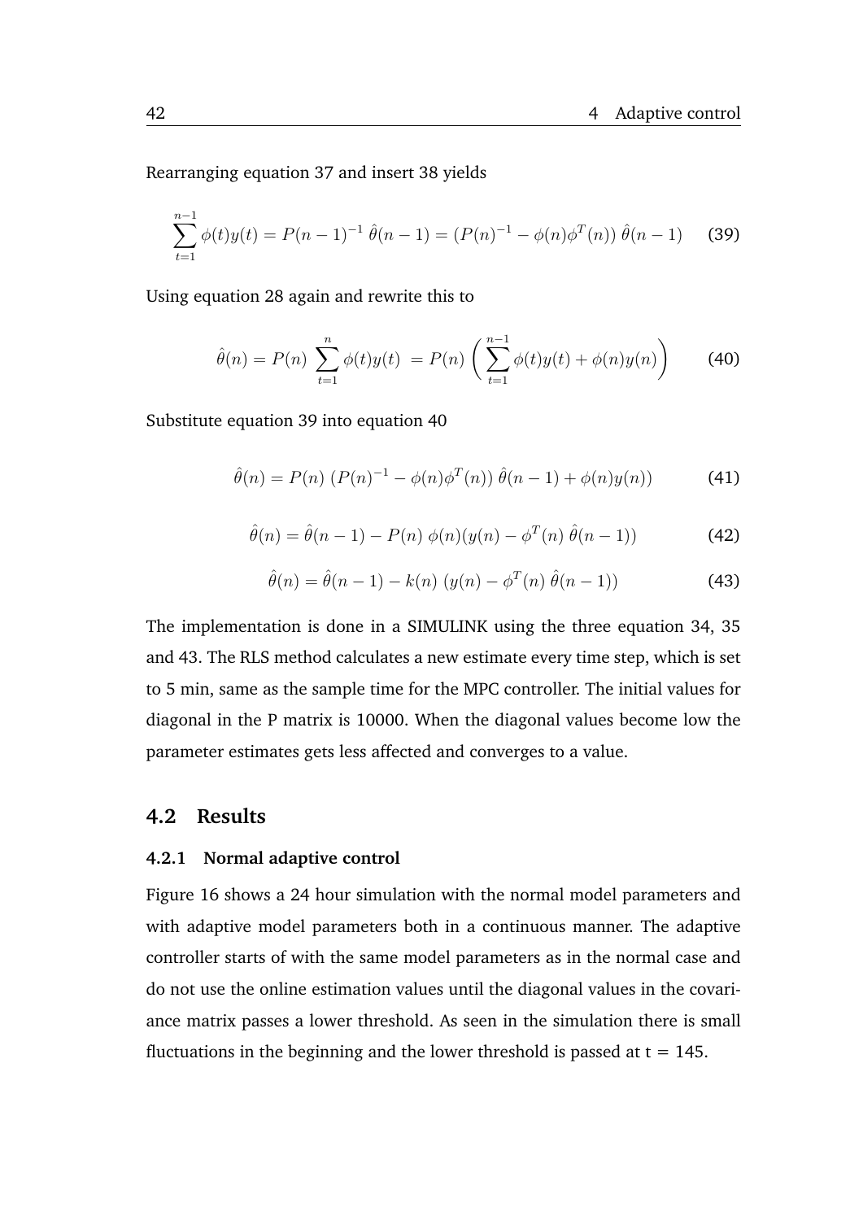Rearranging equation 37 and insert 38 yields

$$\sum_{t=1}^{n-1} \phi(t)y(t) = P(n-1)^{-1}\,\hat{\theta}(n-1) = (P(n)^{-1} - \phi(n)\phi^T(n))\,\hat{\theta}(n-1) \tag{39}$$

Using equation 28 again and rewrite this to

$$\hat{\theta}(n) = P(n)\,\sum_{t=1}^{n} \phi(t)y(t)\; = P(n)\left(\sum_{t=1}^{n-1} \phi(t)y(t) + \phi(n)y(n)\right) \tag{40}$$

Substitute equation 39 into equation 40

$$\hat{\theta}(n) = P(n)\,(P(n)^{-1} - \phi(n)\phi^T(n))\,\hat{\theta}(n-1) + \phi(n)y(n)) \tag{41}$$

$$\hat{\theta}(n) = \hat{\theta}(n-1) - P(n)\,\phi(n)(y(n) - \phi^T(n)\,\hat{\theta}(n-1)) \tag{42}$$

$$\hat{\theta}(n) = \hat{\theta}(n-1) - k(n)\,(y(n) - \phi^T(n)\,\hat{\theta}(n-1)) \tag{43}$$

The implementation is done in a SIMULINK using the three equation 34, 35 and 43. The RLS method calculates a new estimate every time step, which is set to 5 min, same as the sample time for the MPC controller. The initial values for diagonal in the P matrix is 10000. When the diagonal values become low the parameter estimates gets less affected and converges to a value.

## 4.2 Results

### 4.2.1 Normal adaptive control

Figure 16 shows a 24 hour simulation with the normal model parameters and with adaptive model parameters both in a continuous manner. The adaptive controller starts of with the same model parameters as in the normal case and do not use the online estimation values until the diagonal values in the covariance matrix passes a lower threshold. As seen in the simulation there is small fluctuations in the beginning and the lower threshold is passed at t = 145.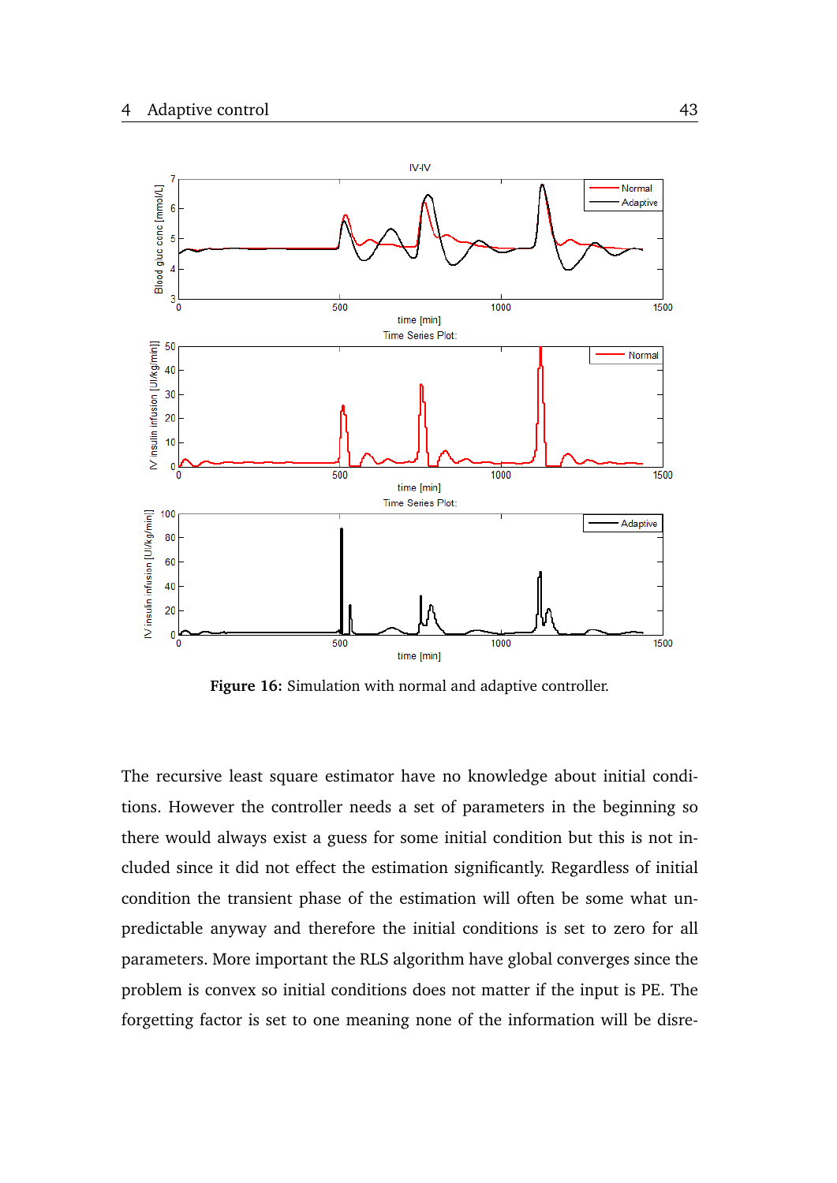**Figure 16:** Simulation with normal and adaptive controller.

The recursive least square estimator have no knowledge about initial conditions. However the controller needs a set of parameters in the beginning so there would always exist a guess for some initial condition but this is not included since it did not effect the estimation significantly. Regardless of initial condition the transient phase of the estimation will often be some what unpredictable anyway and therefore the initial conditions is set to zero for all parameters. More important the RLS algorithm have global converges since the problem is convex so initial conditions does not matter if the input is PE. The forgetting factor is set to one meaning none of the information will be disre-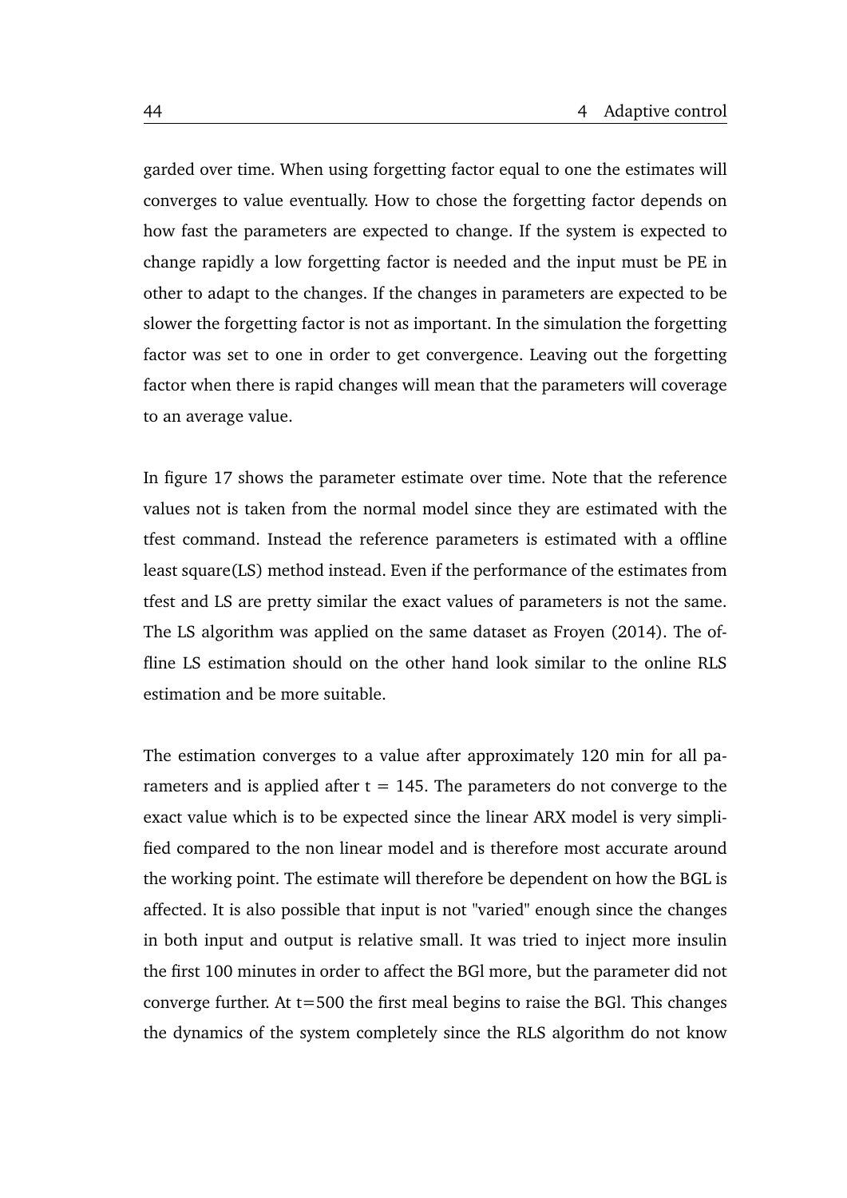garded over time. When using forgetting factor equal to one the estimates will converges to value eventually. How to chose the forgetting factor depends on how fast the parameters are expected to change. If the system is expected to change rapidly a low forgetting factor is needed and the input must be PE in other to adapt to the changes. If the changes in parameters are expected to be slower the forgetting factor is not as important. In the simulation the forgetting factor was set to one in order to get convergence. Leaving out the forgetting factor when there is rapid changes will mean that the parameters will coverage to an average value.

In figure 17 shows the parameter estimate over time. Note that the reference values not is taken from the normal model since they are estimated with the tfest command. Instead the reference parameters is estimated with a offline least square(LS) method instead. Even if the performance of the estimates from tfest and LS are pretty similar the exact values of parameters is not the same. The LS algorithm was applied on the same dataset as Froyen (2014). The offline LS estimation should on the other hand look similar to the online RLS estimation and be more suitable.

The estimation converges to a value after approximately 120 min for all parameters and is applied after $t = 145$. The parameters do not converge to the exact value which is to be expected since the linear ARX model is very simplified compared to the non linear model and is therefore most accurate around the working point. The estimate will therefore be dependent on how the BGL is affected. It is also possible that input is not "varied" enough since the changes in both input and output is relative small. It was tried to inject more insulin the first 100 minutes in order to affect the BGl more, but the parameter did not converge further. At $t=500$ the first meal begins to raise the BGl. This changes the dynamics of the system completely since the RLS algorithm do not know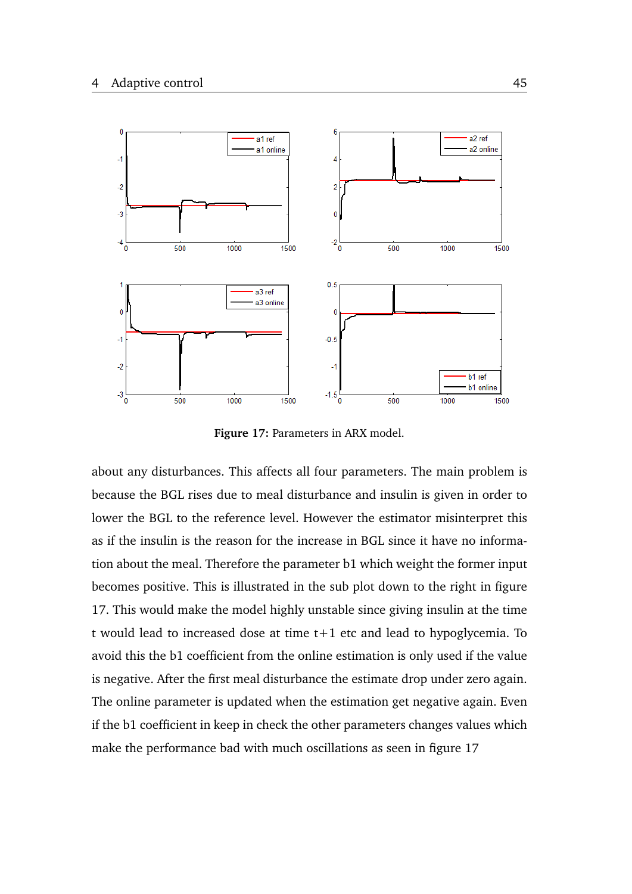Figure 17: Parameters in ARX model.

about any disturbances. This affects all four parameters. The main problem is because the BGL rises due to meal disturbance and insulin is given in order to lower the BGL to the reference level. However the estimator misinterpret this as if the insulin is the reason for the increase in BGL since it have no information about the meal. Therefore the parameter b1 which weight the former input becomes positive. This is illustrated in the sub plot down to the right in figure 17. This would make the model highly unstable since giving insulin at the time t would lead to increased dose at time t+1 etc and lead to hypoglycemia. To avoid this the b1 coefficient from the online estimation is only used if the value is negative. After the first meal disturbance the estimate drop under zero again. The online parameter is updated when the estimation get negative again. Even if the b1 coefficient in keep in check the other parameters changes values which make the performance bad with much oscillations as seen in figure 17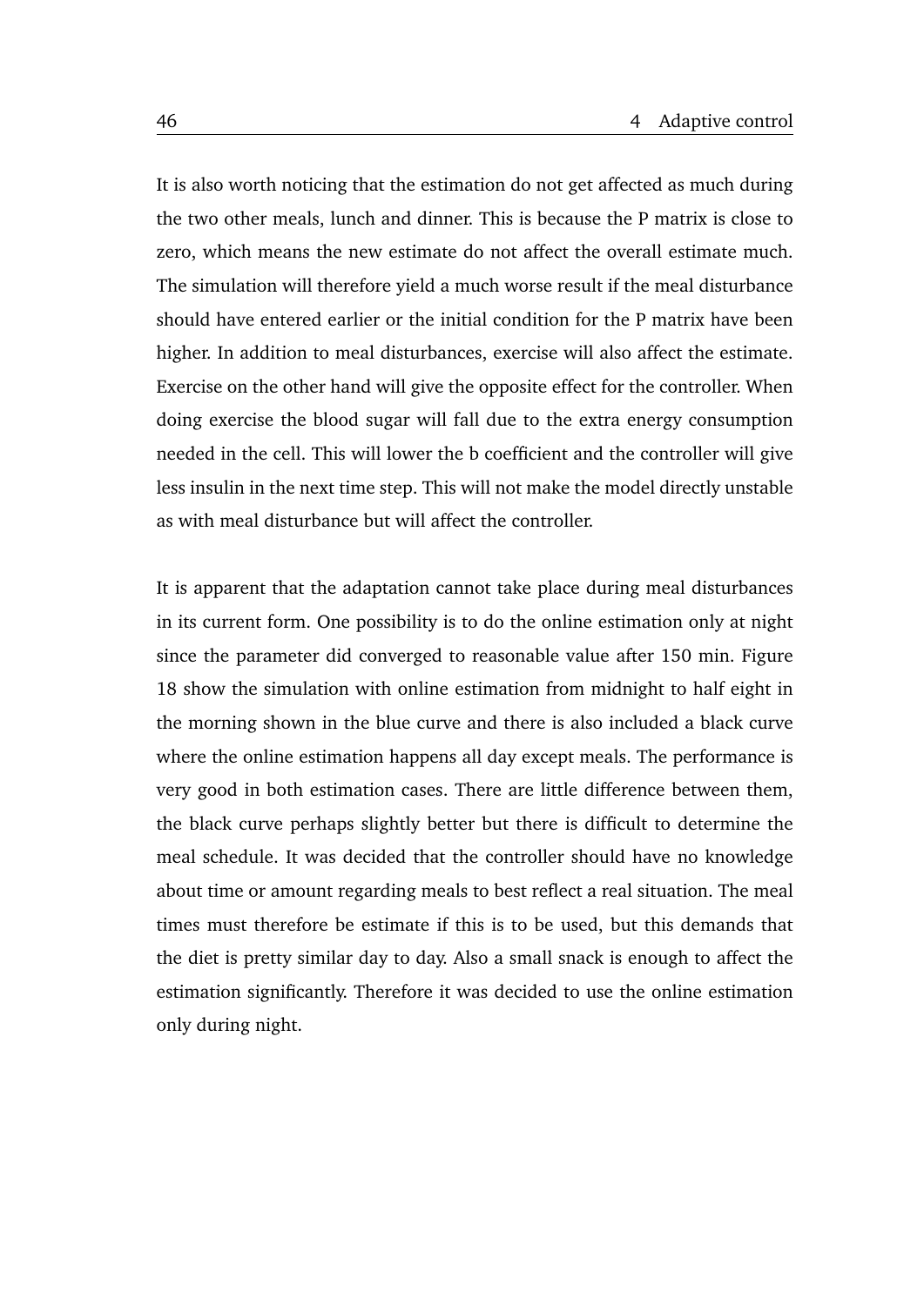It is also worth noticing that the estimation do not get affected as much during the two other meals, lunch and dinner. This is because the P matrix is close to zero, which means the new estimate do not affect the overall estimate much. The simulation will therefore yield a much worse result if the meal disturbance should have entered earlier or the initial condition for the P matrix have been higher. In addition to meal disturbances, exercise will also affect the estimate. Exercise on the other hand will give the opposite effect for the controller. When doing exercise the blood sugar will fall due to the extra energy consumption needed in the cell. This will lower the b coefficient and the controller will give less insulin in the next time step. This will not make the model directly unstable as with meal disturbance but will affect the controller.

It is apparent that the adaptation cannot take place during meal disturbances in its current form. One possibility is to do the online estimation only at night since the parameter did converged to reasonable value after 150 min. Figure 18 show the simulation with online estimation from midnight to half eight in the morning shown in the blue curve and there is also included a black curve where the online estimation happens all day except meals. The performance is very good in both estimation cases. There are little difference between them, the black curve perhaps slightly better but there is difficult to determine the meal schedule. It was decided that the controller should have no knowledge about time or amount regarding meals to best reflect a real situation. The meal times must therefore be estimate if this is to be used, but this demands that the diet is pretty similar day to day. Also a small snack is enough to affect the estimation significantly. Therefore it was decided to use the online estimation only during night.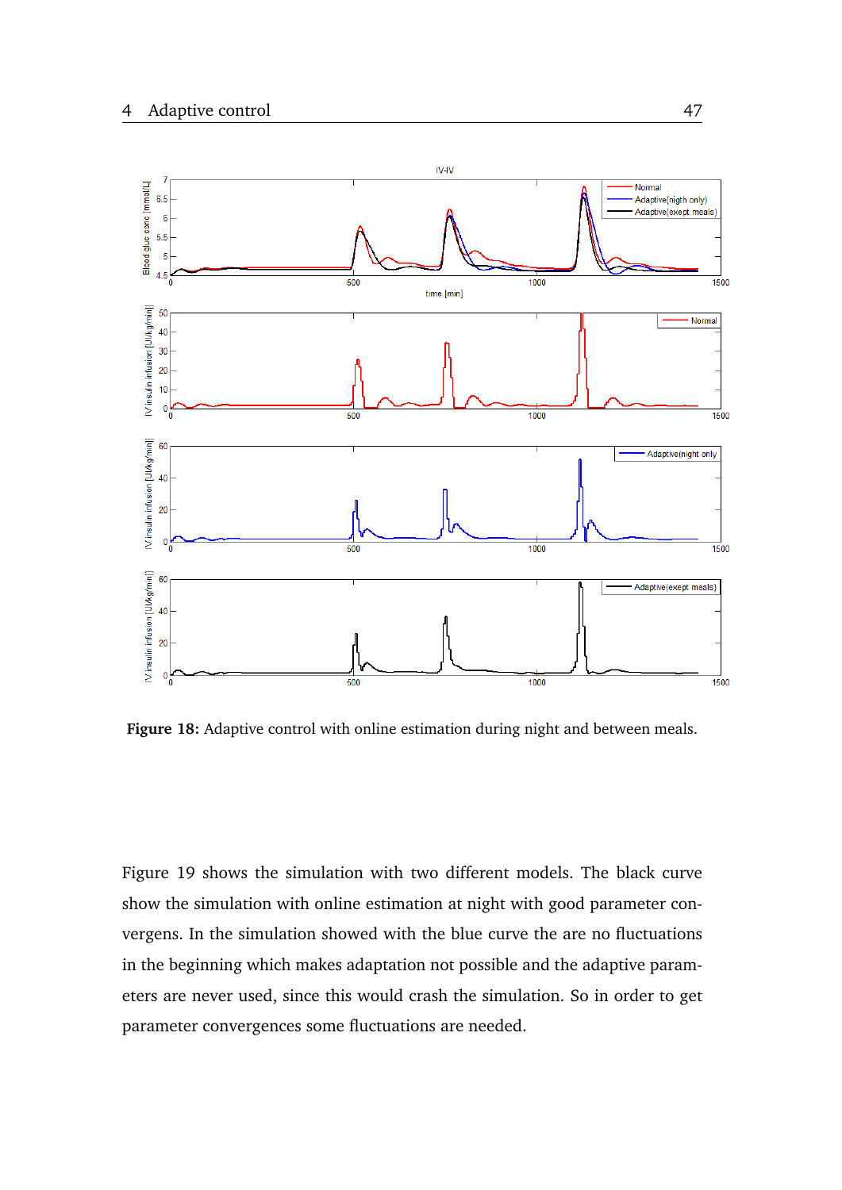**Figure 18:** Adaptive control with online estimation during night and between meals.

Figure 19 shows the simulation with two different models. The black curve show the simulation with online estimation at night with good parameter convergens. In the simulation showed with the blue curve the are no fluctuations in the beginning which makes adaptation not possible and the adaptive parameters are never used, since this would crash the simulation. So in order to get parameter convergences some fluctuations are needed.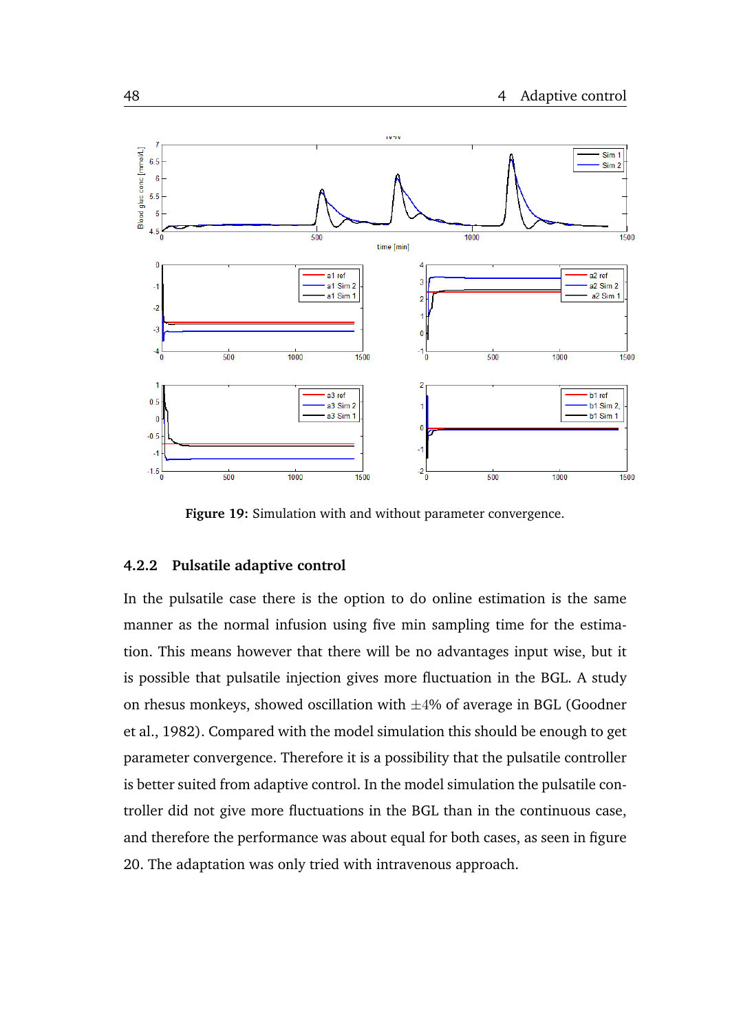Figure 19: Simulation with and without parameter convergence.

### 4.2.2 Pulsatile adaptive control

In the pulsatile case there is the option to do online estimation is the same manner as the normal infusion using five min sampling time for the estimation. This means however that there will be no advantages input wise, but it is possible that pulsatile injection gives more fluctuation in the BGL. A study on rhesus monkeys, showed oscillation with $\pm4\%$ of average in BGL (Goodner et al., 1982). Compared with the model simulation this should be enough to get parameter convergence. Therefore it is a possibility that the pulsatile controller is better suited from adaptive control. In the model simulation the pulsatile controller did not give more fluctuations in the BGL than in the continuous case, and therefore the performance was about equal for both cases, as seen in figure 20. The adaptation was only tried with intravenous approach.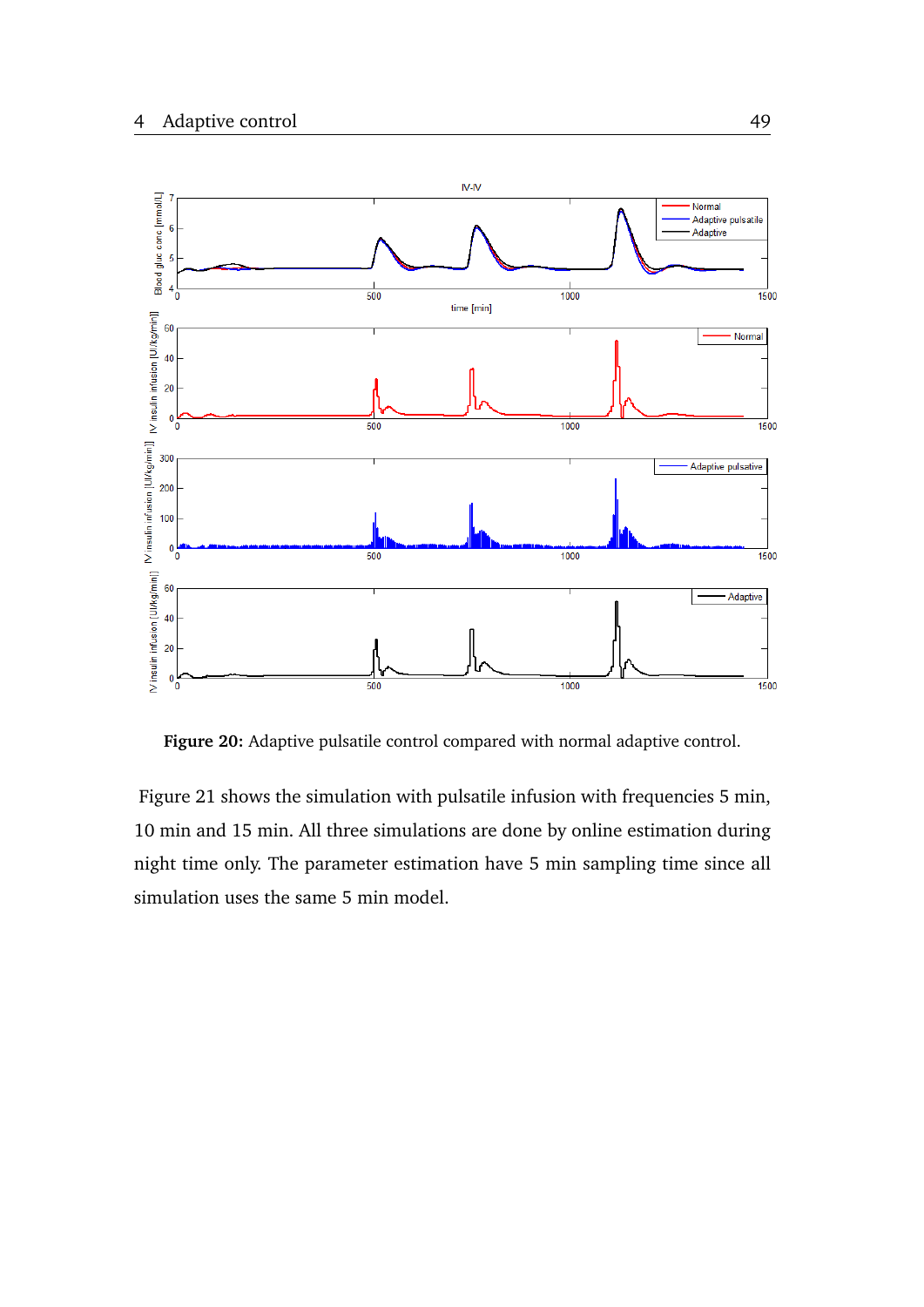**Figure 20:** Adaptive pulsatile control compared with normal adaptive control.

Figure 21 shows the simulation with pulsatile infusion with frequencies 5 min, 10 min and 15 min. All three simulations are done by online estimation during night time only. The parameter estimation have 5 min sampling time since all simulation uses the same 5 min model.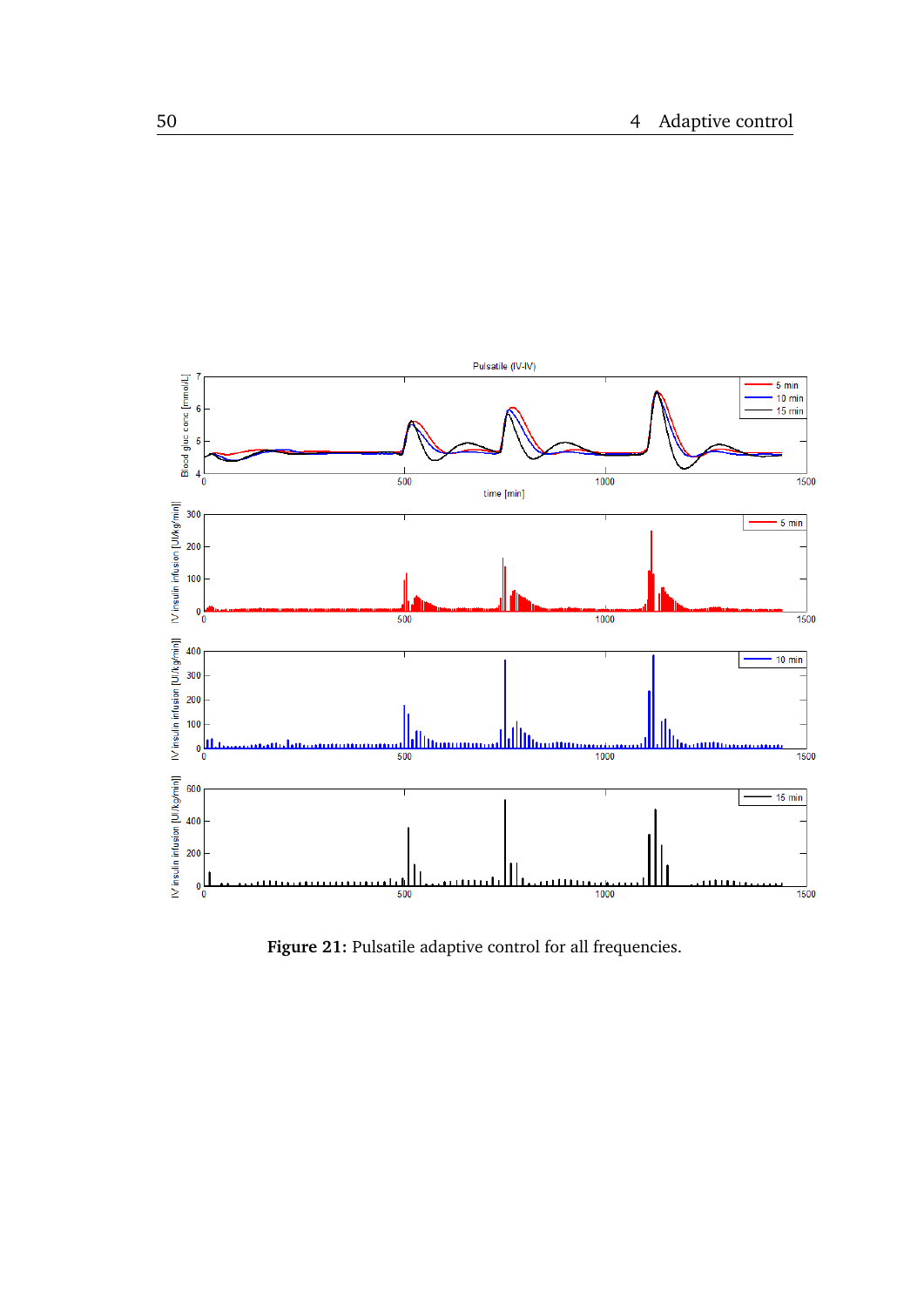**Figure 21:** Pulsatile adaptive control for all frequencies.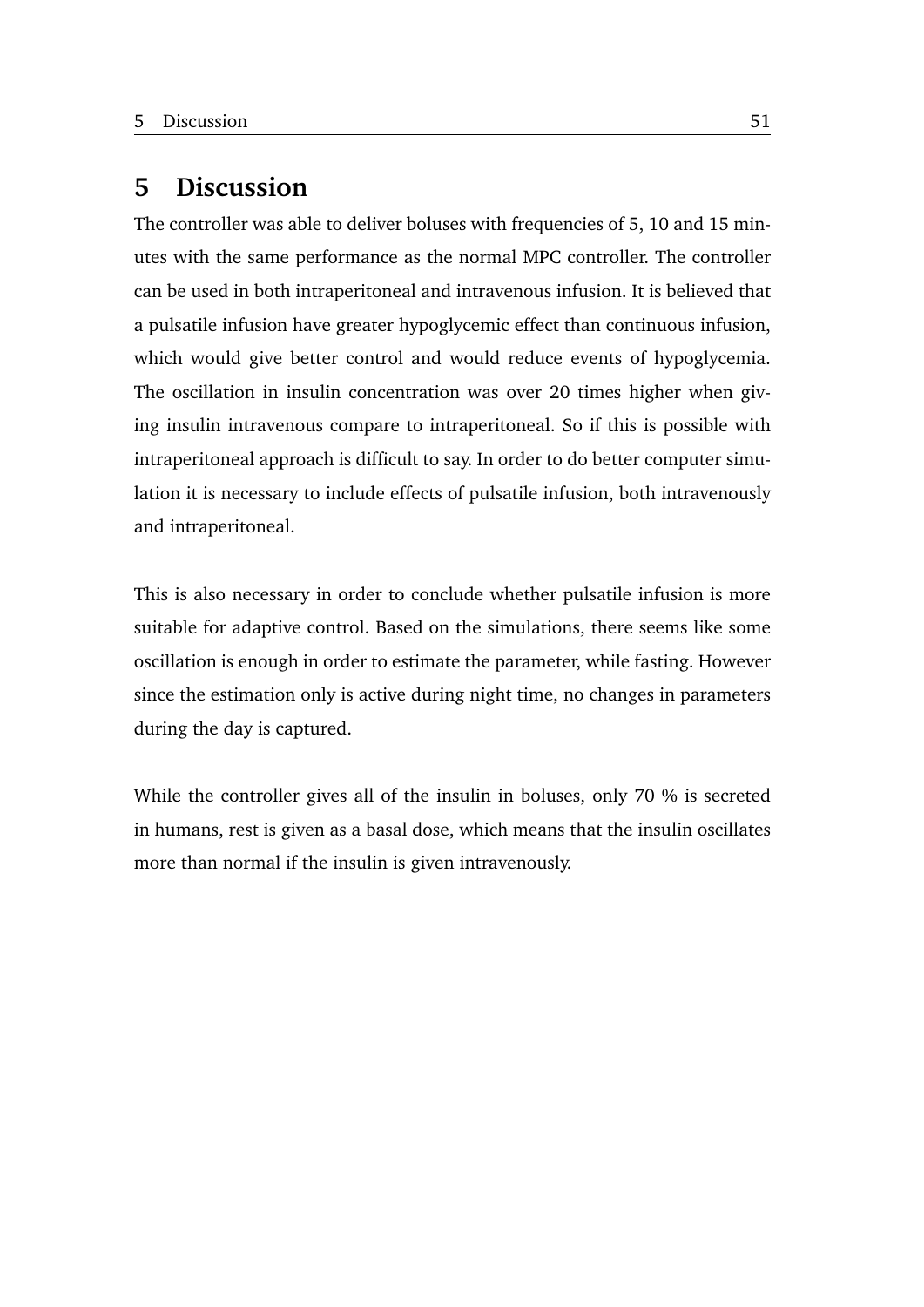# 5 Discussion

The controller was able to deliver boluses with frequencies of 5, 10 and 15 minutes with the same performance as the normal MPC controller. The controller can be used in both intraperitoneal and intravenous infusion. It is believed that a pulsatile infusion have greater hypoglycemic effect than continuous infusion, which would give better control and would reduce events of hypoglycemia. The oscillation in insulin concentration was over 20 times higher when giving insulin intravenous compare to intraperitoneal. So if this is possible with intraperitoneal approach is difficult to say. In order to do better computer simulation it is necessary to include effects of pulsatile infusion, both intravenously and intraperitoneal.

This is also necessary in order to conclude whether pulsatile infusion is more suitable for adaptive control. Based on the simulations, there seems like some oscillation is enough in order to estimate the parameter, while fasting. However since the estimation only is active during night time, no changes in parameters during the day is captured.

While the controller gives all of the insulin in boluses, only 70 % is secreted in humans, rest is given as a basal dose, which means that the insulin oscillates more than normal if the insulin is given intravenously.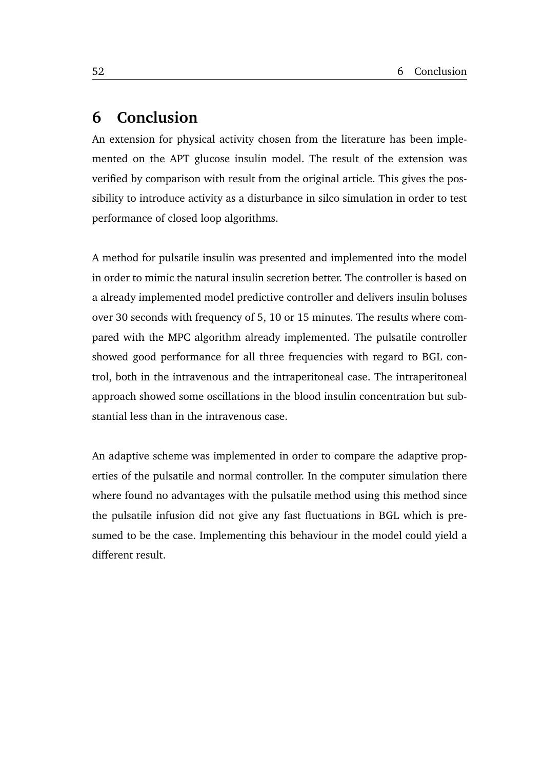# 6 Conclusion

An extension for physical activity chosen from the literature has been implemented on the APT glucose insulin model. The result of the extension was verified by comparison with result from the original article. This gives the possibility to introduce activity as a disturbance in silco simulation in order to test performance of closed loop algorithms.

A method for pulsatile insulin was presented and implemented into the model in order to mimic the natural insulin secretion better. The controller is based on a already implemented model predictive controller and delivers insulin boluses over 30 seconds with frequency of 5, 10 or 15 minutes. The results where compared with the MPC algorithm already implemented. The pulsatile controller showed good performance for all three frequencies with regard to BGL control, both in the intravenous and the intraperitoneal case. The intraperitoneal approach showed some oscillations in the blood insulin concentration but substantial less than in the intravenous case.

An adaptive scheme was implemented in order to compare the adaptive properties of the pulsatile and normal controller. In the computer simulation there where found no advantages with the pulsatile method using this method since the pulsatile infusion did not give any fast fluctuations in BGL which is presumed to be the case. Implementing this behaviour in the model could yield a different result.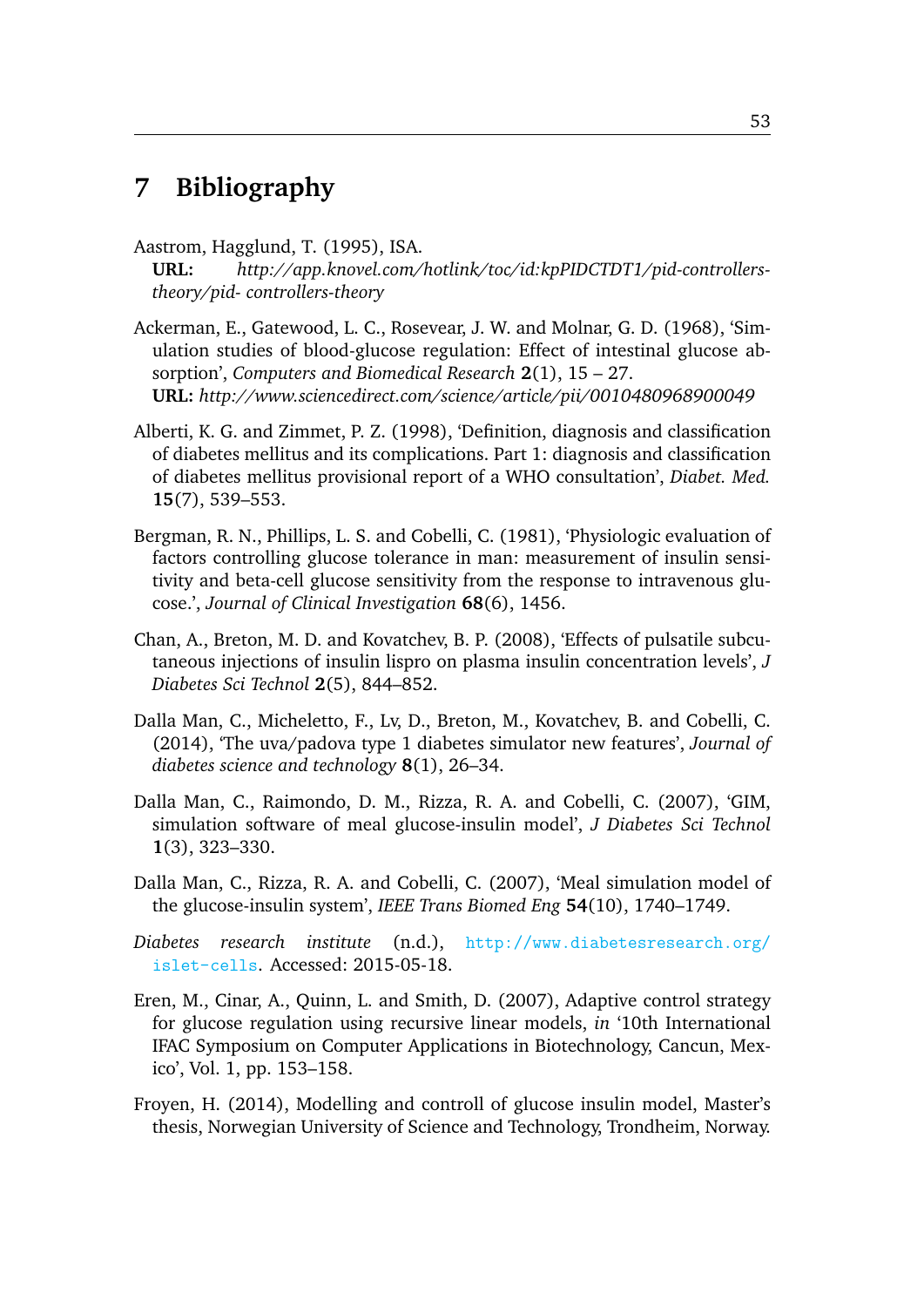# 7 Bibliography

Aastrom, Hagglund, T. (1995), ISA.
**URL:** *http://app.knovel.com/hotlink/toc/id:kpPIDCTDT1/pid-controllers-theory/pid- controllers-theory*

Ackerman, E., Gatewood, L. C., Rosevear, J. W. and Molnar, G. D. (1968), 'Simulation studies of blood-glucose regulation: Effect of intestinal glucose absorption', *Computers and Biomedical Research* **2**(1), 15 – 27.
**URL:** *http://www.sciencedirect.com/science/article/pii/0010480968900049*

Alberti, K. G. and Zimmet, P. Z. (1998), 'Definition, diagnosis and classification of diabetes mellitus and its complications. Part 1: diagnosis and classification of diabetes mellitus provisional report of a WHO consultation', *Diabet. Med.* **15**(7), 539–553.

Bergman, R. N., Phillips, L. S. and Cobelli, C. (1981), 'Physiologic evaluation of factors controlling glucose tolerance in man: measurement of insulin sensitivity and beta-cell glucose sensitivity from the response to intravenous glucose.', *Journal of Clinical Investigation* **68**(6), 1456.

Chan, A., Breton, M. D. and Kovatchev, B. P. (2008), 'Effects of pulsatile subcutaneous injections of insulin lispro on plasma insulin concentration levels', *J Diabetes Sci Technol* **2**(5), 844–852.

Dalla Man, C., Micheletto, F., Lv, D., Breton, M., Kovatchev, B. and Cobelli, C. (2014), 'The uva/padova type 1 diabetes simulator new features', *Journal of diabetes science and technology* **8**(1), 26–34.

Dalla Man, C., Raimondo, D. M., Rizza, R. A. and Cobelli, C. (2007), 'GIM, simulation software of meal glucose-insulin model', *J Diabetes Sci Technol* **1**(3), 323–330.

Dalla Man, C., Rizza, R. A. and Cobelli, C. (2007), 'Meal simulation model of the glucose-insulin system', *IEEE Trans Biomed Eng* **54**(10), 1740–1749.

*Diabetes research institute* (n.d.), http://www.diabetesresearch.org/islet-cells. Accessed: 2015-05-18.

Eren, M., Cinar, A., Quinn, L. and Smith, D. (2007), Adaptive control strategy for glucose regulation using recursive linear models, *in* '10th International IFAC Symposium on Computer Applications in Biotechnology, Cancun, Mexico', Vol. 1, pp. 153–158.

Froyen, H. (2014), Modelling and controll of glucose insulin model, Master's thesis, Norwegian University of Science and Technology, Trondheim, Norway.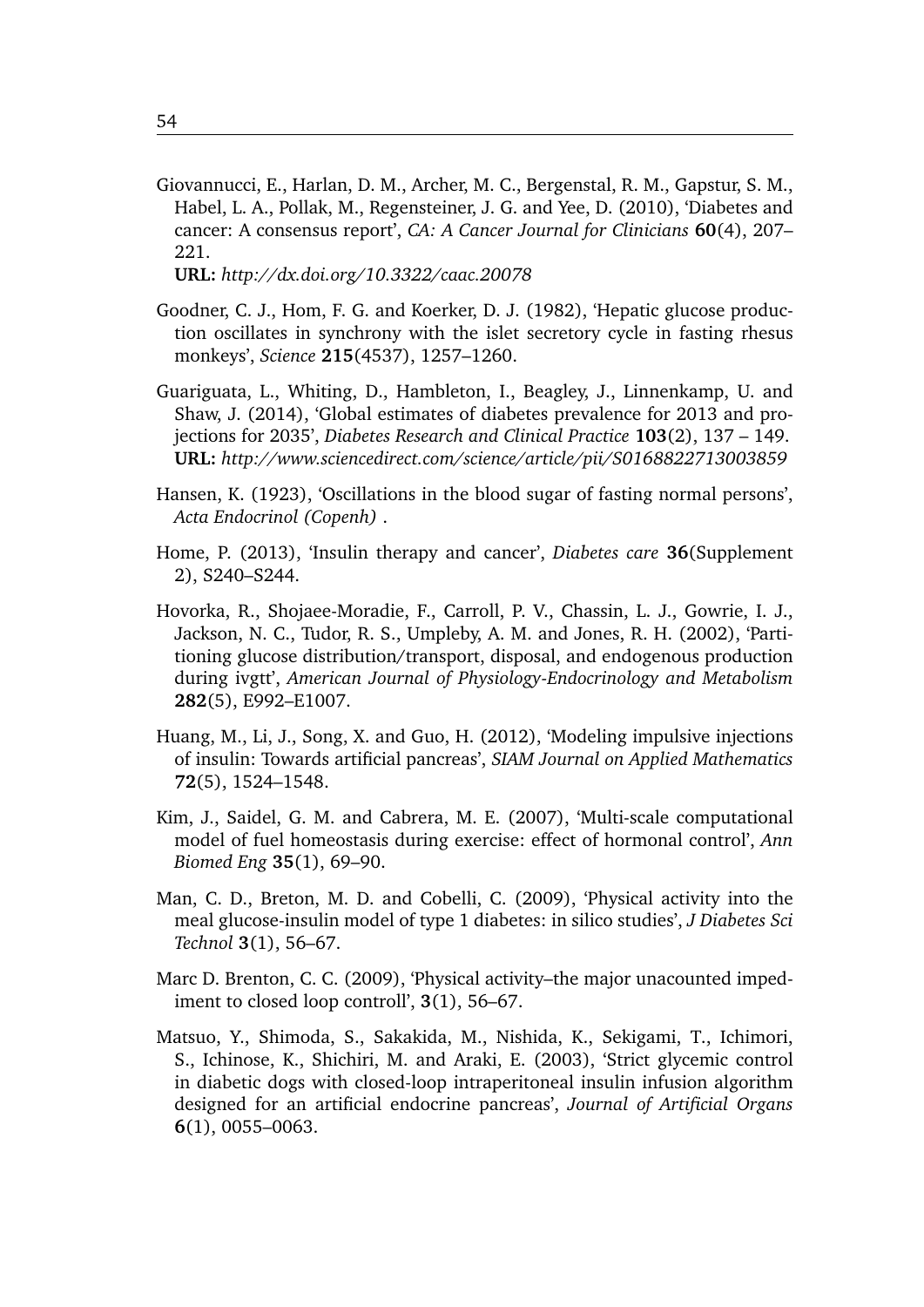Giovannucci, E., Harlan, D. M., Archer, M. C., Bergenstal, R. M., Gapstur, S. M., Habel, L. A., Pollak, M., Regensteiner, J. G. and Yee, D. (2010), 'Diabetes and cancer: A consensus report', *CA: A Cancer Journal for Clinicians* **60**(4), 207–221.
**URL:** *http://dx.doi.org/10.3322/caac.20078*

Goodner, C. J., Hom, F. G. and Koerker, D. J. (1982), 'Hepatic glucose production oscillates in synchrony with the islet secretory cycle in fasting rhesus monkeys', *Science* **215**(4537), 1257–1260.

Guariguata, L., Whiting, D., Hambleton, I., Beagley, J., Linnenkamp, U. and Shaw, J. (2014), 'Global estimates of diabetes prevalence for 2013 and projections for 2035', *Diabetes Research and Clinical Practice* **103**(2), 137 – 149.
**URL:** *http://www.sciencedirect.com/science/article/pii/S0168822713003859*

Hansen, K. (1923), 'Oscillations in the blood sugar of fasting normal persons', *Acta Endocrinol (Copenh)* .

Home, P. (2013), 'Insulin therapy and cancer', *Diabetes care* **36**(Supplement 2), S240–S244.

Hovorka, R., Shojaee-Moradie, F., Carroll, P. V., Chassin, L. J., Gowrie, I. J., Jackson, N. C., Tudor, R. S., Umpleby, A. M. and Jones, R. H. (2002), 'Partitioning glucose distribution/transport, disposal, and endogenous production during ivgtt', *American Journal of Physiology-Endocrinology and Metabolism* **282**(5), E992–E1007.

Huang, M., Li, J., Song, X. and Guo, H. (2012), 'Modeling impulsive injections of insulin: Towards artificial pancreas', *SIAM Journal on Applied Mathematics* **72**(5), 1524–1548.

Kim, J., Saidel, G. M. and Cabrera, M. E. (2007), 'Multi-scale computational model of fuel homeostasis during exercise: effect of hormonal control', *Ann Biomed Eng* **35**(1), 69–90.

Man, C. D., Breton, M. D. and Cobelli, C. (2009), 'Physical activity into the meal glucose-insulin model of type 1 diabetes: in silico studies', *J Diabetes Sci Technol* **3**(1), 56–67.

Marc D. Brenton, C. C. (2009), 'Physical activity–the major unacounted impediment to closed loop controll', **3**(1), 56–67.

Matsuo, Y., Shimoda, S., Sakakida, M., Nishida, K., Sekigami, T., Ichimori, S., Ichinose, K., Shichiri, M. and Araki, E. (2003), 'Strict glycemic control in diabetic dogs with closed-loop intraperitoneal insulin infusion algorithm designed for an artificial endocrine pancreas', *Journal of Artificial Organs* **6**(1), 0055–0063.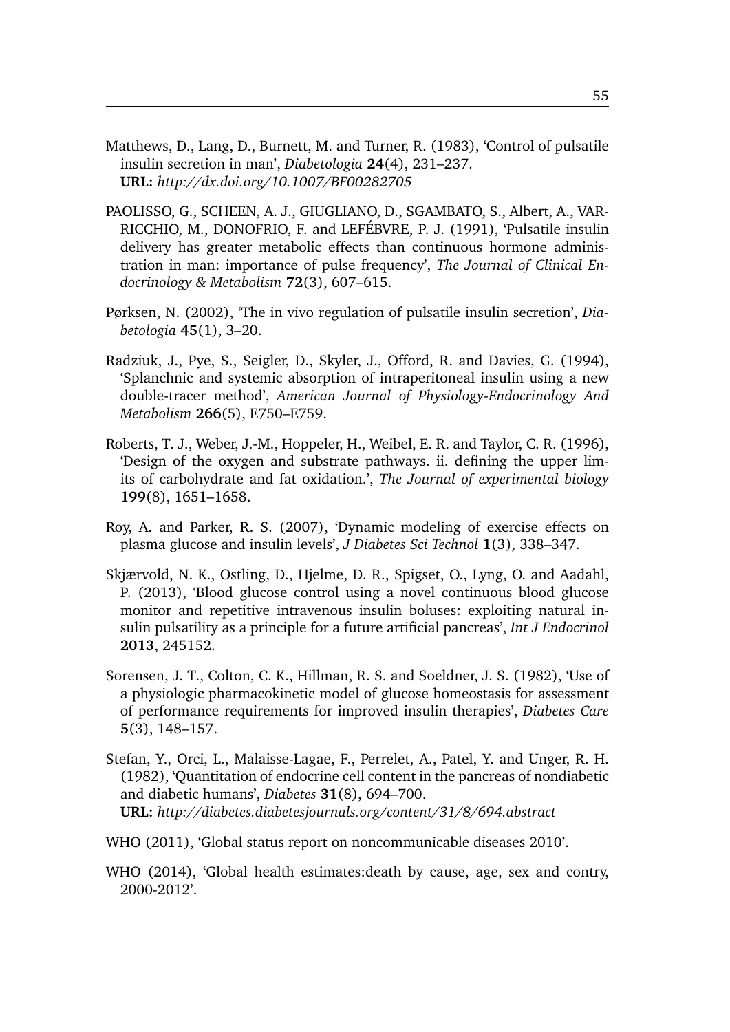Matthews, D., Lang, D., Burnett, M. and Turner, R. (1983), 'Control of pulsatile insulin secretion in man', *Diabetologia* **24**(4), 231–237.
**URL:** *http://dx.doi.org/10.1007/BF00282705*

PAOLISSO, G., SCHEEN, A. J., GIUGLIANO, D., SGAMBATO, S., Albert, A., VARRICCHIO, M., DONOFRIO, F. and LEFÉBVRE, P. J. (1991), 'Pulsatile insulin delivery has greater metabolic effects than continuous hormone administration in man: importance of pulse frequency', *The Journal of Clinical Endocrinology & Metabolism* **72**(3), 607–615.

Pørksen, N. (2002), 'The in vivo regulation of pulsatile insulin secretion', *Diabetologia* **45**(1), 3–20.

Radziuk, J., Pye, S., Seigler, D., Skyler, J., Offord, R. and Davies, G. (1994), 'Splanchnic and systemic absorption of intraperitoneal insulin using a new double-tracer method', *American Journal of Physiology-Endocrinology And Metabolism* **266**(5), E750–E759.

Roberts, T. J., Weber, J.-M., Hoppeler, H., Weibel, E. R. and Taylor, C. R. (1996), 'Design of the oxygen and substrate pathways. ii. defining the upper limits of carbohydrate and fat oxidation.', *The Journal of experimental biology* **199**(8), 1651–1658.

Roy, A. and Parker, R. S. (2007), 'Dynamic modeling of exercise effects on plasma glucose and insulin levels', *J Diabetes Sci Technol* **1**(3), 338–347.

Skjærvold, N. K., Ostling, D., Hjelme, D. R., Spigset, O., Lyng, O. and Aadahl, P. (2013), 'Blood glucose control using a novel continuous blood glucose monitor and repetitive intravenous insulin boluses: exploiting natural insulin pulsatility as a principle for a future artificial pancreas', *Int J Endocrinol* **2013**, 245152.

Sorensen, J. T., Colton, C. K., Hillman, R. S. and Soeldner, J. S. (1982), 'Use of a physiologic pharmacokinetic model of glucose homeostasis for assessment of performance requirements for improved insulin therapies', *Diabetes Care* **5**(3), 148–157.

Stefan, Y., Orci, L., Malaisse-Lagae, F., Perrelet, A., Patel, Y. and Unger, R. H. (1982), 'Quantitation of endocrine cell content in the pancreas of nondiabetic and diabetic humans', *Diabetes* **31**(8), 694–700.
**URL:** *http://diabetes.diabetesjournals.org/content/31/8/694.abstract*

WHO (2011), 'Global status report on noncommunicable diseases 2010'.

WHO (2014), 'Global health estimates:death by cause, age, sex and contry, 2000-2012'.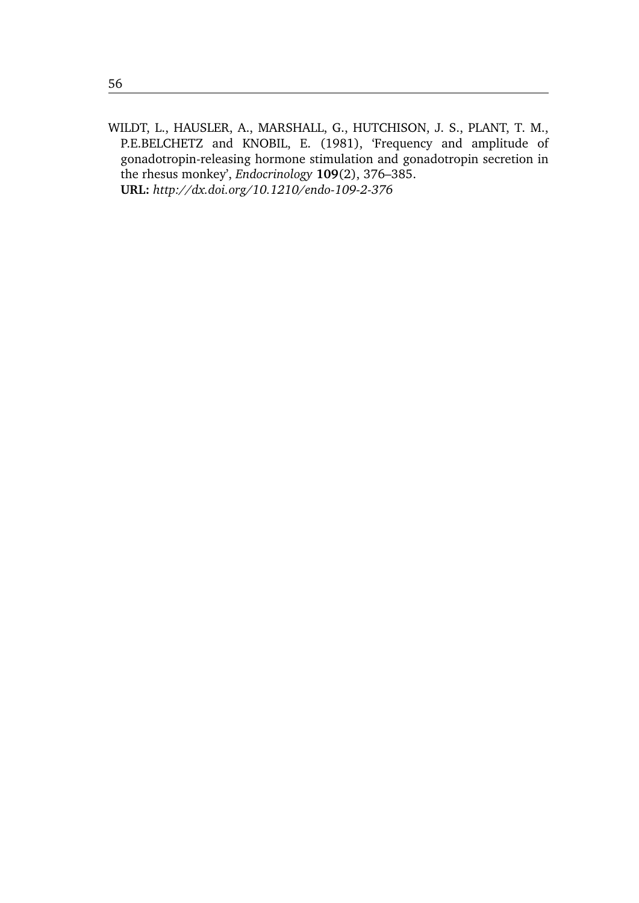WILDT, L., HAUSLER, A., MARSHALL, G., HUTCHISON, J. S., PLANT, T. M., P.E.BELCHETZ and KNOBIL, E. (1981), 'Frequency and amplitude of gonadotropin-releasing hormone stimulation and gonadotropin secretion in the rhesus monkey', *Endocrinology* **109**(2), 376–385.
**URL:** *http://dx.doi.org/10.1210/endo-109-2-376*